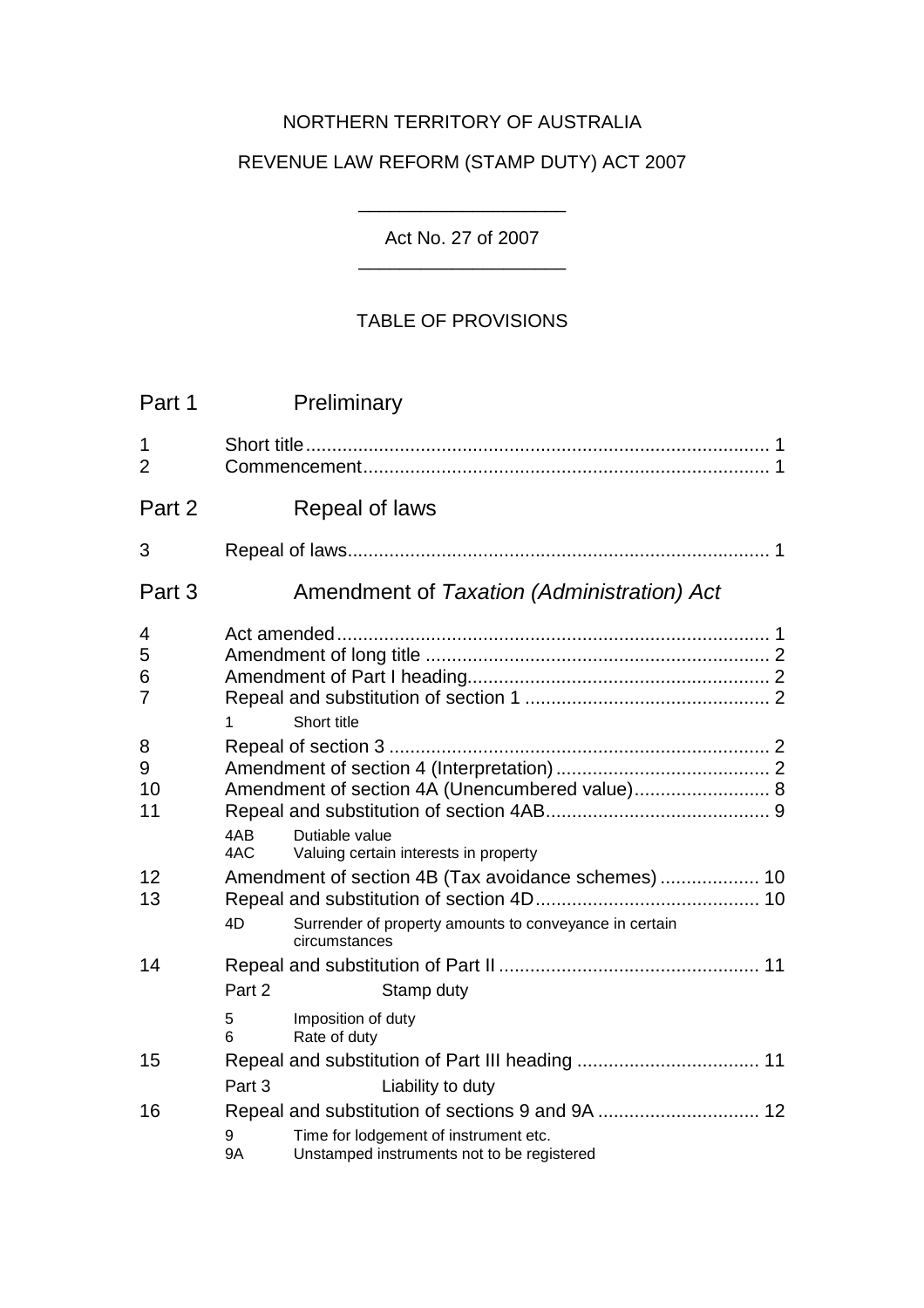NORTHERN TERRITORY OF AUSTRALIA

REVENUE LAW REFORM (STAMP DUTY) ACT 2007

---

Act No. 27 of 2007

---

TABLE OF PROVISIONS

## Part 1 Preliminary

1 Short title ........ 1
2 Commencement ........ 1

## Part 2 Repeal of laws

3 Repeal of laws ........ 1

## Part 3 Amendment of *Taxation (Administration) Act*

4 Act amended ........ 1
5 Amendment of long title ........ 2
6 Amendment of Part I heading ........ 2
7 Repeal and substitution of section 1 ........ 2
  1 Short title
8 Repeal of section 3 ........ 2
9 Amendment of section 4 (Interpretation) ........ 2
10 Amendment of section 4A (Unencumbered value) ........ 8
11 Repeal and substitution of section 4AB ........ 9
  4AB Dutiable value
  4AC Valuing certain interests in property
12 Amendment of section 4B (Tax avoidance schemes) ........ 10
13 Repeal and substitution of section 4D ........ 10
  4D Surrender of property amounts to conveyance in certain circumstances
14 Repeal and substitution of Part II ........ 11
  Part 2 Stamp duty
  5 Imposition of duty
  6 Rate of duty
15 Repeal and substitution of Part III heading ........ 11
  Part 3 Liability to duty
16 Repeal and substitution of sections 9 and 9A ........ 12
  9 Time for lodgement of instrument etc.
  9A Unstamped instruments not to be registered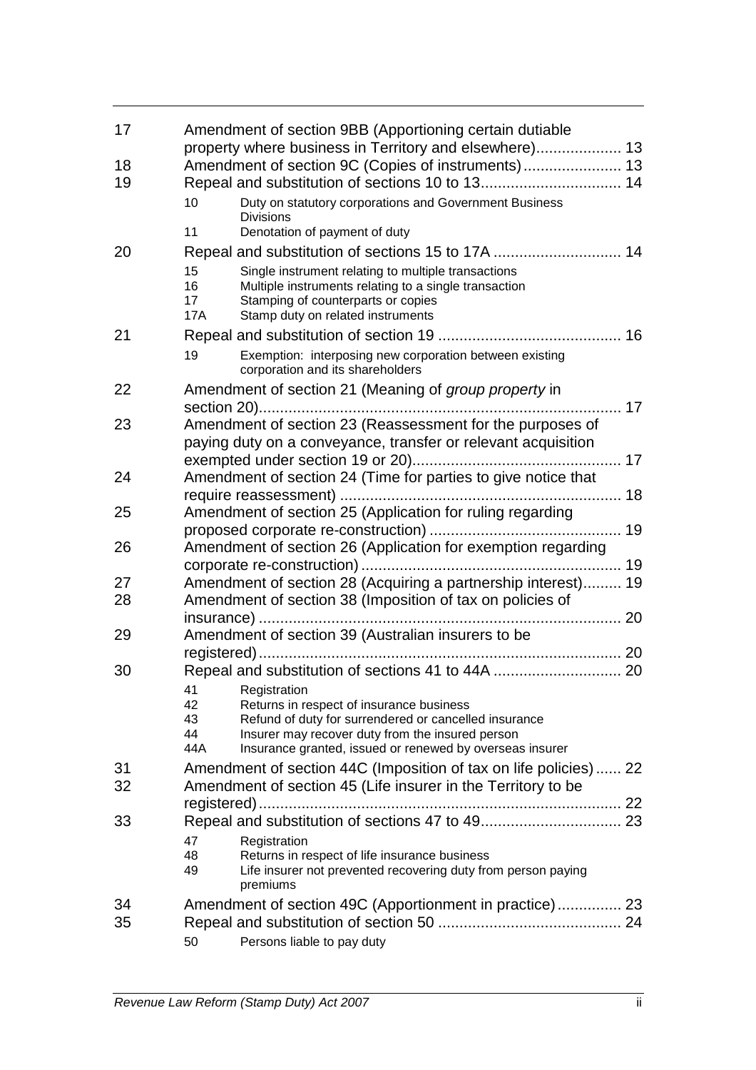| | | |
|---|---|---|
| 17 | Amendment of section 9BB (Apportioning certain dutiable property where business in Territory and elsewhere) | 13 |
| 18 | Amendment of section 9C (Copies of instruments) | 13 |
| 19 | Repeal and substitution of sections 10 to 13 | 14 |
| | 10 Duty on statutory corporations and Government Business Divisions | |
| | 11 Denotation of payment of duty | |
| 20 | Repeal and substitution of sections 15 to 17A | 14 |
| | 15 Single instrument relating to multiple transactions | |
| | 16 Multiple instruments relating to a single transaction | |
| | 17 Stamping of counterparts or copies | |
| | 17A Stamp duty on related instruments | |
| 21 | Repeal and substitution of section 19 | 16 |
| | 19 Exemption: interposing new corporation between existing corporation and its shareholders | |
| 22 | Amendment of section 21 (Meaning of *group property* in section 20) | 17 |
| 23 | Amendment of section 23 (Reassessment for the purposes of paying duty on a conveyance, transfer or relevant acquisition exempted under section 19 or 20) | 17 |
| 24 | Amendment of section 24 (Time for parties to give notice that require reassessment) | 18 |
| 25 | Amendment of section 25 (Application for ruling regarding proposed corporate re-construction) | 19 |
| 26 | Amendment of section 26 (Application for exemption regarding corporate re-construction) | 19 |
| 27 | Amendment of section 28 (Acquiring a partnership interest) | 19 |
| 28 | Amendment of section 38 (Imposition of tax on policies of insurance) | 20 |
| 29 | Amendment of section 39 (Australian insurers to be registered) | 20 |
| 30 | Repeal and substitution of sections 41 to 44A | 20 |
| | 41 Registration | |
| | 42 Returns in respect of insurance business | |
| | 43 Refund of duty for surrendered or cancelled insurance | |
| | 44 Insurer may recover duty from the insured person | |
| | 44A Insurance granted, issued or renewed by overseas insurer | |
| 31 | Amendment of section 44C (Imposition of tax on life policies) | 22 |
| 32 | Amendment of section 45 (Life insurer in the Territory to be registered) | 22 |
| 33 | Repeal and substitution of sections 47 to 49 | 23 |
| | 47 Registration | |
| | 48 Returns in respect of life insurance business | |
| | 49 Life insurer not prevented recovering duty from person paying premiums | |
| 34 | Amendment of section 49C (Apportionment in practice) | 23 |
| 35 | Repeal and substitution of section 50 | 24 |
| | 50 Persons liable to pay duty | |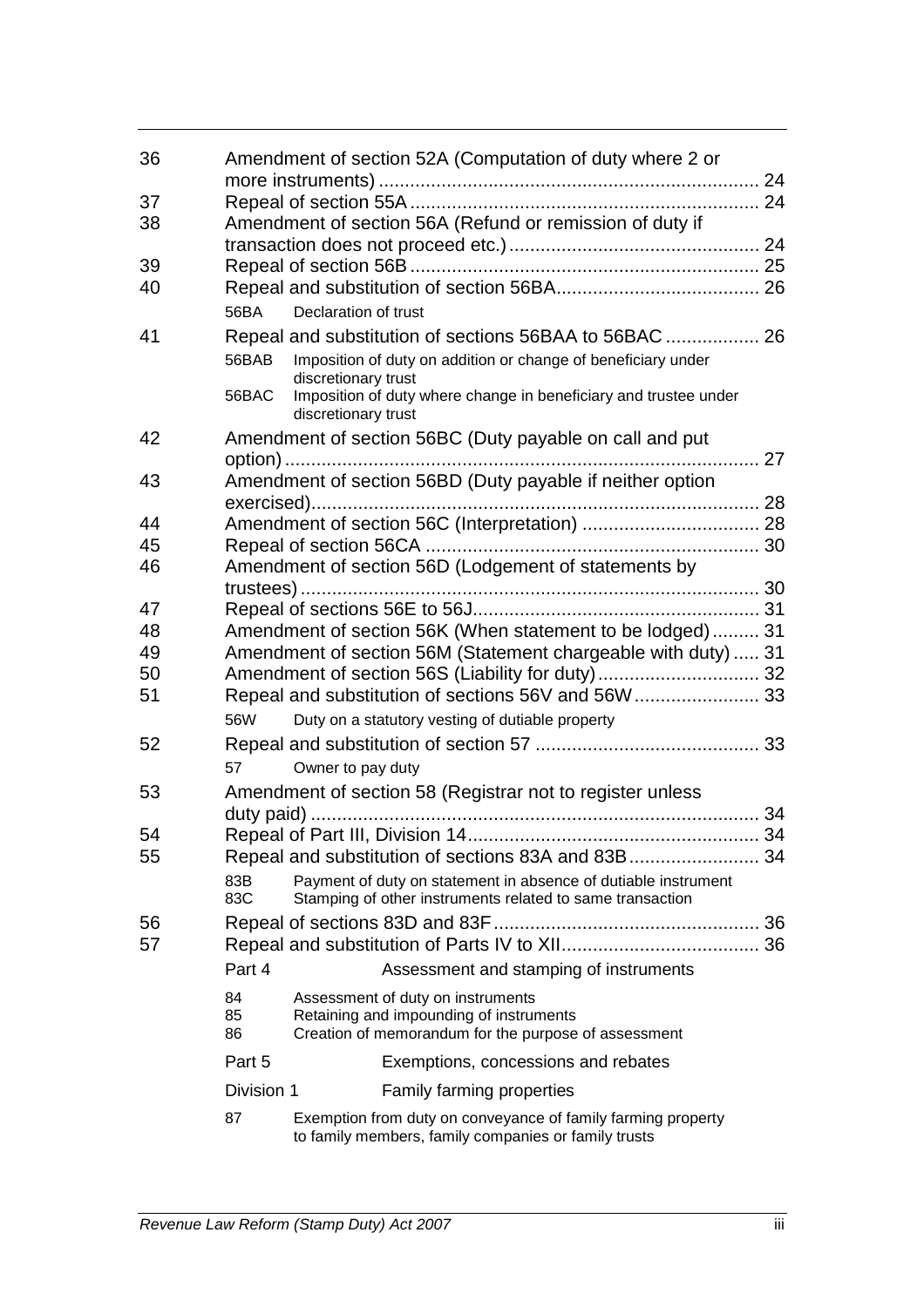| | | |
|---|---|---|
| 36 | Amendment of section 52A (Computation of duty where 2 or more instruments) | 24 |
| 37 | Repeal of section 55A | 24 |
| 38 | Amendment of section 56A (Refund or remission of duty if transaction does not proceed etc.) | 24 |
| 39 | Repeal of section 56B | 25 |
| 40 | Repeal and substitution of section 56BA | 26 |
| | 56BA Declaration of trust | |
| 41 | Repeal and substitution of sections 56BAA to 56BAC | 26 |
| | 56BAB Imposition of duty on addition or change of beneficiary under discretionary trust | |
| | 56BAC Imposition of duty where change in beneficiary and trustee under discretionary trust | |
| 42 | Amendment of section 56BC (Duty payable on call and put option) | 27 |
| 43 | Amendment of section 56BD (Duty payable if neither option exercised) | 28 |
| 44 | Amendment of section 56C (Interpretation) | 28 |
| 45 | Repeal of section 56CA | 30 |
| 46 | Amendment of section 56D (Lodgement of statements by trustees) | 30 |
| 47 | Repeal of sections 56E to 56J | 31 |
| 48 | Amendment of section 56K (When statement to be lodged) | 31 |
| 49 | Amendment of section 56M (Statement chargeable with duty) | 31 |
| 50 | Amendment of section 56S (Liability for duty) | 32 |
| 51 | Repeal and substitution of sections 56V and 56W | 33 |
| | 56W Duty on a statutory vesting of dutiable property | |
| 52 | Repeal and substitution of section 57 | 33 |
| | 57 Owner to pay duty | |
| 53 | Amendment of section 58 (Registrar not to register unless duty paid) | 34 |
| 54 | Repeal of Part III, Division 14 | 34 |
| 55 | Repeal and substitution of sections 83A and 83B | 34 |
| | 83B Payment of duty on statement in absence of dutiable instrument | |
| | 83C Stamping of other instruments related to same transaction | |
| 56 | Repeal of sections 83D and 83F | 36 |
| 57 | Repeal and substitution of Parts IV to XII | 36 |
| | Part 4 Assessment and stamping of instruments | |
| | 84 Assessment of duty on instruments | |
| | 85 Retaining and impounding of instruments | |
| | 86 Creation of memorandum for the purpose of assessment | |
| | Part 5 Exemptions, concessions and rebates | |
| | Division 1 Family farming properties | |
| | 87 Exemption from duty on conveyance of family farming property to family members, family companies or family trusts | |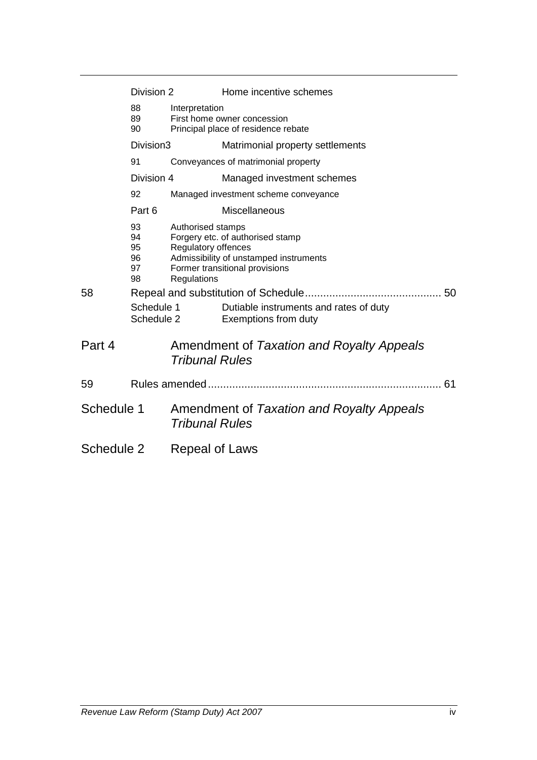Division 2 Home incentive schemes

88 Interpretation
89 First home owner concession
90 Principal place of residence rebate

Division3 Matrimonial property settlements

91 Conveyances of matrimonial property

Division 4 Managed investment schemes

92 Managed investment scheme conveyance

Part 6 Miscellaneous

93 Authorised stamps
94 Forgery etc. of authorised stamp
95 Regulatory offences
96 Admissibility of unstamped instruments
97 Former transitional provisions
98 Regulations

58 Repeal and substitution of Schedule ............................................ 50

Schedule 1 Dutiable instruments and rates of duty
Schedule 2 Exemptions from duty

Part 4 Amendment of *Taxation and Royalty Appeals Tribunal Rules*

59 Rules amended ........................................................................... 61

Schedule 1 Amendment of *Taxation and Royalty Appeals Tribunal Rules*

Schedule 2 Repeal of Laws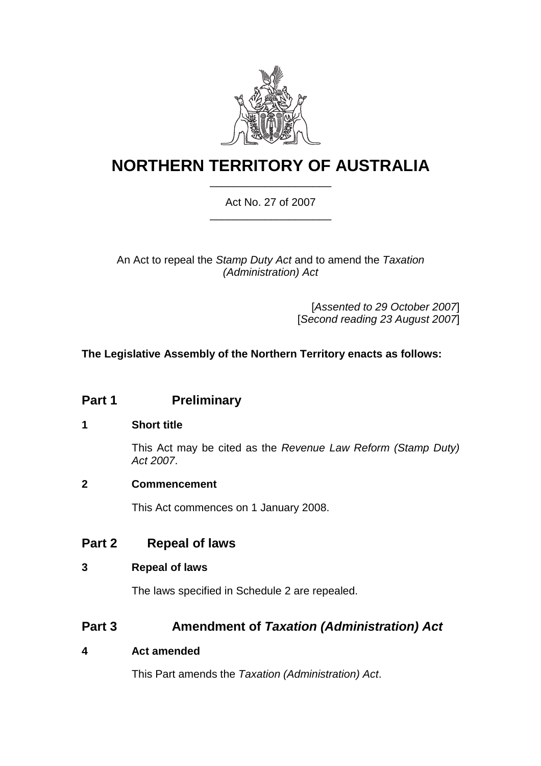# NORTHERN TERRITORY OF AUSTRALIA

Act No. 27 of 2007

An Act to repeal the *Stamp Duty Act* and to amend the *Taxation (Administration) Act*

[*Assented to 29 October 2007*]
[*Second reading 23 August 2007*]

**The Legislative Assembly of the Northern Territory enacts as follows:**

## Part 1 Preliminary

### 1 Short title

This Act may be cited as the *Revenue Law Reform (Stamp Duty) Act 2007*.

### 2 Commencement

This Act commences on 1 January 2008.

## Part 2 Repeal of laws

### 3 Repeal of laws

The laws specified in Schedule 2 are repealed.

## Part 3 Amendment of *Taxation (Administration) Act*

### 4 Act amended

This Part amends the *Taxation (Administration) Act*.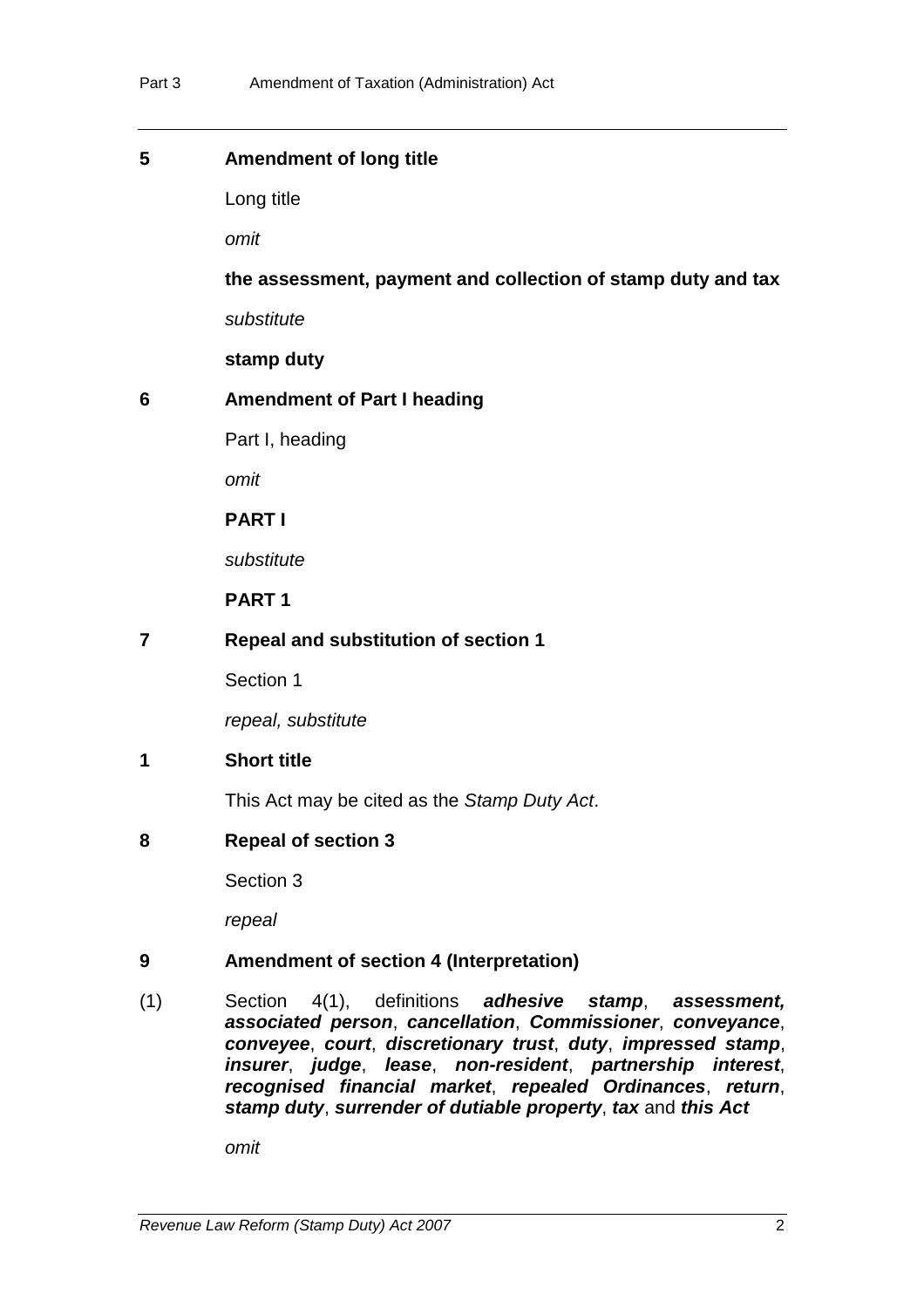## 5 Amendment of long title

Long title

*omit*

**the assessment, payment and collection of stamp duty and tax**

*substitute*

**stamp duty**

## 6 Amendment of Part I heading

Part I, heading

*omit*

**PART I**

*substitute*

**PART 1**

## 7 Repeal and substitution of section 1

Section 1

*repeal, substitute*

### 1 Short title

This Act may be cited as the *Stamp Duty Act*.

## 8 Repeal of section 3

Section 3

*repeal*

## 9 Amendment of section 4 (Interpretation)

(1) Section 4(1), definitions ***adhesive stamp***, ***assessment, associated person***, ***cancellation***, ***Commissioner***, ***conveyance***, ***conveyee***, ***court***, ***discretionary trust***, ***duty***, ***impressed stamp***, ***insurer***, ***judge***, ***lease***, ***non-resident***, ***partnership interest***, ***recognised financial market***, ***repealed Ordinances***, ***return***, ***stamp duty***, ***surrender of dutiable property***, ***tax*** and ***this Act***

*omit*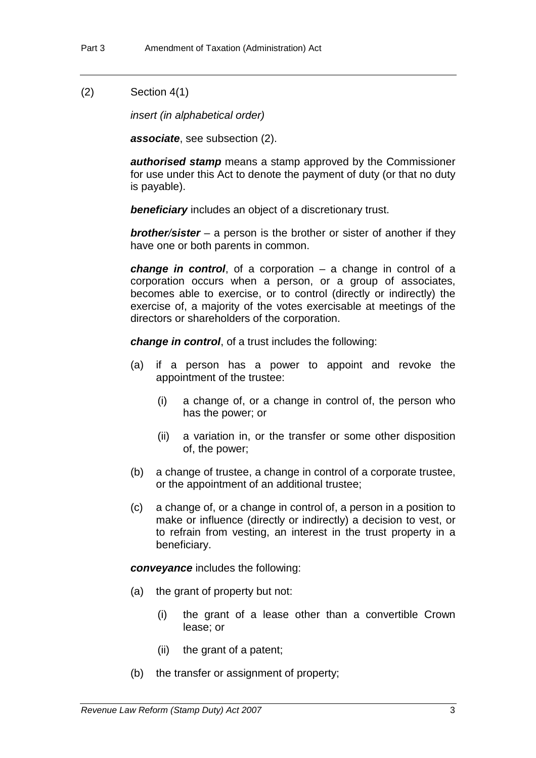(2) Section 4(1)

*insert (in alphabetical order)*

***associate***, see subsection (2).

***authorised stamp*** means a stamp approved by the Commissioner for use under this Act to denote the payment of duty (or that no duty is payable).

***beneficiary*** includes an object of a discretionary trust.

***brother/sister*** – a person is the brother or sister of another if they have one or both parents in common.

***change in control***, of a corporation – a change in control of a corporation occurs when a person, or a group of associates, becomes able to exercise, or to control (directly or indirectly) the exercise of, a majority of the votes exercisable at meetings of the directors or shareholders of the corporation.

***change in control***, of a trust includes the following:

- (a) if a person has a power to appoint and revoke the appointment of the trustee:
  - (i) a change of, or a change in control of, the person who has the power; or
  - (ii) a variation in, or the transfer or some other disposition of, the power;
- (b) a change of trustee, a change in control of a corporate trustee, or the appointment of an additional trustee;
- (c) a change of, or a change in control of, a person in a position to make or influence (directly or indirectly) a decision to vest, or to refrain from vesting, an interest in the trust property in a beneficiary.

***conveyance*** includes the following:

- (a) the grant of property but not:
  - (i) the grant of a lease other than a convertible Crown lease; or
  - (ii) the grant of a patent;
- (b) the transfer or assignment of property;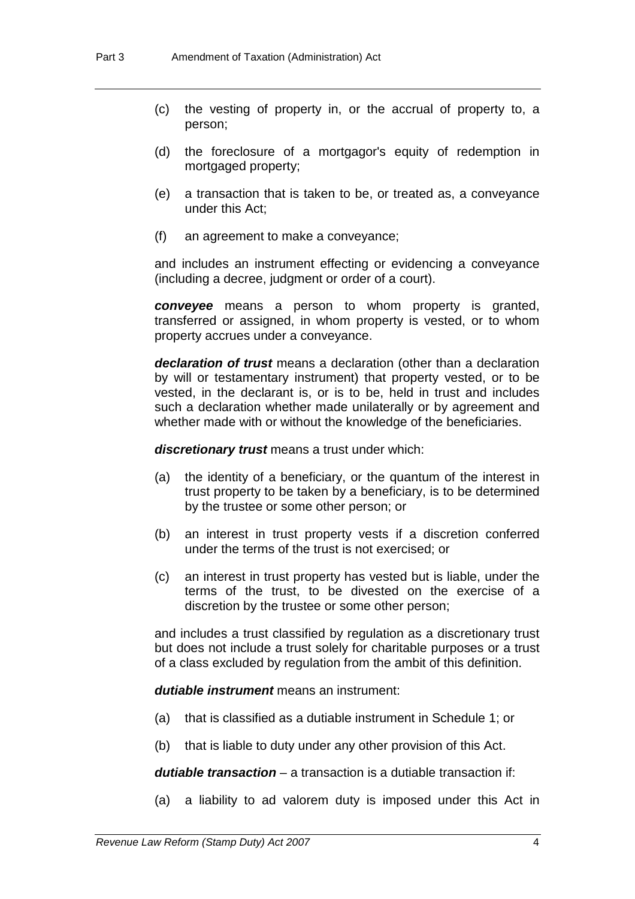- (c) the vesting of property in, or the accrual of property to, a person;
- (d) the foreclosure of a mortgagor's equity of redemption in mortgaged property;
- (e) a transaction that is taken to be, or treated as, a conveyance under this Act;
- (f) an agreement to make a conveyance;

and includes an instrument effecting or evidencing a conveyance (including a decree, judgment or order of a court).

***conveyee*** means a person to whom property is granted, transferred or assigned, in whom property is vested, or to whom property accrues under a conveyance.

***declaration of trust*** means a declaration (other than a declaration by will or testamentary instrument) that property vested, or to be vested, in the declarant is, or is to be, held in trust and includes such a declaration whether made unilaterally or by agreement and whether made with or without the knowledge of the beneficiaries.

***discretionary trust*** means a trust under which:

- (a) the identity of a beneficiary, or the quantum of the interest in trust property to be taken by a beneficiary, is to be determined by the trustee or some other person; or
- (b) an interest in trust property vests if a discretion conferred under the terms of the trust is not exercised; or
- (c) an interest in trust property has vested but is liable, under the terms of the trust, to be divested on the exercise of a discretion by the trustee or some other person;

and includes a trust classified by regulation as a discretionary trust but does not include a trust solely for charitable purposes or a trust of a class excluded by regulation from the ambit of this definition.

***dutiable instrument*** means an instrument:

- (a) that is classified as a dutiable instrument in Schedule 1; or
- (b) that is liable to duty under any other provision of this Act.

***dutiable transaction*** – a transaction is a dutiable transaction if:

- (a) a liability to ad valorem duty is imposed under this Act in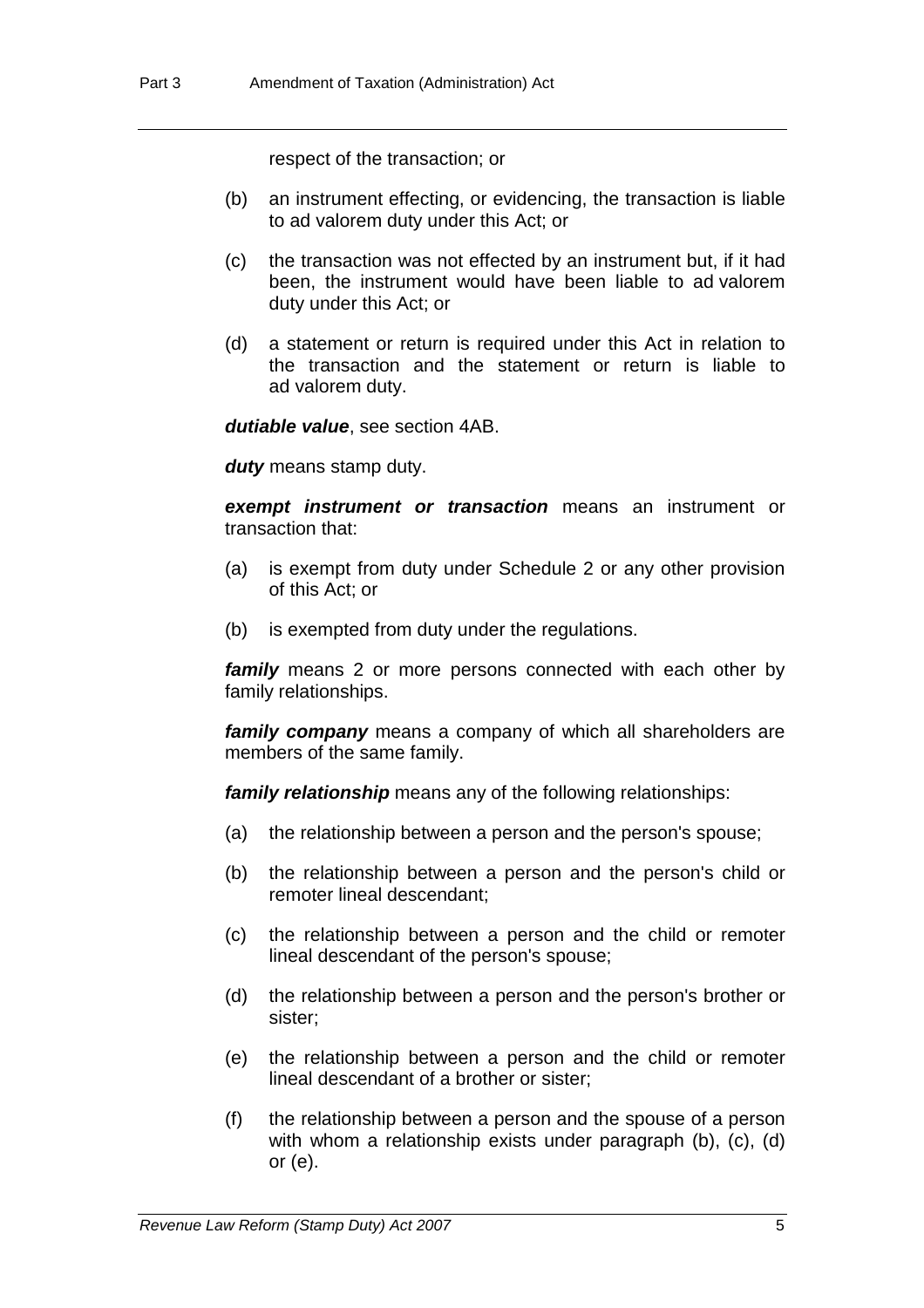respect of the transaction; or

(b) an instrument effecting, or evidencing, the transaction is liable to ad valorem duty under this Act; or

(c) the transaction was not effected by an instrument but, if it had been, the instrument would have been liable to ad valorem duty under this Act; or

(d) a statement or return is required under this Act in relation to the transaction and the statement or return is liable to ad valorem duty.

***dutiable value***, see section 4AB.

***duty*** means stamp duty.

***exempt instrument or transaction*** means an instrument or transaction that:

(a) is exempt from duty under Schedule 2 or any other provision of this Act; or

(b) is exempted from duty under the regulations.

***family*** means 2 or more persons connected with each other by family relationships.

***family company*** means a company of which all shareholders are members of the same family.

***family relationship*** means any of the following relationships:

(a) the relationship between a person and the person's spouse;

(b) the relationship between a person and the person's child or remoter lineal descendant;

(c) the relationship between a person and the child or remoter lineal descendant of the person's spouse;

(d) the relationship between a person and the person's brother or sister;

(e) the relationship between a person and the child or remoter lineal descendant of a brother or sister;

(f) the relationship between a person and the spouse of a person with whom a relationship exists under paragraph (b), (c), (d) or (e).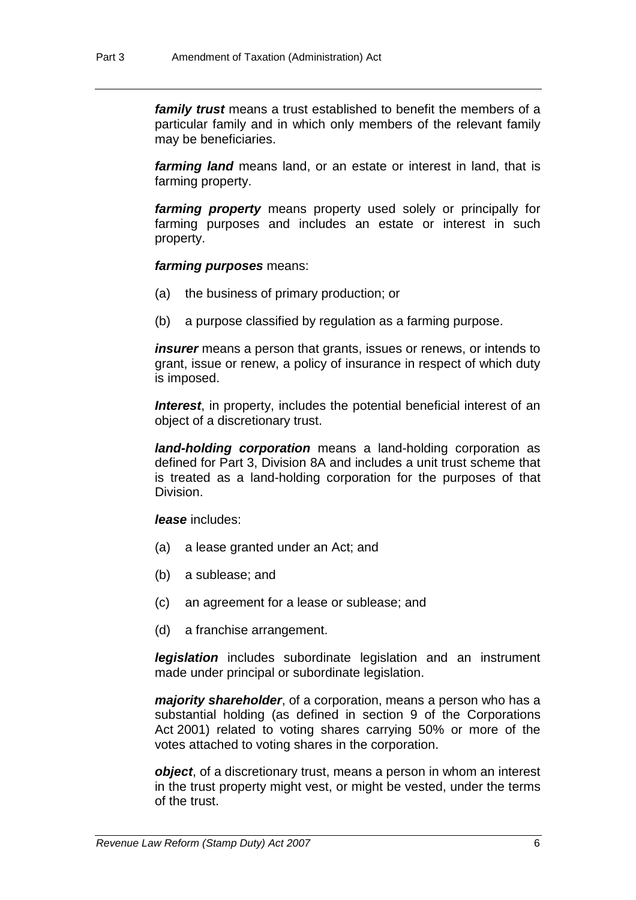***family trust*** means a trust established to benefit the members of a particular family and in which only members of the relevant family may be beneficiaries.

***farming land*** means land, or an estate or interest in land, that is farming property.

***farming property*** means property used solely or principally for farming purposes and includes an estate or interest in such property.

***farming purposes*** means:

(a) the business of primary production; or

(b) a purpose classified by regulation as a farming purpose.

***insurer*** means a person that grants, issues or renews, or intends to grant, issue or renew, a policy of insurance in respect of which duty is imposed.

***Interest***, in property, includes the potential beneficial interest of an object of a discretionary trust.

***land-holding corporation*** means a land-holding corporation as defined for Part 3, Division 8A and includes a unit trust scheme that is treated as a land-holding corporation for the purposes of that Division.

***lease*** includes:

(a) a lease granted under an Act; and

(b) a sublease; and

(c) an agreement for a lease or sublease; and

(d) a franchise arrangement.

***legislation*** includes subordinate legislation and an instrument made under principal or subordinate legislation.

***majority shareholder***, of a corporation, means a person who has a substantial holding (as defined in section 9 of the Corporations Act 2001) related to voting shares carrying 50% or more of the votes attached to voting shares in the corporation.

***object***, of a discretionary trust, means a person in whom an interest in the trust property might vest, or might be vested, under the terms of the trust.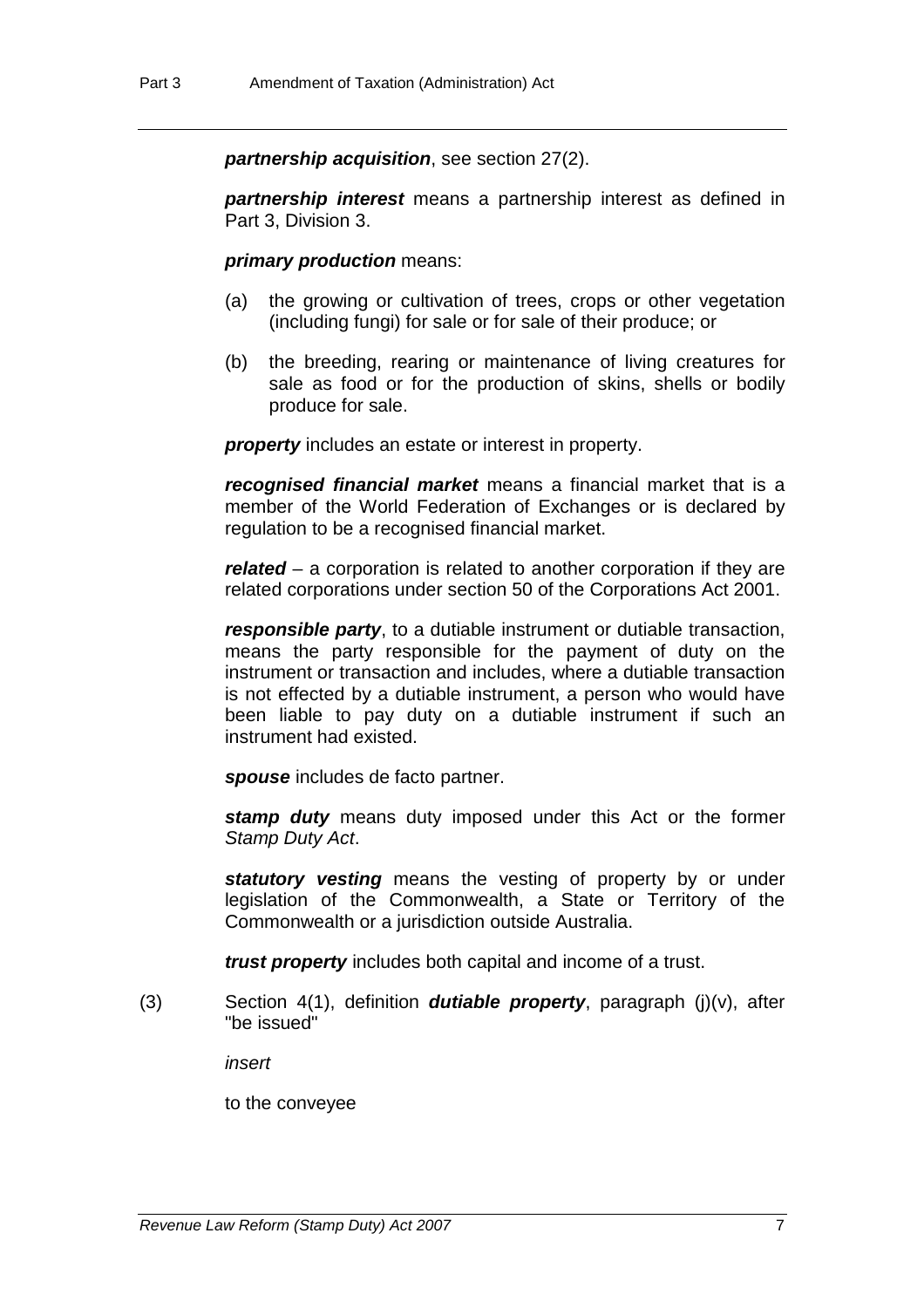***partnership acquisition***, see section 27(2).

***partnership interest*** means a partnership interest as defined in Part 3, Division 3.

***primary production*** means:

(a) the growing or cultivation of trees, crops or other vegetation (including fungi) for sale or for sale of their produce; or

(b) the breeding, rearing or maintenance of living creatures for sale as food or for the production of skins, shells or bodily produce for sale.

***property*** includes an estate or interest in property.

***recognised financial market*** means a financial market that is a member of the World Federation of Exchanges or is declared by regulation to be a recognised financial market.

***related*** – a corporation is related to another corporation if they are related corporations under section 50 of the Corporations Act 2001.

***responsible party***, to a dutiable instrument or dutiable transaction, means the party responsible for the payment of duty on the instrument or transaction and includes, where a dutiable transaction is not effected by a dutiable instrument, a person who would have been liable to pay duty on a dutiable instrument if such an instrument had existed.

***spouse*** includes de facto partner.

***stamp duty*** means duty imposed under this Act or the former *Stamp Duty Act*.

***statutory vesting*** means the vesting of property by or under legislation of the Commonwealth, a State or Territory of the Commonwealth or a jurisdiction outside Australia.

***trust property*** includes both capital and income of a trust.

(3) Section 4(1), definition ***dutiable property***, paragraph (j)(v), after "be issued"

*insert*

to the conveyee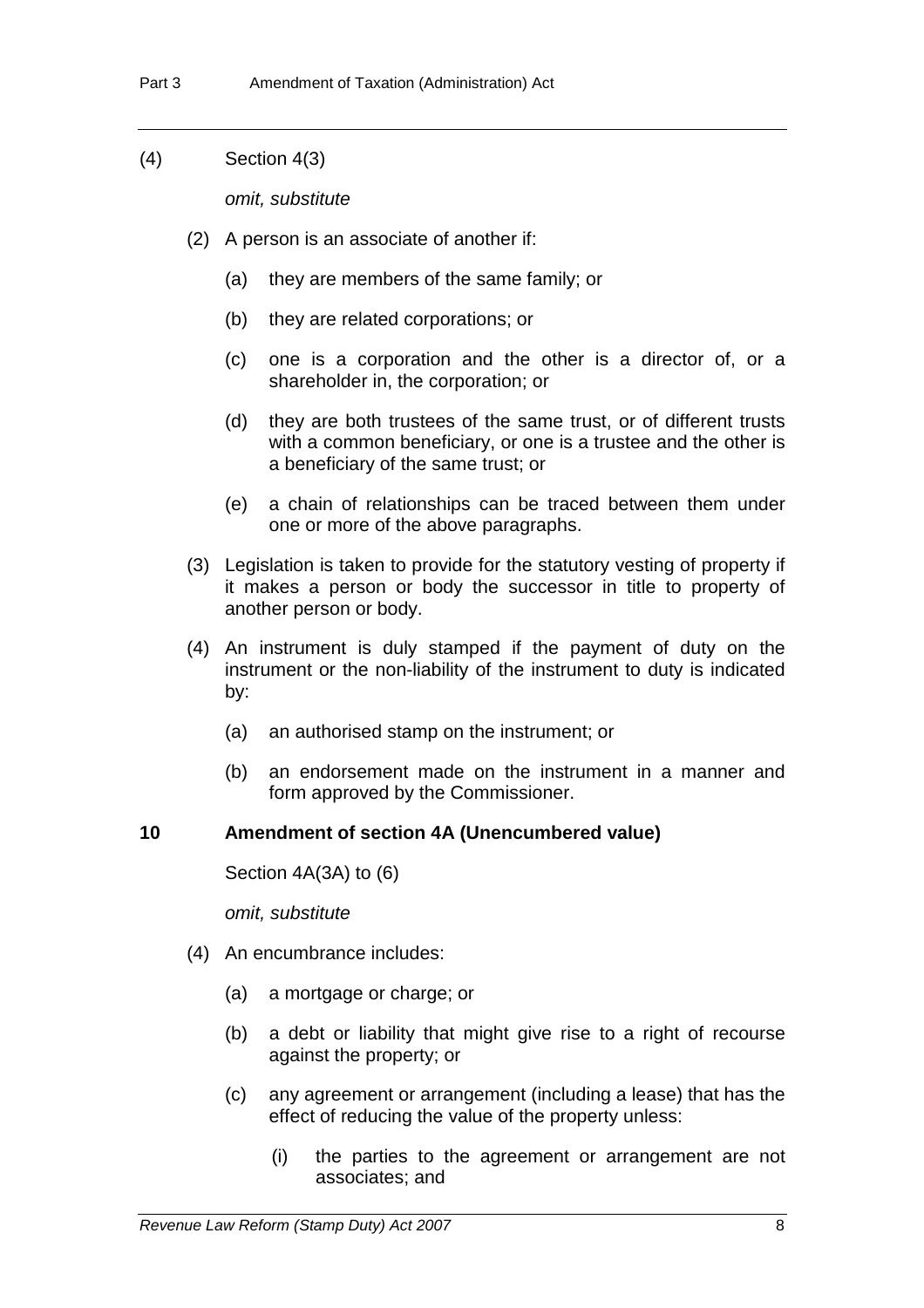(4) Section 4(3)

*omit, substitute*

(2) A person is an associate of another if:

(a) they are members of the same family; or

(b) they are related corporations; or

(c) one is a corporation and the other is a director of, or a shareholder in, the corporation; or

(d) they are both trustees of the same trust, or of different trusts with a common beneficiary, or one is a trustee and the other is a beneficiary of the same trust; or

(e) a chain of relationships can be traced between them under one or more of the above paragraphs.

(3) Legislation is taken to provide for the statutory vesting of property if it makes a person or body the successor in title to property of another person or body.

(4) An instrument is duly stamped if the payment of duty on the instrument or the non-liability of the instrument to duty is indicated by:

(a) an authorised stamp on the instrument; or

(b) an endorsement made on the instrument in a manner and form approved by the Commissioner.

**10 Amendment of section 4A (Unencumbered value)**

Section 4A(3A) to (6)

*omit, substitute*

(4) An encumbrance includes:

(a) a mortgage or charge; or

(b) a debt or liability that might give rise to a right of recourse against the property; or

(c) any agreement or arrangement (including a lease) that has the effect of reducing the value of the property unless:

(i) the parties to the agreement or arrangement are not associates; and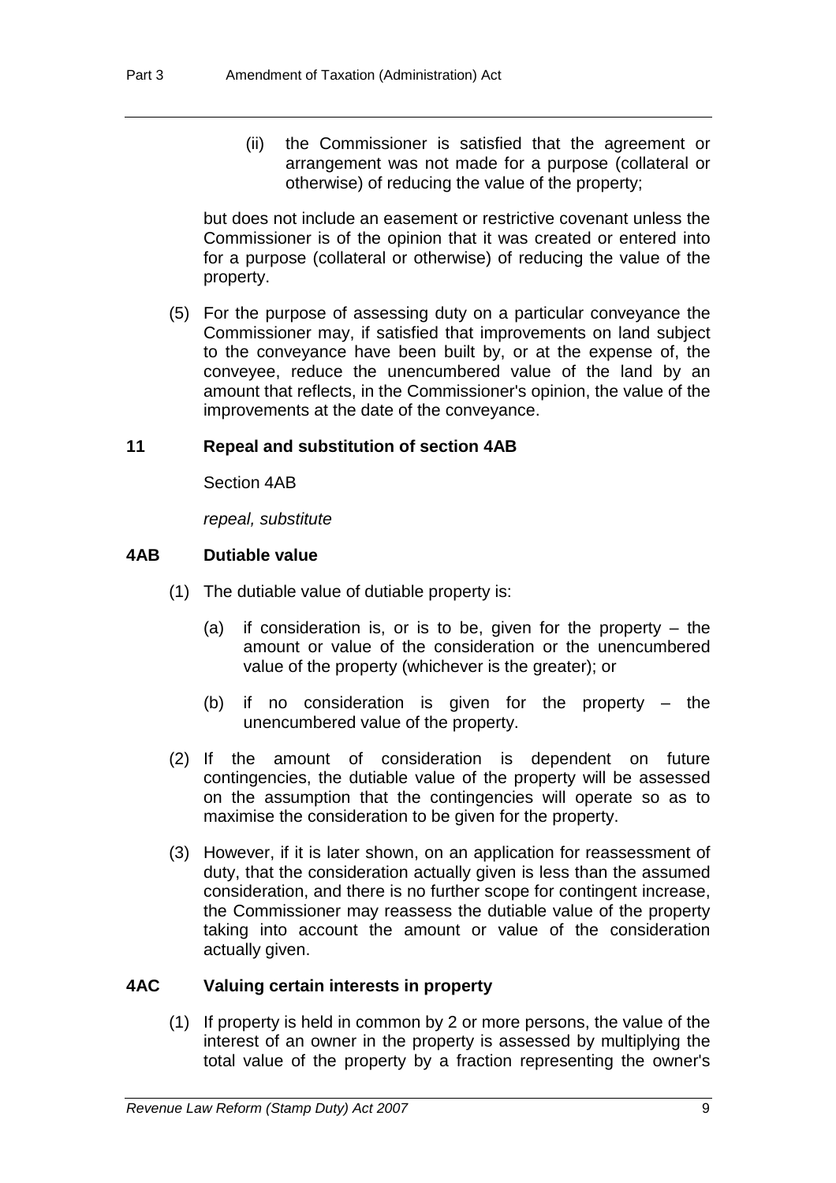(ii) the Commissioner is satisfied that the agreement or arrangement was not made for a purpose (collateral or otherwise) of reducing the value of the property;

but does not include an easement or restrictive covenant unless the Commissioner is of the opinion that it was created or entered into for a purpose (collateral or otherwise) of reducing the value of the property.

(5) For the purpose of assessing duty on a particular conveyance the Commissioner may, if satisfied that improvements on land subject to the conveyance have been built by, or at the expense of, the conveyee, reduce the unencumbered value of the land by an amount that reflects, in the Commissioner's opinion, the value of the improvements at the date of the conveyance.

### 11 Repeal and substitution of section 4AB

Section 4AB

*repeal, substitute*

### 4AB Dutiable value

(1) The dutiable value of dutiable property is:

(a) if consideration is, or is to be, given for the property – the amount or value of the consideration or the unencumbered value of the property (whichever is the greater); or

(b) if no consideration is given for the property – the unencumbered value of the property.

(2) If the amount of consideration is dependent on future contingencies, the dutiable value of the property will be assessed on the assumption that the contingencies will operate so as to maximise the consideration to be given for the property.

(3) However, if it is later shown, on an application for reassessment of duty, that the consideration actually given is less than the assumed consideration, and there is no further scope for contingent increase, the Commissioner may reassess the dutiable value of the property taking into account the amount or value of the consideration actually given.

### 4AC Valuing certain interests in property

(1) If property is held in common by 2 or more persons, the value of the interest of an owner in the property is assessed by multiplying the total value of the property by a fraction representing the owner's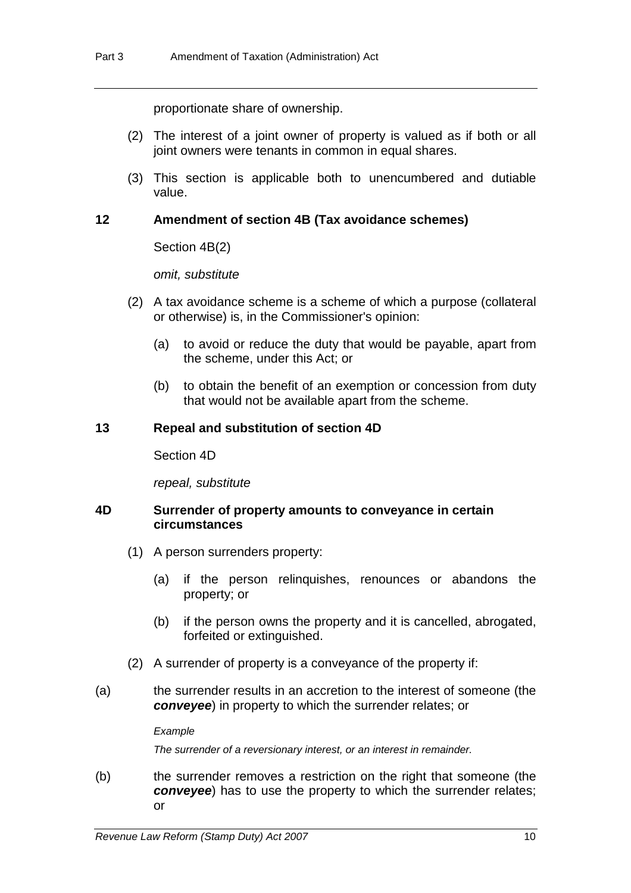proportionate share of ownership.

(2) The interest of a joint owner of property is valued as if both or all joint owners were tenants in common in equal shares.

(3) This section is applicable both to unencumbered and dutiable value.

### 12 Amendment of section 4B (Tax avoidance schemes)

Section 4B(2)

*omit, substitute*

(2) A tax avoidance scheme is a scheme of which a purpose (collateral or otherwise) is, in the Commissioner's opinion:

(a) to avoid or reduce the duty that would be payable, apart from the scheme, under this Act; or

(b) to obtain the benefit of an exemption or concession from duty that would not be available apart from the scheme.

### 13 Repeal and substitution of section 4D

Section 4D

*repeal, substitute*

### 4D Surrender of property amounts to conveyance in certain circumstances

(1) A person surrenders property:

(a) if the person relinquishes, renounces or abandons the property; or

(b) if the person owns the property and it is cancelled, abrogated, forfeited or extinguished.

(2) A surrender of property is a conveyance of the property if:

(a) the surrender results in an accretion to the interest of someone (the ***conveyee***) in property to which the surrender relates; or

*Example*

*The surrender of a reversionary interest, or an interest in remainder.*

(b) the surrender removes a restriction on the right that someone (the ***conveyee***) has to use the property to which the surrender relates; or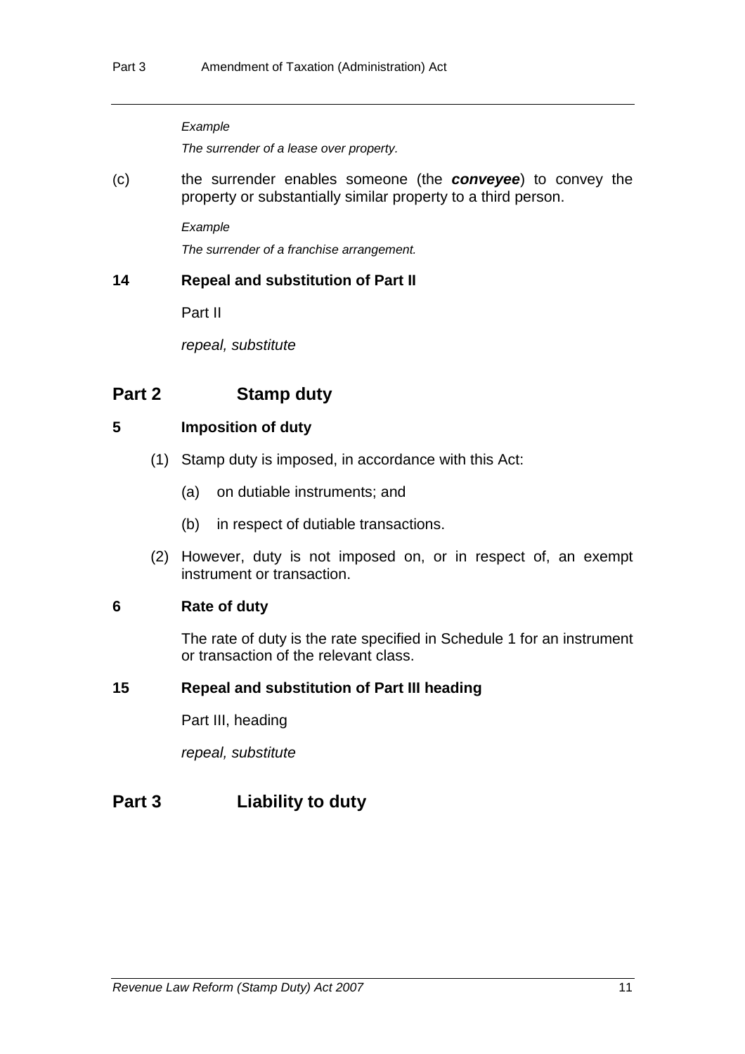*Example*

*The surrender of a lease over property.*

(c) the surrender enables someone (the ***conveyee***) to convey the property or substantially similar property to a third person.

*Example*

*The surrender of a franchise arrangement.*

### 14 Repeal and substitution of Part II

Part II

*repeal, substitute*

## Part 2 Stamp duty

### 5 Imposition of duty

(1) Stamp duty is imposed, in accordance with this Act:

(a) on dutiable instruments; and

(b) in respect of dutiable transactions.

(2) However, duty is not imposed on, or in respect of, an exempt instrument or transaction.

### 6 Rate of duty

The rate of duty is the rate specified in Schedule 1 for an instrument or transaction of the relevant class.

### 15 Repeal and substitution of Part III heading

Part III, heading

*repeal, substitute*

## Part 3 Liability to duty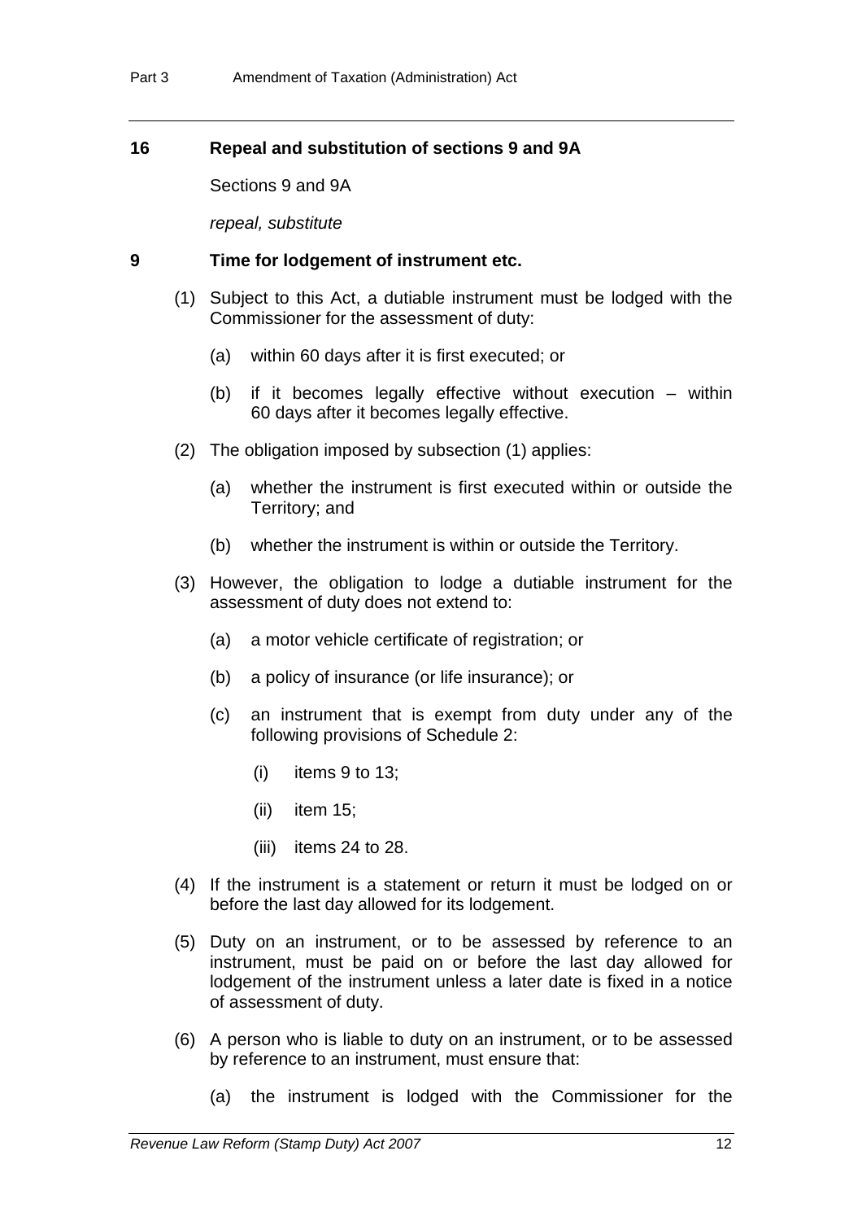## 16 Repeal and substitution of sections 9 and 9A

Sections 9 and 9A

*repeal, substitute*

### 9 Time for lodgement of instrument etc.

(1) Subject to this Act, a dutiable instrument must be lodged with the Commissioner for the assessment of duty:

(a) within 60 days after it is first executed; or

(b) if it becomes legally effective without execution – within 60 days after it becomes legally effective.

(2) The obligation imposed by subsection (1) applies:

(a) whether the instrument is first executed within or outside the Territory; and

(b) whether the instrument is within or outside the Territory.

(3) However, the obligation to lodge a dutiable instrument for the assessment of duty does not extend to:

(a) a motor vehicle certificate of registration; or

(b) a policy of insurance (or life insurance); or

(c) an instrument that is exempt from duty under any of the following provisions of Schedule 2:

(i) items 9 to 13;

(ii) item 15;

(iii) items 24 to 28.

(4) If the instrument is a statement or return it must be lodged on or before the last day allowed for its lodgement.

(5) Duty on an instrument, or to be assessed by reference to an instrument, must be paid on or before the last day allowed for lodgement of the instrument unless a later date is fixed in a notice of assessment of duty.

(6) A person who is liable to duty on an instrument, or to be assessed by reference to an instrument, must ensure that:

(a) the instrument is lodged with the Commissioner for the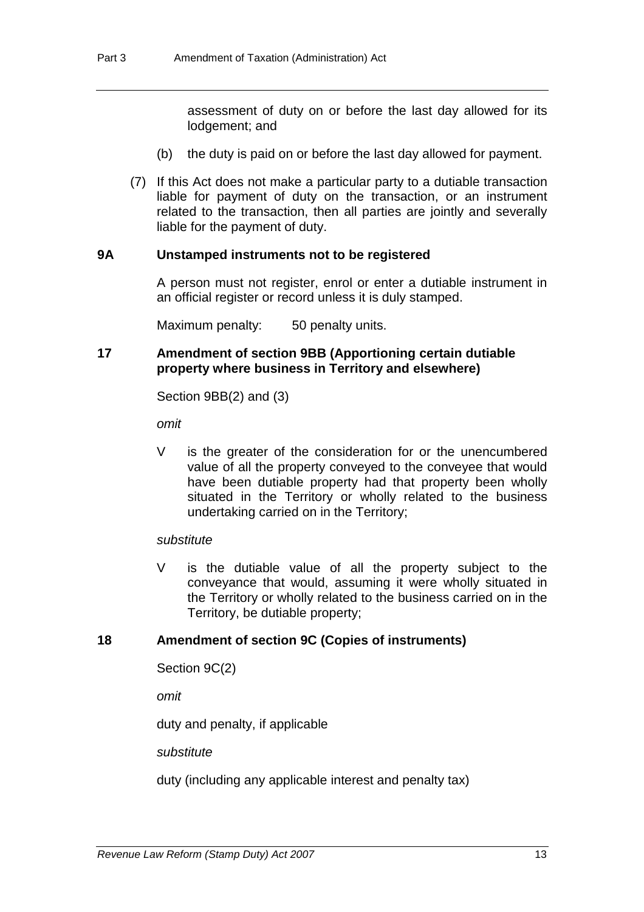assessment of duty on or before the last day allowed for its lodgement; and

(b) the duty is paid on or before the last day allowed for payment.

(7) If this Act does not make a particular party to a dutiable transaction liable for payment of duty on the transaction, or an instrument related to the transaction, then all parties are jointly and severally liable for the payment of duty.

**9A Unstamped instruments not to be registered**

A person must not register, enrol or enter a dutiable instrument in an official register or record unless it is duly stamped.

Maximum penalty: 50 penalty units.

**17 Amendment of section 9BB (Apportioning certain dutiable property where business in Territory and elsewhere)**

Section 9BB(2) and (3)

*omit*

V is the greater of the consideration for or the unencumbered value of all the property conveyed to the conveyee that would have been dutiable property had that property been wholly situated in the Territory or wholly related to the business undertaking carried on in the Territory;

*substitute*

V is the dutiable value of all the property subject to the conveyance that would, assuming it were wholly situated in the Territory or wholly related to the business carried on in the Territory, be dutiable property;

**18 Amendment of section 9C (Copies of instruments)**

Section 9C(2)

*omit*

duty and penalty, if applicable

*substitute*

duty (including any applicable interest and penalty tax)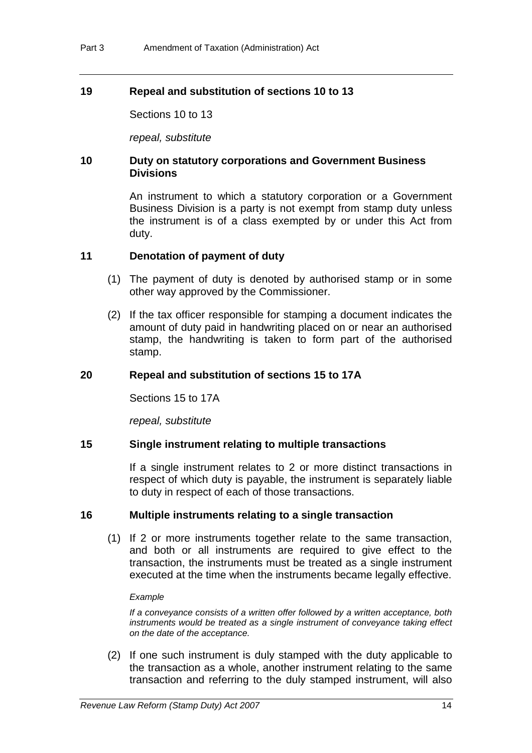## 19 Repeal and substitution of sections 10 to 13

Sections 10 to 13

*repeal, substitute*

### 10 Duty on statutory corporations and Government Business Divisions

An instrument to which a statutory corporation or a Government Business Division is a party is not exempt from stamp duty unless the instrument is of a class exempted by or under this Act from duty.

### 11 Denotation of payment of duty

(1) The payment of duty is denoted by authorised stamp or in some other way approved by the Commissioner.

(2) If the tax officer responsible for stamping a document indicates the amount of duty paid in handwriting placed on or near an authorised stamp, the handwriting is taken to form part of the authorised stamp.

## 20 Repeal and substitution of sections 15 to 17A

Sections 15 to 17A

*repeal, substitute*

### 15 Single instrument relating to multiple transactions

If a single instrument relates to 2 or more distinct transactions in respect of which duty is payable, the instrument is separately liable to duty in respect of each of those transactions.

### 16 Multiple instruments relating to a single transaction

(1) If 2 or more instruments together relate to the same transaction, and both or all instruments are required to give effect to the transaction, the instruments must be treated as a single instrument executed at the time when the instruments became legally effective.

*Example*

*If a conveyance consists of a written offer followed by a written acceptance, both instruments would be treated as a single instrument of conveyance taking effect on the date of the acceptance.*

(2) If one such instrument is duly stamped with the duty applicable to the transaction as a whole, another instrument relating to the same transaction and referring to the duly stamped instrument, will also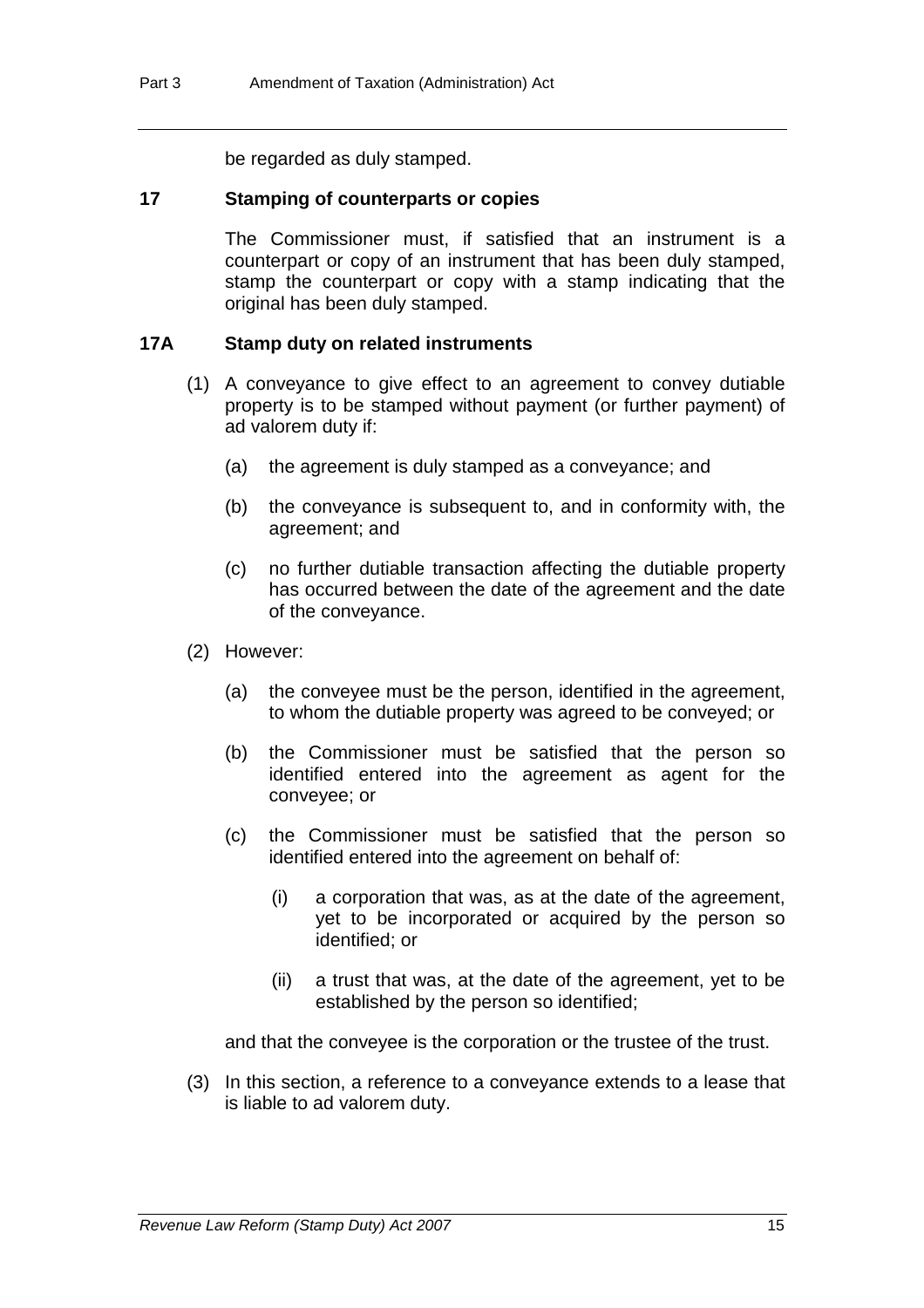be regarded as duly stamped.

### 17 Stamping of counterparts or copies

The Commissioner must, if satisfied that an instrument is a counterpart or copy of an instrument that has been duly stamped, stamp the counterpart or copy with a stamp indicating that the original has been duly stamped.

### 17A Stamp duty on related instruments

(1) A conveyance to give effect to an agreement to convey dutiable property is to be stamped without payment (or further payment) of ad valorem duty if:

(a) the agreement is duly stamped as a conveyance; and

(b) the conveyance is subsequent to, and in conformity with, the agreement; and

(c) no further dutiable transaction affecting the dutiable property has occurred between the date of the agreement and the date of the conveyance.

(2) However:

(a) the conveyee must be the person, identified in the agreement, to whom the dutiable property was agreed to be conveyed; or

(b) the Commissioner must be satisfied that the person so identified entered into the agreement as agent for the conveyee; or

(c) the Commissioner must be satisfied that the person so identified entered into the agreement on behalf of:

(i) a corporation that was, as at the date of the agreement, yet to be incorporated or acquired by the person so identified; or

(ii) a trust that was, at the date of the agreement, yet to be established by the person so identified;

and that the conveyee is the corporation or the trustee of the trust.

(3) In this section, a reference to a conveyance extends to a lease that is liable to ad valorem duty.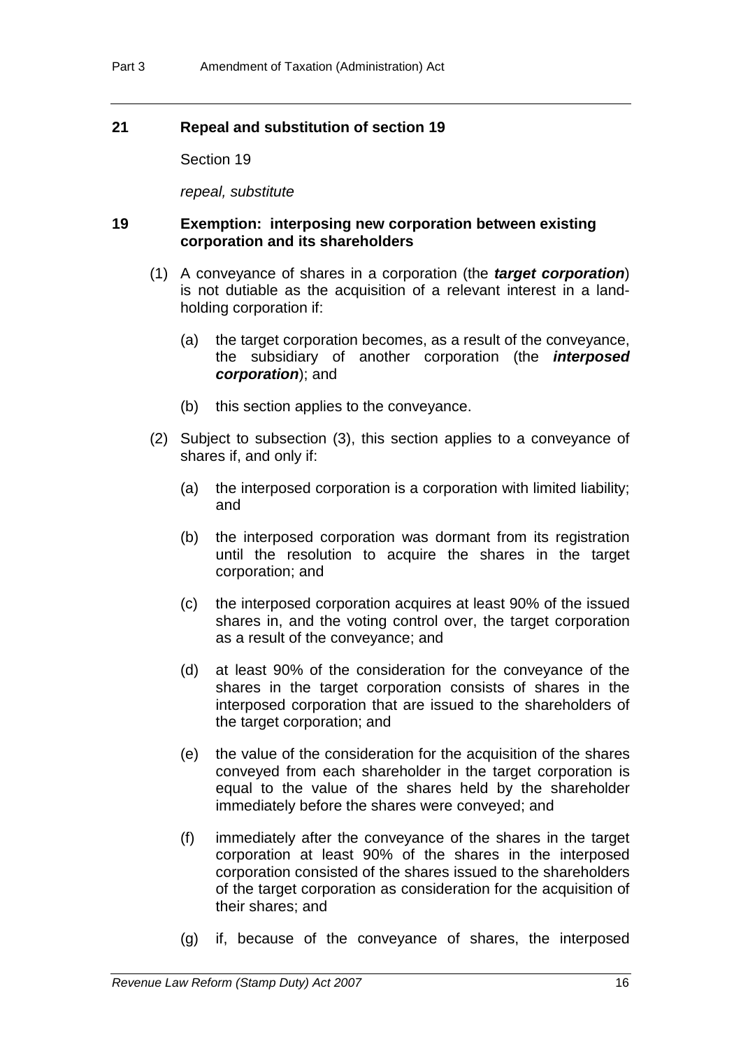### 21 Repeal and substitution of section 19

Section 19

*repeal, substitute*

### 19 Exemption: interposing new corporation between existing corporation and its shareholders

(1) A conveyance of shares in a corporation (the ***target corporation***) is not dutiable as the acquisition of a relevant interest in a land-holding corporation if:

(a) the target corporation becomes, as a result of the conveyance, the subsidiary of another corporation (the ***interposed corporation***); and

(b) this section applies to the conveyance.

(2) Subject to subsection (3), this section applies to a conveyance of shares if, and only if:

(a) the interposed corporation is a corporation with limited liability; and

(b) the interposed corporation was dormant from its registration until the resolution to acquire the shares in the target corporation; and

(c) the interposed corporation acquires at least 90% of the issued shares in, and the voting control over, the target corporation as a result of the conveyance; and

(d) at least 90% of the consideration for the conveyance of the shares in the target corporation consists of shares in the interposed corporation that are issued to the shareholders of the target corporation; and

(e) the value of the consideration for the acquisition of the shares conveyed from each shareholder in the target corporation is equal to the value of the shares held by the shareholder immediately before the shares were conveyed; and

(f) immediately after the conveyance of the shares in the target corporation at least 90% of the shares in the interposed corporation consisted of the shares issued to the shareholders of the target corporation as consideration for the acquisition of their shares; and

(g) if, because of the conveyance of shares, the interposed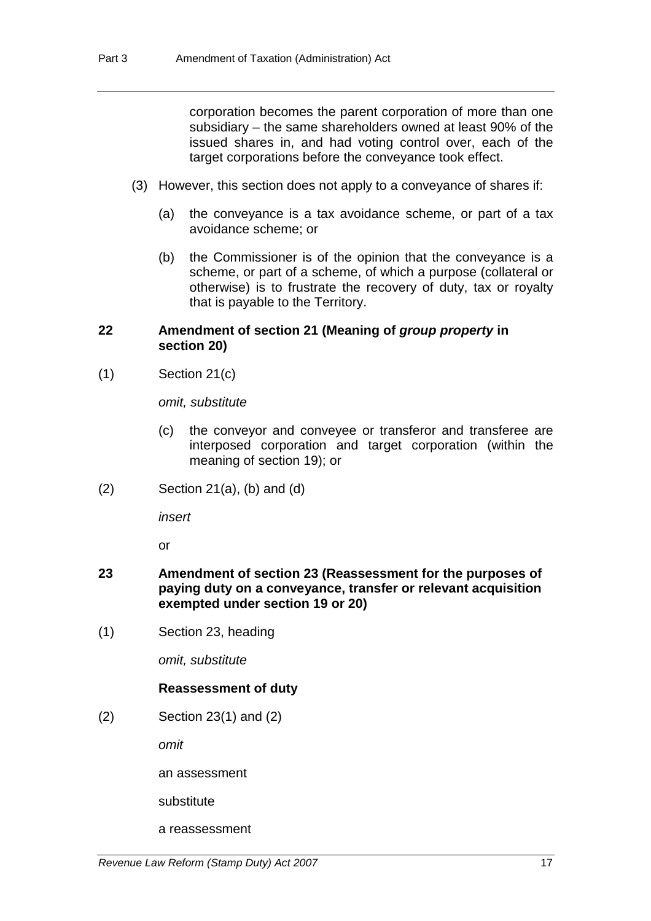corporation becomes the parent corporation of more than one subsidiary – the same shareholders owned at least 90% of the issued shares in, and had voting control over, each of the target corporations before the conveyance took effect.

(3) However, this section does not apply to a conveyance of shares if:

(a) the conveyance is a tax avoidance scheme, or part of a tax avoidance scheme; or

(b) the Commissioner is of the opinion that the conveyance is a scheme, or part of a scheme, of which a purpose (collateral or otherwise) is to frustrate the recovery of duty, tax or royalty that is payable to the Territory.

### 22 Amendment of section 21 (Meaning of *group property* in section 20)

(1) Section 21(c)

*omit, substitute*

(c) the conveyor and conveyee or transferor and transferee are interposed corporation and target corporation (within the meaning of section 19); or

(2) Section 21(a), (b) and (d)

*insert*

or

### 23 Amendment of section 23 (Reassessment for the purposes of paying duty on a conveyance, transfer or relevant acquisition exempted under section 19 or 20)

(1) Section 23, heading

*omit, substitute*

**Reassessment of duty**

(2) Section 23(1) and (2)

*omit*

an assessment

substitute

a reassessment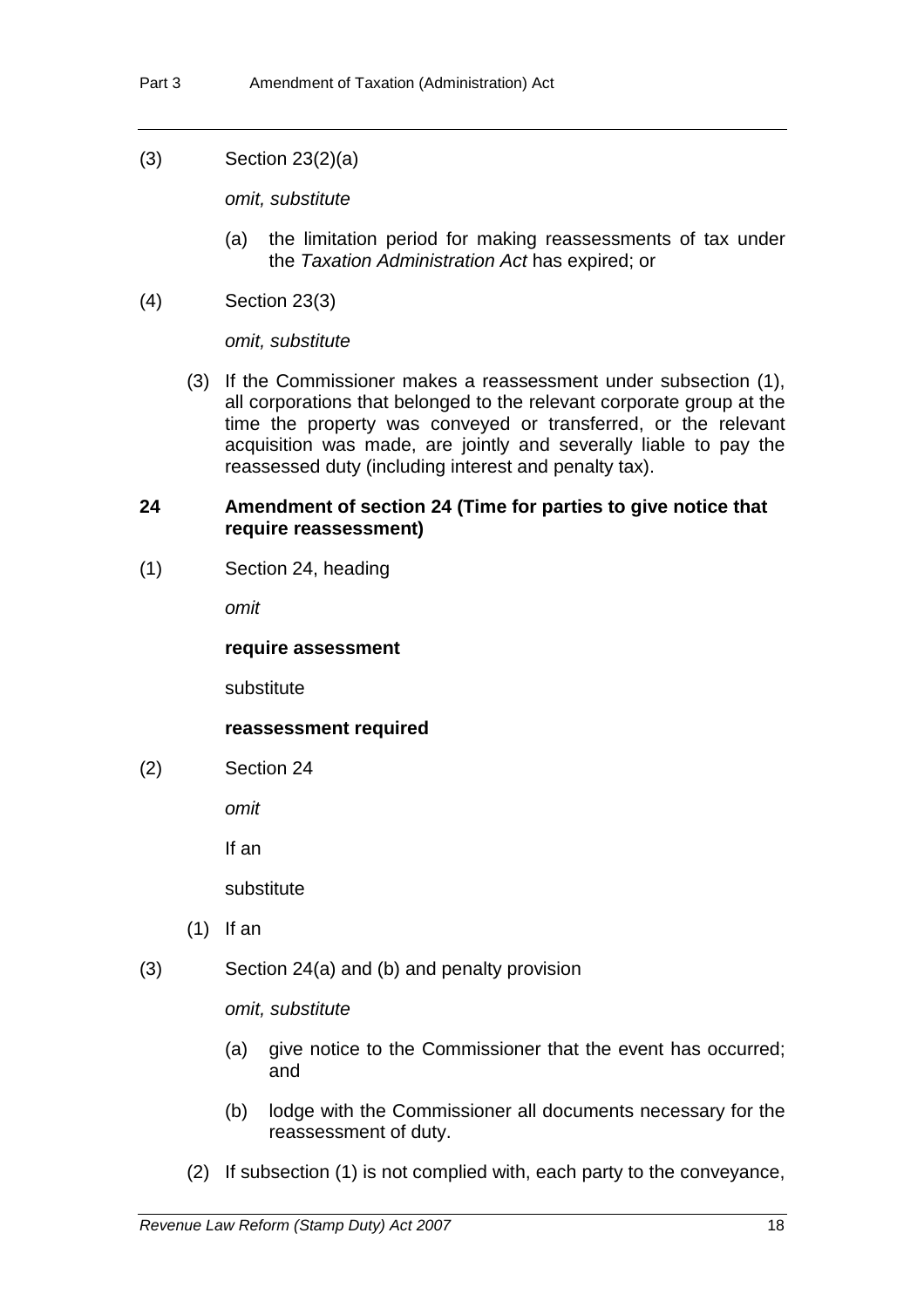(3) Section 23(2)(a)

*omit, substitute*

(a) the limitation period for making reassessments of tax under the *Taxation Administration Act* has expired; or

(4) Section 23(3)

*omit, substitute*

(3) If the Commissioner makes a reassessment under subsection (1), all corporations that belonged to the relevant corporate group at the time the property was conveyed or transferred, or the relevant acquisition was made, are jointly and severally liable to pay the reassessed duty (including interest and penalty tax).

### 24 Amendment of section 24 (Time for parties to give notice that require reassessment)

(1) Section 24, heading

*omit*

**require assessment**

substitute

**reassessment required**

(2) Section 24

*omit*

If an

substitute

(1) If an

(3) Section 24(a) and (b) and penalty provision

*omit, substitute*

(a) give notice to the Commissioner that the event has occurred; and

(b) lodge with the Commissioner all documents necessary for the reassessment of duty.

(2) If subsection (1) is not complied with, each party to the conveyance,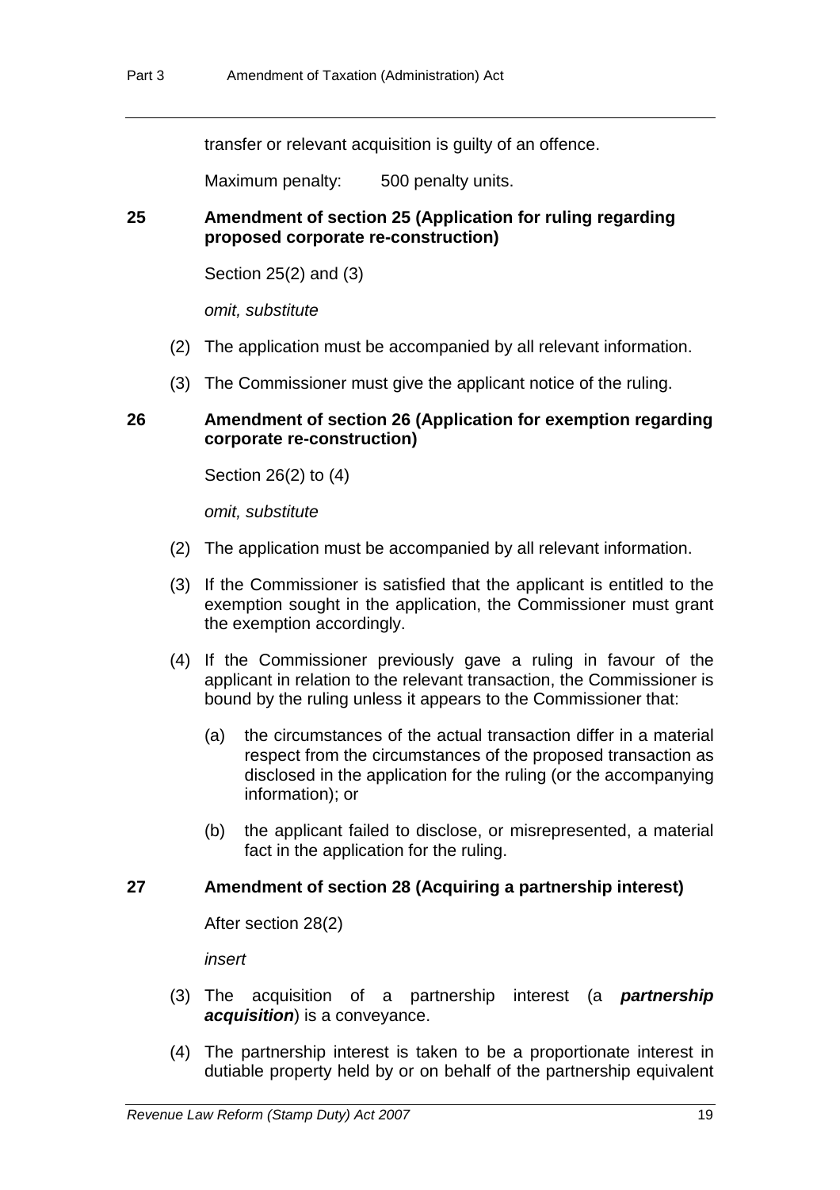transfer or relevant acquisition is guilty of an offence.

Maximum penalty: 500 penalty units.

### 25 Amendment of section 25 (Application for ruling regarding proposed corporate re-construction)

Section 25(2) and (3)

*omit, substitute*

(2) The application must be accompanied by all relevant information.

(3) The Commissioner must give the applicant notice of the ruling.

### 26 Amendment of section 26 (Application for exemption regarding corporate re-construction)

Section 26(2) to (4)

*omit, substitute*

(2) The application must be accompanied by all relevant information.

(3) If the Commissioner is satisfied that the applicant is entitled to the exemption sought in the application, the Commissioner must grant the exemption accordingly.

(4) If the Commissioner previously gave a ruling in favour of the applicant in relation to the relevant transaction, the Commissioner is bound by the ruling unless it appears to the Commissioner that:

(a) the circumstances of the actual transaction differ in a material respect from the circumstances of the proposed transaction as disclosed in the application for the ruling (or the accompanying information); or

(b) the applicant failed to disclose, or misrepresented, a material fact in the application for the ruling.

### 27 Amendment of section 28 (Acquiring a partnership interest)

After section 28(2)

*insert*

(3) The acquisition of a partnership interest (a ***partnership acquisition***) is a conveyance.

(4) The partnership interest is taken to be a proportionate interest in dutiable property held by or on behalf of the partnership equivalent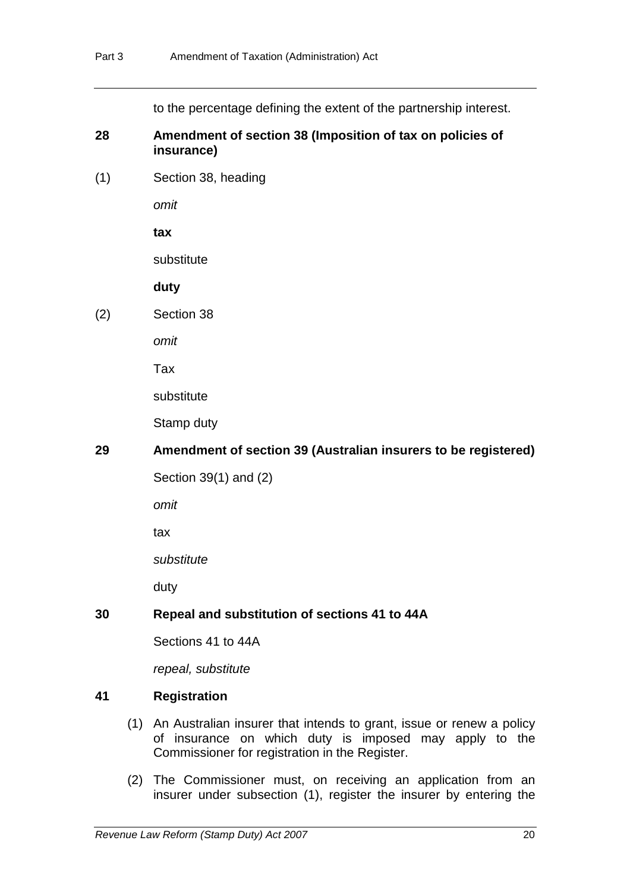to the percentage defining the extent of the partnership interest.

### 28 Amendment of section 38 (Imposition of tax on policies of insurance)

(1) Section 38, heading

*omit*

**tax**

substitute

**duty**

(2) Section 38

*omit*

Tax

substitute

Stamp duty

### 29 Amendment of section 39 (Australian insurers to be registered)

Section 39(1) and (2)

*omit*

tax

*substitute*

duty

### 30 Repeal and substitution of sections 41 to 44A

Sections 41 to 44A

*repeal, substitute*

### 41 Registration

(1) An Australian insurer that intends to grant, issue or renew a policy of insurance on which duty is imposed may apply to the Commissioner for registration in the Register.

(2) The Commissioner must, on receiving an application from an insurer under subsection (1), register the insurer by entering the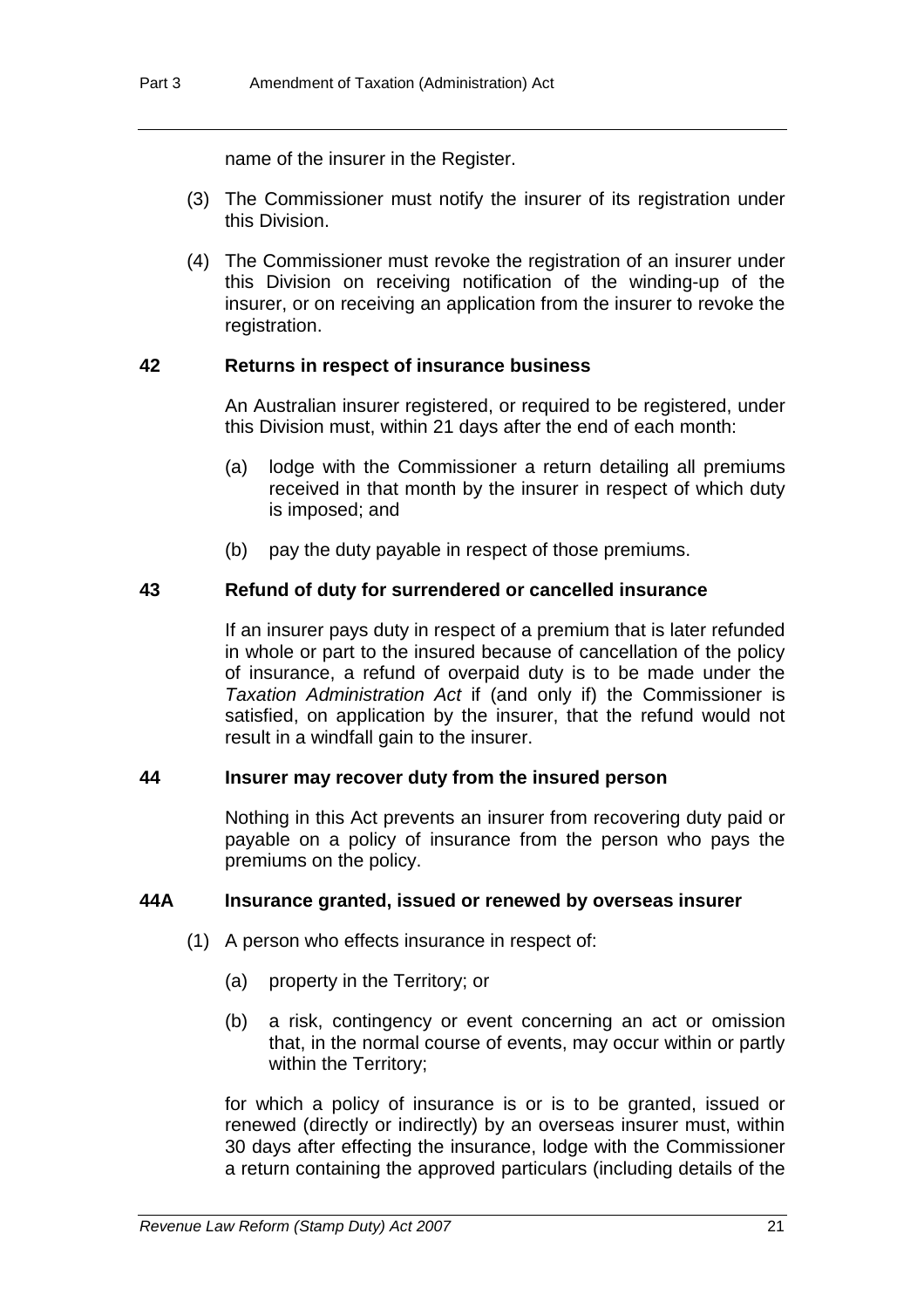name of the insurer in the Register.

(3) The Commissioner must notify the insurer of its registration under this Division.

(4) The Commissioner must revoke the registration of an insurer under this Division on receiving notification of the winding-up of the insurer, or on receiving an application from the insurer to revoke the registration.

**42 Returns in respect of insurance business**

An Australian insurer registered, or required to be registered, under this Division must, within 21 days after the end of each month:

(a) lodge with the Commissioner a return detailing all premiums received in that month by the insurer in respect of which duty is imposed; and

(b) pay the duty payable in respect of those premiums.

**43 Refund of duty for surrendered or cancelled insurance**

If an insurer pays duty in respect of a premium that is later refunded in whole or part to the insured because of cancellation of the policy of insurance, a refund of overpaid duty is to be made under the *Taxation Administration Act* if (and only if) the Commissioner is satisfied, on application by the insurer, that the refund would not result in a windfall gain to the insurer.

**44 Insurer may recover duty from the insured person**

Nothing in this Act prevents an insurer from recovering duty paid or payable on a policy of insurance from the person who pays the premiums on the policy.

**44A Insurance granted, issued or renewed by overseas insurer**

(1) A person who effects insurance in respect of:

(a) property in the Territory; or

(b) a risk, contingency or event concerning an act or omission that, in the normal course of events, may occur within or partly within the Territory;

for which a policy of insurance is or is to be granted, issued or renewed (directly or indirectly) by an overseas insurer must, within 30 days after effecting the insurance, lodge with the Commissioner a return containing the approved particulars (including details of the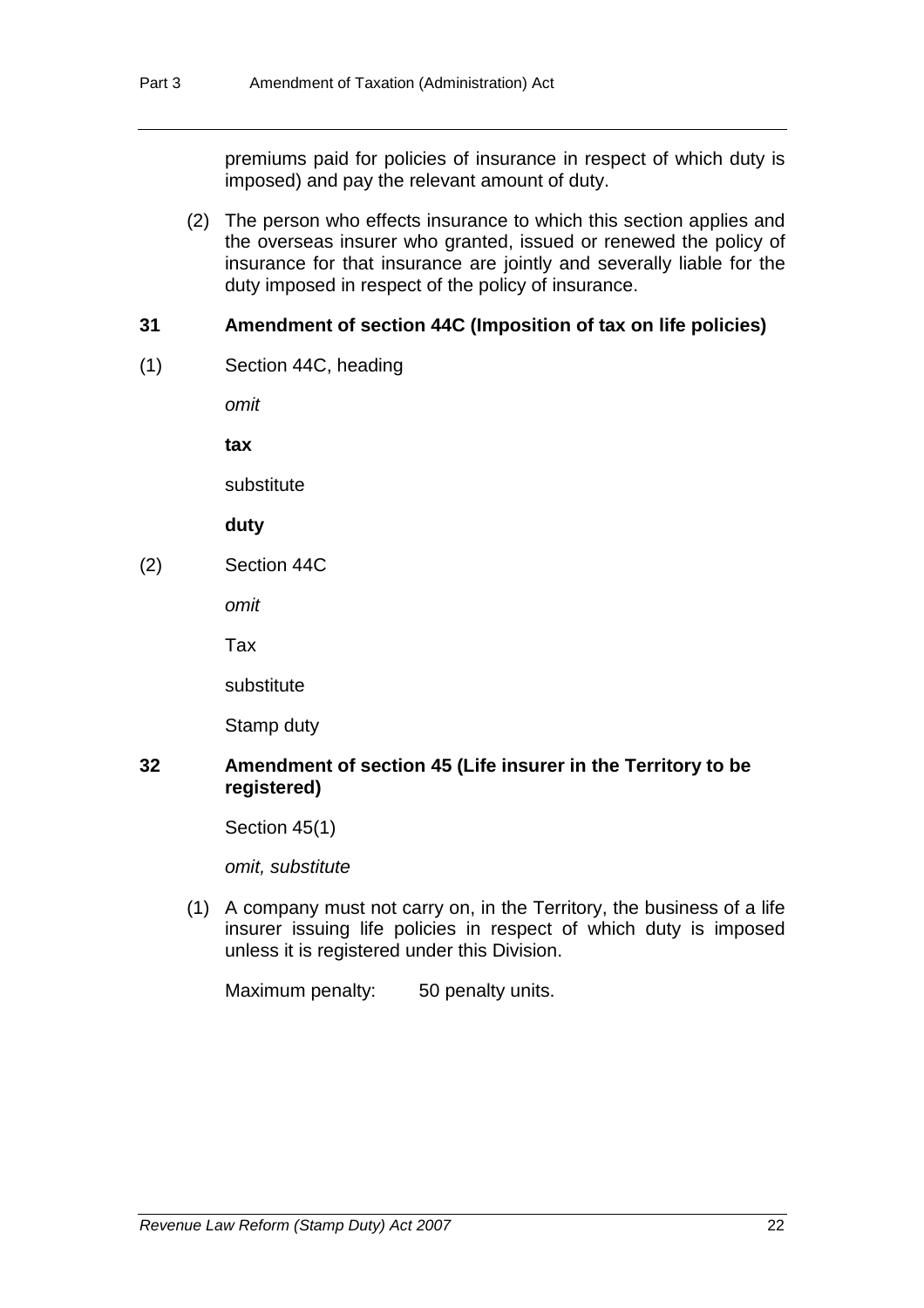premiums paid for policies of insurance in respect of which duty is imposed) and pay the relevant amount of duty.

(2) The person who effects insurance to which this section applies and the overseas insurer who granted, issued or renewed the policy of insurance for that insurance are jointly and severally liable for the duty imposed in respect of the policy of insurance.

### 31 Amendment of section 44C (Imposition of tax on life policies)

(1) Section 44C, heading

*omit*

**tax**

substitute

**duty**

(2) Section 44C

*omit*

Tax

substitute

Stamp duty

### 32 Amendment of section 45 (Life insurer in the Territory to be registered)

Section 45(1)

*omit, substitute*

(1) A company must not carry on, in the Territory, the business of a life insurer issuing life policies in respect of which duty is imposed unless it is registered under this Division.

Maximum penalty: 50 penalty units.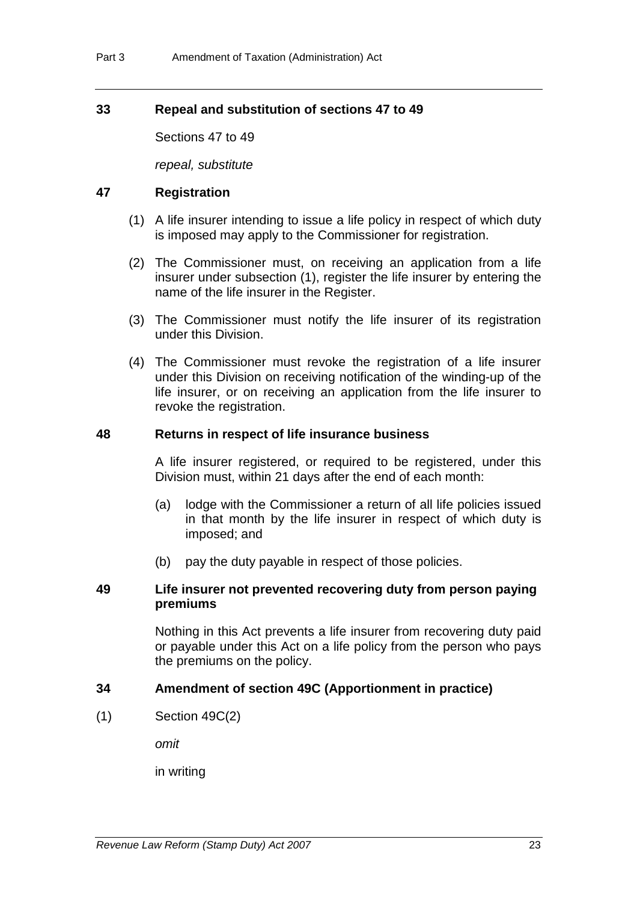### 33 Repeal and substitution of sections 47 to 49

Sections 47 to 49

*repeal, substitute*

### 47 Registration

(1) A life insurer intending to issue a life policy in respect of which duty is imposed may apply to the Commissioner for registration.

(2) The Commissioner must, on receiving an application from a life insurer under subsection (1), register the life insurer by entering the name of the life insurer in the Register.

(3) The Commissioner must notify the life insurer of its registration under this Division.

(4) The Commissioner must revoke the registration of a life insurer under this Division on receiving notification of the winding-up of the life insurer, or on receiving an application from the life insurer to revoke the registration.

### 48 Returns in respect of life insurance business

A life insurer registered, or required to be registered, under this Division must, within 21 days after the end of each month:

(a) lodge with the Commissioner a return of all life policies issued in that month by the life insurer in respect of which duty is imposed; and

(b) pay the duty payable in respect of those policies.

### 49 Life insurer not prevented recovering duty from person paying premiums

Nothing in this Act prevents a life insurer from recovering duty paid or payable under this Act on a life policy from the person who pays the premiums on the policy.

### 34 Amendment of section 49C (Apportionment in practice)

(1) Section 49C(2)

*omit*

in writing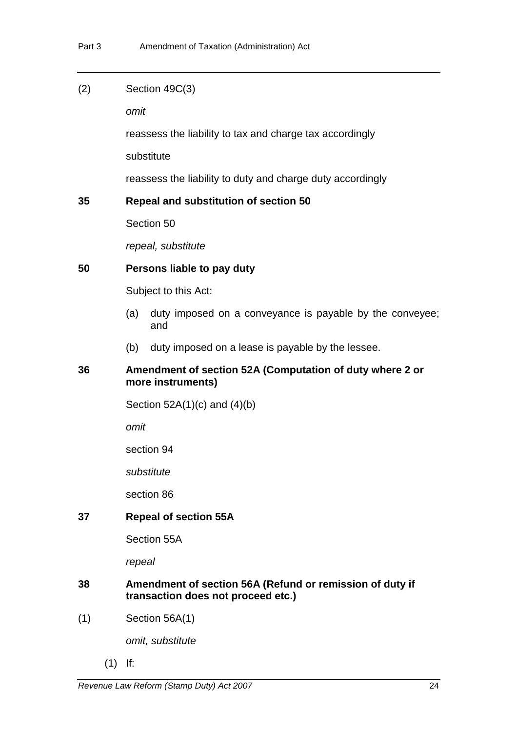(2) Section 49C(3)

*omit*

reassess the liability to tax and charge tax accordingly

substitute

reassess the liability to duty and charge duty accordingly

**35 Repeal and substitution of section 50**

Section 50

*repeal, substitute*

**50 Persons liable to pay duty**

Subject to this Act:

(a) duty imposed on a conveyance is payable by the conveyee; and

(b) duty imposed on a lease is payable by the lessee.

**36 Amendment of section 52A (Computation of duty where 2 or more instruments)**

Section 52A(1)(c) and (4)(b)

*omit*

section 94

*substitute*

section 86

**37 Repeal of section 55A**

Section 55A

*repeal*

**38 Amendment of section 56A (Refund or remission of duty if transaction does not proceed etc.)**

(1) Section 56A(1)

*omit, substitute*

(1) If: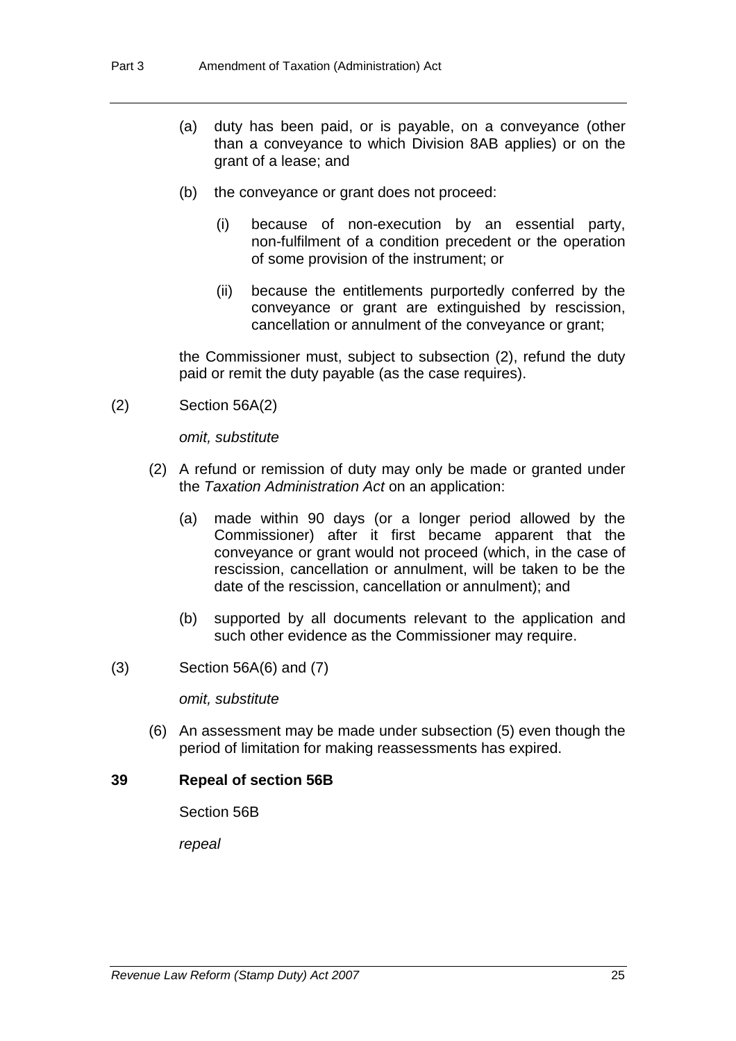(a) duty has been paid, or is payable, on a conveyance (other than a conveyance to which Division 8AB applies) or on the grant of a lease; and

(b) the conveyance or grant does not proceed:

(i) because of non-execution by an essential party, non-fulfilment of a condition precedent or the operation of some provision of the instrument; or

(ii) because the entitlements purportedly conferred by the conveyance or grant are extinguished by rescission, cancellation or annulment of the conveyance or grant;

the Commissioner must, subject to subsection (2), refund the duty paid or remit the duty payable (as the case requires).

(2) Section 56A(2)

*omit, substitute*

(2) A refund or remission of duty may only be made or granted under the *Taxation Administration Act* on an application:

(a) made within 90 days (or a longer period allowed by the Commissioner) after it first became apparent that the conveyance or grant would not proceed (which, in the case of rescission, cancellation or annulment, will be taken to be the date of the rescission, cancellation or annulment); and

(b) supported by all documents relevant to the application and such other evidence as the Commissioner may require.

(3) Section 56A(6) and (7)

*omit, substitute*

(6) An assessment may be made under subsection (5) even though the period of limitation for making reassessments has expired.

**39 Repeal of section 56B**

Section 56B

*repeal*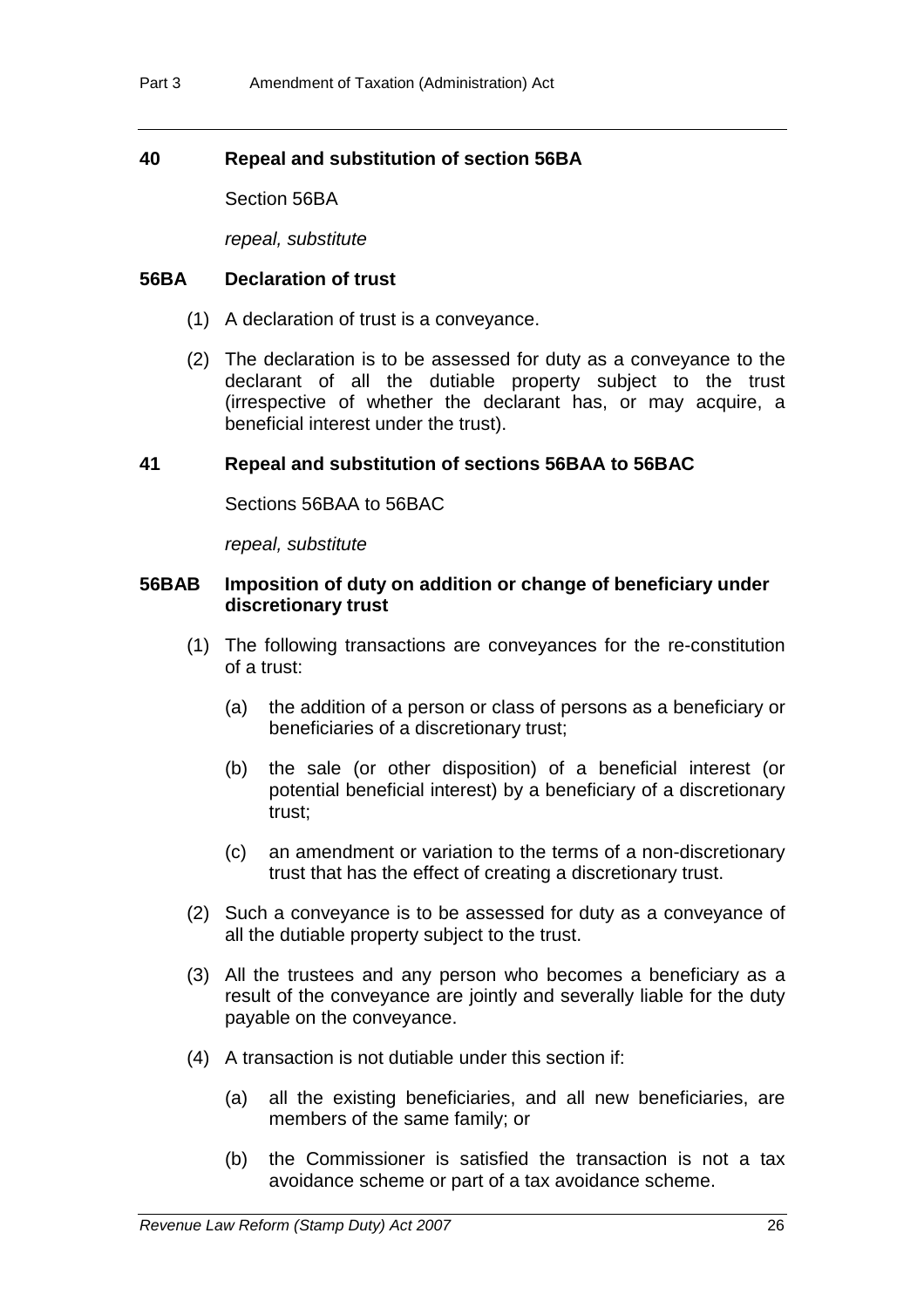### 40 Repeal and substitution of section 56BA

Section 56BA

*repeal, substitute*

#### 56BA Declaration of trust

(1) A declaration of trust is a conveyance.

(2) The declaration is to be assessed for duty as a conveyance to the declarant of all the dutiable property subject to the trust (irrespective of whether the declarant has, or may acquire, a beneficial interest under the trust).

### 41 Repeal and substitution of sections 56BAA to 56BAC

Sections 56BAA to 56BAC

*repeal, substitute*

#### 56BAB Imposition of duty on addition or change of beneficiary under discretionary trust

(1) The following transactions are conveyances for the re-constitution of a trust:

(a) the addition of a person or class of persons as a beneficiary or beneficiaries of a discretionary trust;

(b) the sale (or other disposition) of a beneficial interest (or potential beneficial interest) by a beneficiary of a discretionary trust;

(c) an amendment or variation to the terms of a non-discretionary trust that has the effect of creating a discretionary trust.

(2) Such a conveyance is to be assessed for duty as a conveyance of all the dutiable property subject to the trust.

(3) All the trustees and any person who becomes a beneficiary as a result of the conveyance are jointly and severally liable for the duty payable on the conveyance.

(4) A transaction is not dutiable under this section if:

(a) all the existing beneficiaries, and all new beneficiaries, are members of the same family; or

(b) the Commissioner is satisfied the transaction is not a tax avoidance scheme or part of a tax avoidance scheme.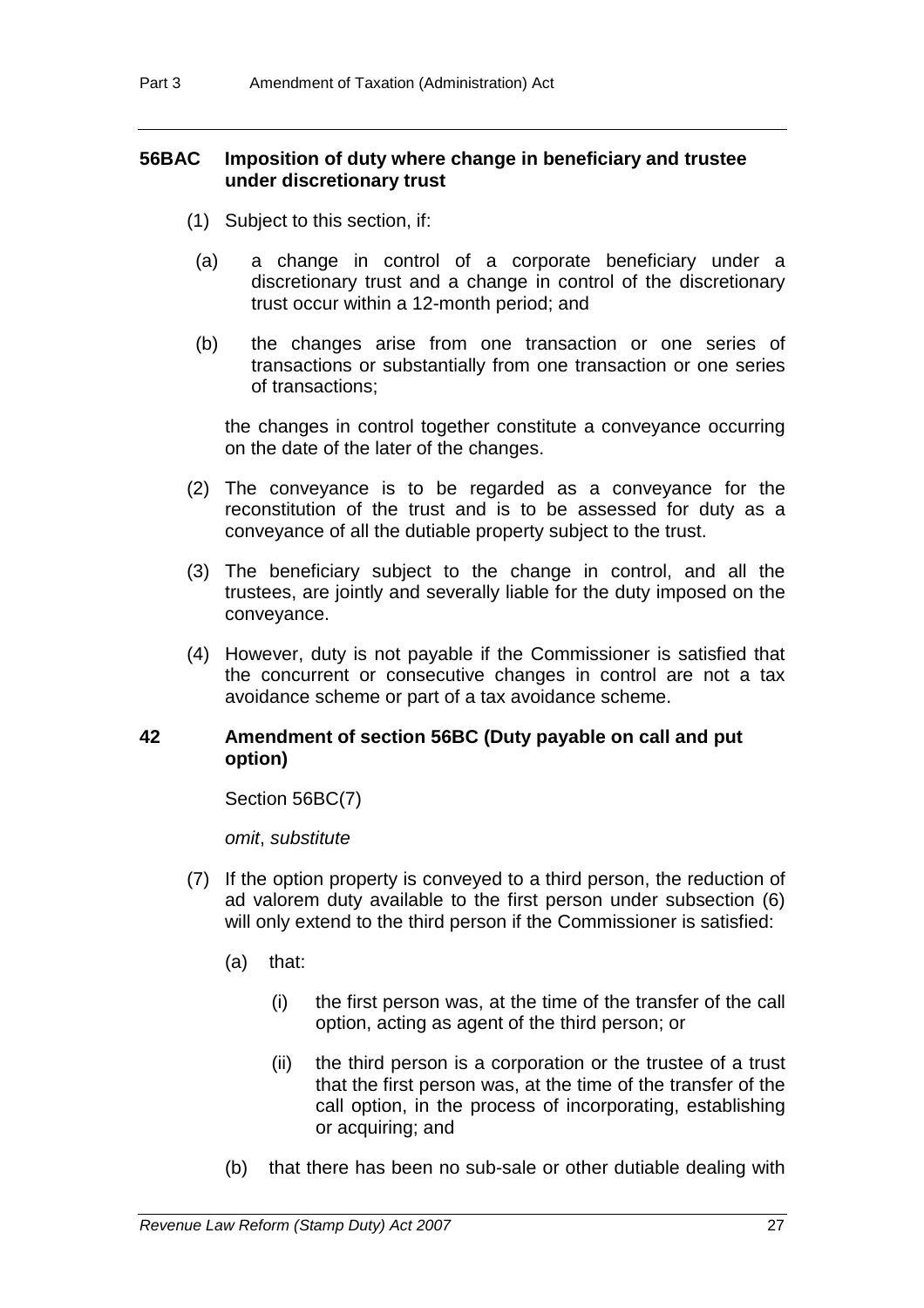**56BAC Imposition of duty where change in beneficiary and trustee under discretionary trust**

(1) Subject to this section, if:

(a) a change in control of a corporate beneficiary under a discretionary trust and a change in control of the discretionary trust occur within a 12-month period; and

(b) the changes arise from one transaction or one series of transactions or substantially from one transaction or one series of transactions;

the changes in control together constitute a conveyance occurring on the date of the later of the changes.

(2) The conveyance is to be regarded as a conveyance for the reconstitution of the trust and is to be assessed for duty as a conveyance of all the dutiable property subject to the trust.

(3) The beneficiary subject to the change in control, and all the trustees, are jointly and severally liable for the duty imposed on the conveyance.

(4) However, duty is not payable if the Commissioner is satisfied that the concurrent or consecutive changes in control are not a tax avoidance scheme or part of a tax avoidance scheme.

## 42 Amendment of section 56BC (Duty payable on call and put option)

Section 56BC(7)

*omit*, *substitute*

(7) If the option property is conveyed to a third person, the reduction of ad valorem duty available to the first person under subsection (6) will only extend to the third person if the Commissioner is satisfied:

(a) that:

(i) the first person was, at the time of the transfer of the call option, acting as agent of the third person; or

(ii) the third person is a corporation or the trustee of a trust that the first person was, at the time of the transfer of the call option, in the process of incorporating, establishing or acquiring; and

(b) that there has been no sub-sale or other dutiable dealing with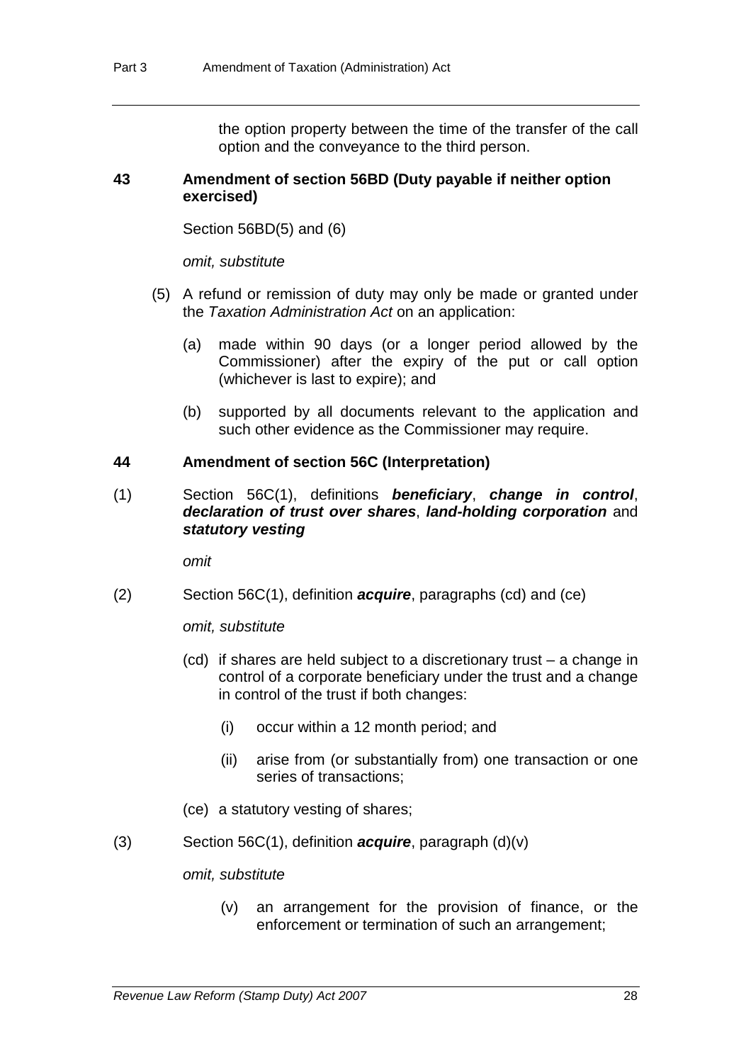the option property between the time of the transfer of the call option and the conveyance to the third person.

### 43 Amendment of section 56BD (Duty payable if neither option exercised)

Section 56BD(5) and (6)

*omit, substitute*

(5) A refund or remission of duty may only be made or granted under the *Taxation Administration Act* on an application:

(a) made within 90 days (or a longer period allowed by the Commissioner) after the expiry of the put or call option (whichever is last to expire); and

(b) supported by all documents relevant to the application and such other evidence as the Commissioner may require.

### 44 Amendment of section 56C (Interpretation)

(1) Section 56C(1), definitions ***beneficiary***, ***change in control***, ***declaration of trust over shares***, ***land-holding corporation*** and ***statutory vesting***

*omit*

(2) Section 56C(1), definition ***acquire***, paragraphs (cd) and (ce)

*omit, substitute*

(cd) if shares are held subject to a discretionary trust – a change in control of a corporate beneficiary under the trust and a change in control of the trust if both changes:

(i) occur within a 12 month period; and

(ii) arise from (or substantially from) one transaction or one series of transactions;

(ce) a statutory vesting of shares;

(3) Section 56C(1), definition ***acquire***, paragraph (d)(v)

*omit, substitute*

(v) an arrangement for the provision of finance, or the enforcement or termination of such an arrangement;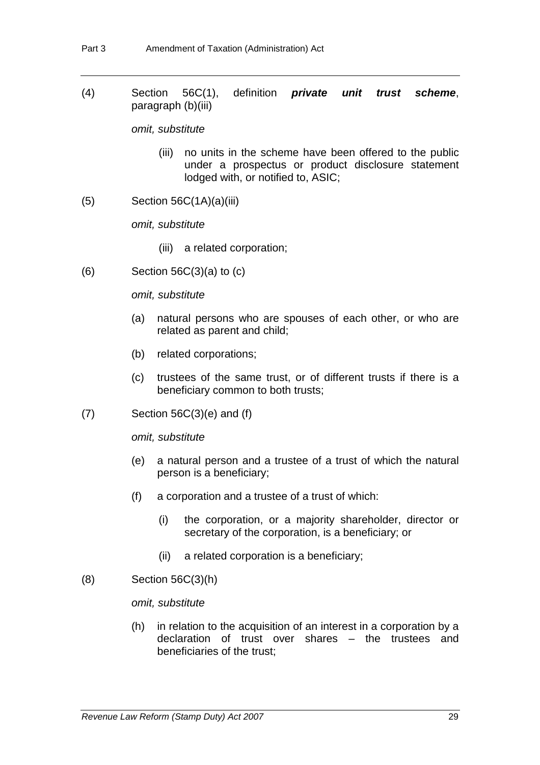(4) Section 56C(1), definition ***private unit trust scheme***, paragraph (b)(iii)

*omit, substitute*

> (iii) no units in the scheme have been offered to the public under a prospectus or product disclosure statement lodged with, or notified to, ASIC;

(5) Section 56C(1A)(a)(iii)

*omit, substitute*

> (iii) a related corporation;

(6) Section 56C(3)(a) to (c)

*omit, substitute*

> (a) natural persons who are spouses of each other, or who are related as parent and child;
>
> (b) related corporations;
>
> (c) trustees of the same trust, or of different trusts if there is a beneficiary common to both trusts;

(7) Section 56C(3)(e) and (f)

*omit, substitute*

> (e) a natural person and a trustee of a trust of which the natural person is a beneficiary;
>
> (f) a corporation and a trustee of a trust of which:
>
> > (i) the corporation, or a majority shareholder, director or secretary of the corporation, is a beneficiary; or
> >
> > (ii) a related corporation is a beneficiary;

(8) Section 56C(3)(h)

*omit, substitute*

> (h) in relation to the acquisition of an interest in a corporation by a declaration of trust over shares – the trustees and beneficiaries of the trust;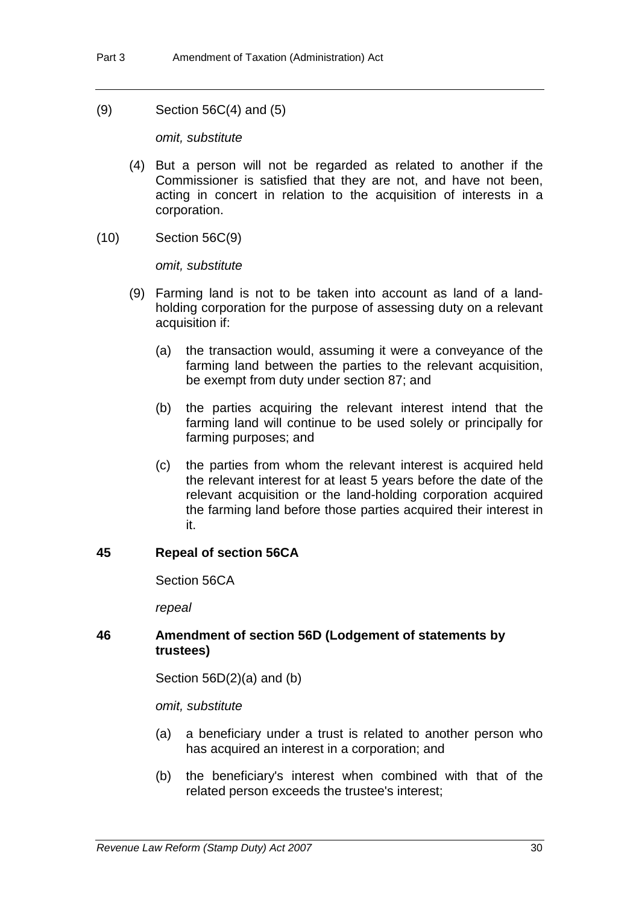(9) Section 56C(4) and (5)

*omit, substitute*

(4) But a person will not be regarded as related to another if the Commissioner is satisfied that they are not, and have not been, acting in concert in relation to the acquisition of interests in a corporation.

(10) Section 56C(9)

*omit, substitute*

(9) Farming land is not to be taken into account as land of a land-holding corporation for the purpose of assessing duty on a relevant acquisition if:

(a) the transaction would, assuming it were a conveyance of the farming land between the parties to the relevant acquisition, be exempt from duty under section 87; and

(b) the parties acquiring the relevant interest intend that the farming land will continue to be used solely or principally for farming purposes; and

(c) the parties from whom the relevant interest is acquired held the relevant interest for at least 5 years before the date of the relevant acquisition or the land-holding corporation acquired the farming land before those parties acquired their interest in it.

### 45 Repeal of section 56CA

Section 56CA

*repeal*

### 46 Amendment of section 56D (Lodgement of statements by trustees)

Section 56D(2)(a) and (b)

*omit, substitute*

(a) a beneficiary under a trust is related to another person who has acquired an interest in a corporation; and

(b) the beneficiary's interest when combined with that of the related person exceeds the trustee's interest;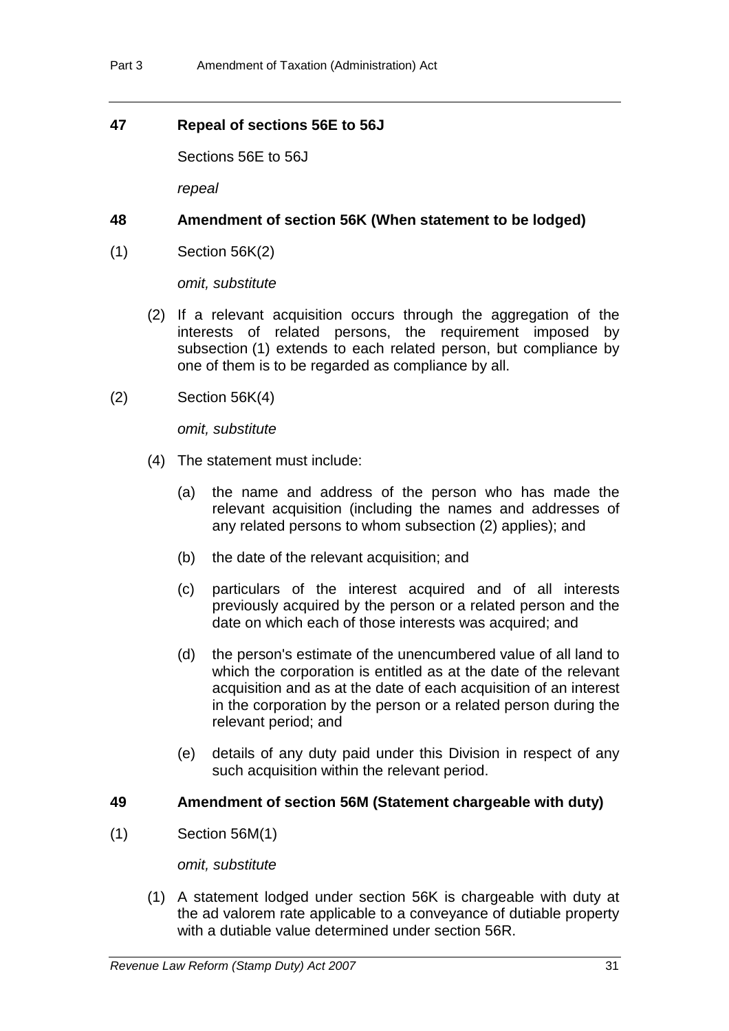### 47 Repeal of sections 56E to 56J

Sections 56E to 56J

*repeal*

### 48 Amendment of section 56K (When statement to be lodged)

(1) Section 56K(2)

*omit, substitute*

(2) If a relevant acquisition occurs through the aggregation of the interests of related persons, the requirement imposed by subsection (1) extends to each related person, but compliance by one of them is to be regarded as compliance by all.

(2) Section 56K(4)

*omit, substitute*

(4) The statement must include:

(a) the name and address of the person who has made the relevant acquisition (including the names and addresses of any related persons to whom subsection (2) applies); and

(b) the date of the relevant acquisition; and

(c) particulars of the interest acquired and of all interests previously acquired by the person or a related person and the date on which each of those interests was acquired; and

(d) the person's estimate of the unencumbered value of all land to which the corporation is entitled as at the date of the relevant acquisition and as at the date of each acquisition of an interest in the corporation by the person or a related person during the relevant period; and

(e) details of any duty paid under this Division in respect of any such acquisition within the relevant period.

### 49 Amendment of section 56M (Statement chargeable with duty)

(1) Section 56M(1)

*omit, substitute*

(1) A statement lodged under section 56K is chargeable with duty at the ad valorem rate applicable to a conveyance of dutiable property with a dutiable value determined under section 56R.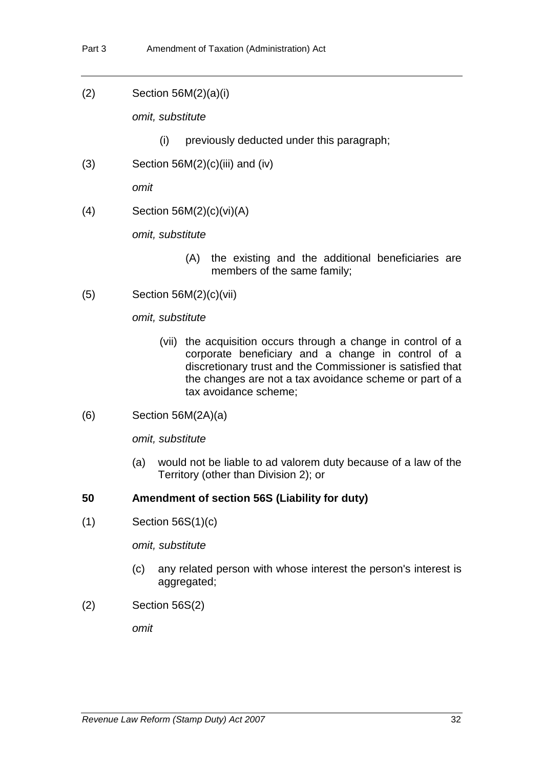(2) Section 56M(2)(a)(i)

*omit, substitute*

> (i) previously deducted under this paragraph;

(3) Section 56M(2)(c)(iii) and (iv)

*omit*

(4) Section 56M(2)(c)(vi)(A)

*omit, substitute*

> (A) the existing and the additional beneficiaries are members of the same family;

(5) Section 56M(2)(c)(vii)

*omit, substitute*

> (vii) the acquisition occurs through a change in control of a corporate beneficiary and a change in control of a discretionary trust and the Commissioner is satisfied that the changes are not a tax avoidance scheme or part of a tax avoidance scheme;

(6) Section 56M(2A)(a)

*omit, substitute*

> (a) would not be liable to ad valorem duty because of a law of the Territory (other than Division 2); or

### 50 Amendment of section 56S (Liability for duty)

(1) Section 56S(1)(c)

*omit, substitute*

> (c) any related person with whose interest the person's interest is aggregated;

(2) Section 56S(2)

*omit*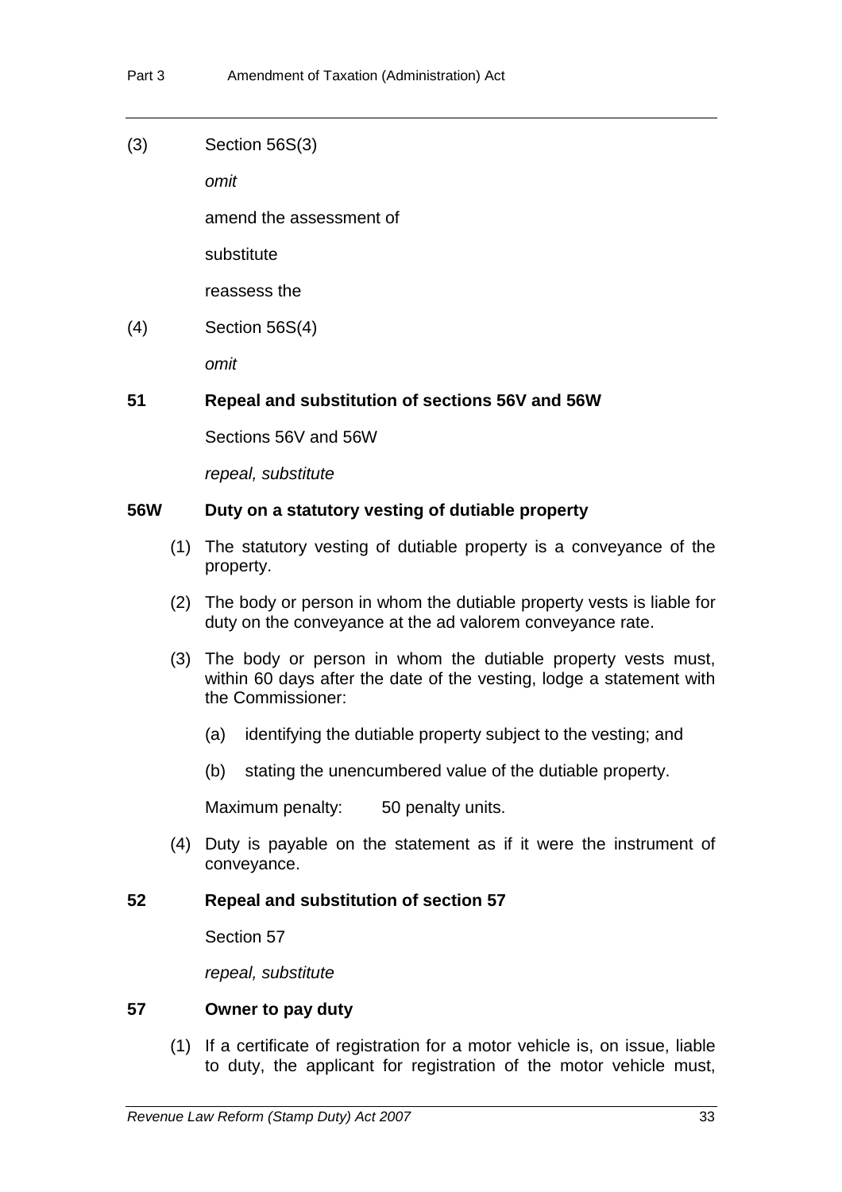(3) Section 56S(3)

*omit*

amend the assessment of

substitute

reassess the

(4) Section 56S(4)

*omit*

**51 Repeal and substitution of sections 56V and 56W**

Sections 56V and 56W

*repeal, substitute*

**56W Duty on a statutory vesting of dutiable property**

(1) The statutory vesting of dutiable property is a conveyance of the property.

(2) The body or person in whom the dutiable property vests is liable for duty on the conveyance at the ad valorem conveyance rate.

(3) The body or person in whom the dutiable property vests must, within 60 days after the date of the vesting, lodge a statement with the Commissioner:

(a) identifying the dutiable property subject to the vesting; and

(b) stating the unencumbered value of the dutiable property.

Maximum penalty: 50 penalty units.

(4) Duty is payable on the statement as if it were the instrument of conveyance.

**52 Repeal and substitution of section 57**

Section 57

*repeal, substitute*

**57 Owner to pay duty**

(1) If a certificate of registration for a motor vehicle is, on issue, liable to duty, the applicant for registration of the motor vehicle must,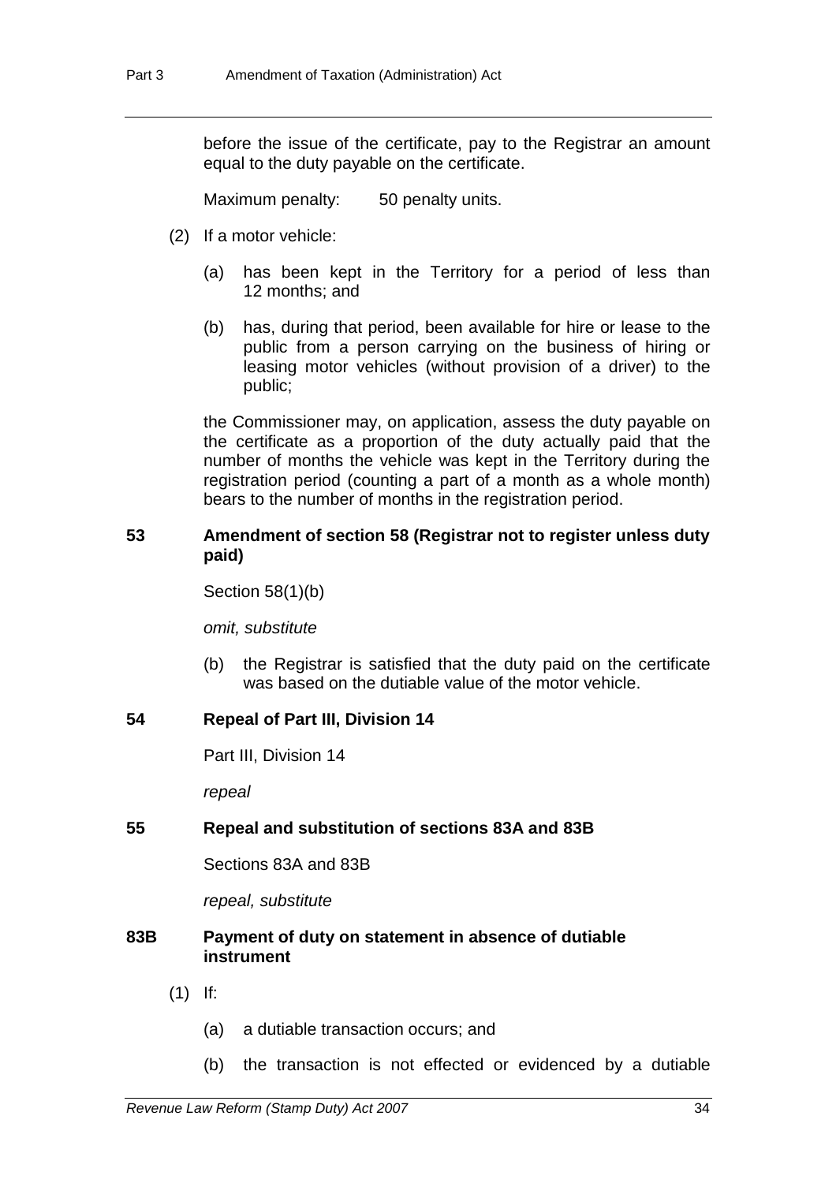before the issue of the certificate, pay to the Registrar an amount equal to the duty payable on the certificate.

Maximum penalty: 50 penalty units.

(2) If a motor vehicle:

(a) has been kept in the Territory for a period of less than 12 months; and

(b) has, during that period, been available for hire or lease to the public from a person carrying on the business of hiring or leasing motor vehicles (without provision of a driver) to the public;

the Commissioner may, on application, assess the duty payable on the certificate as a proportion of the duty actually paid that the number of months the vehicle was kept in the Territory during the registration period (counting a part of a month as a whole month) bears to the number of months in the registration period.

### 53 Amendment of section 58 (Registrar not to register unless duty paid)

Section 58(1)(b)

*omit, substitute*

(b) the Registrar is satisfied that the duty paid on the certificate was based on the dutiable value of the motor vehicle.

### 54 Repeal of Part III, Division 14

Part III, Division 14

*repeal*

### 55 Repeal and substitution of sections 83A and 83B

Sections 83A and 83B

*repeal, substitute*

### 83B Payment of duty on statement in absence of dutiable instrument

(1) If:

(a) a dutiable transaction occurs; and

(b) the transaction is not effected or evidenced by a dutiable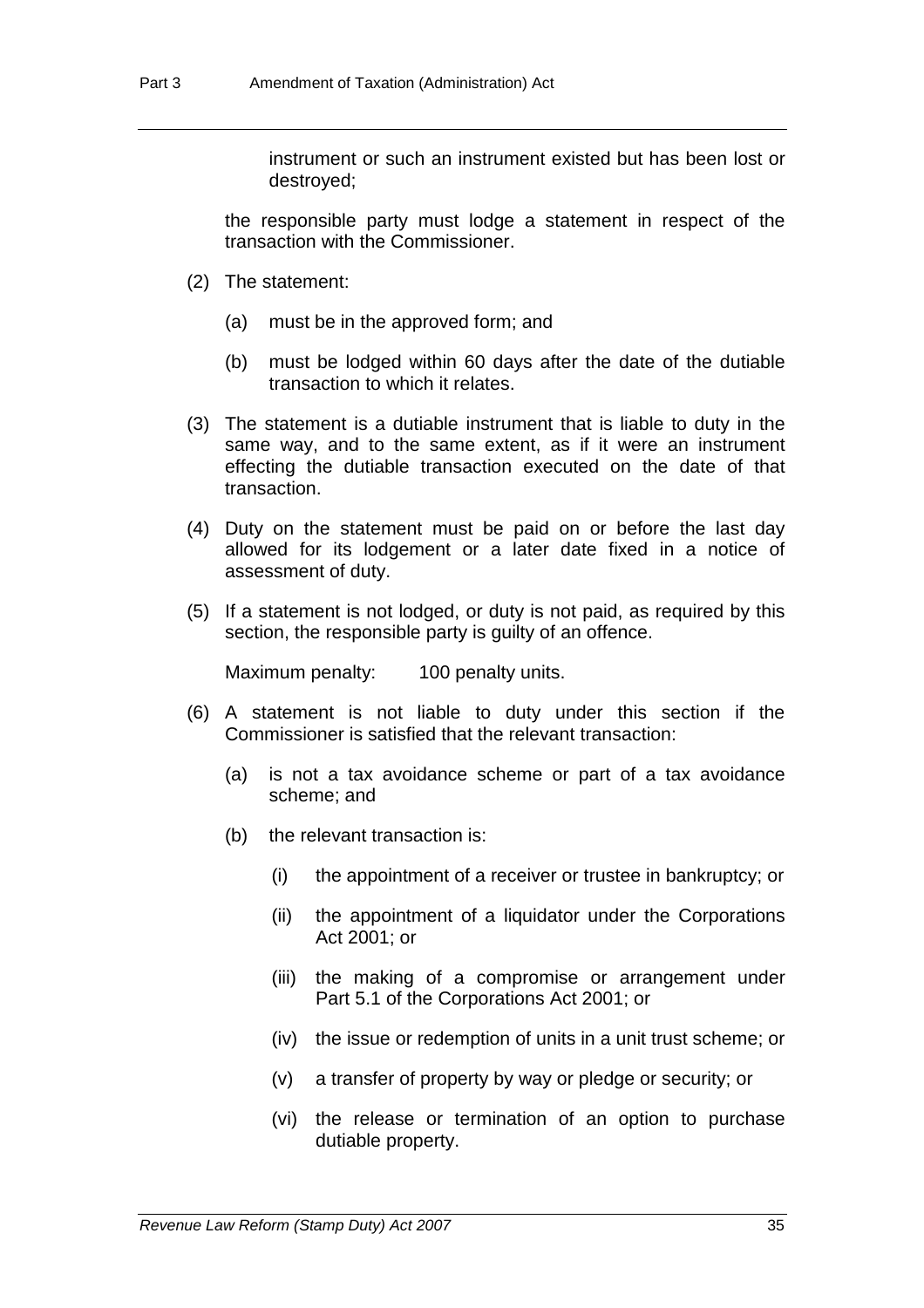instrument or such an instrument existed but has been lost or destroyed;

the responsible party must lodge a statement in respect of the transaction with the Commissioner.

(2) The statement:

(a) must be in the approved form; and

(b) must be lodged within 60 days after the date of the dutiable transaction to which it relates.

(3) The statement is a dutiable instrument that is liable to duty in the same way, and to the same extent, as if it were an instrument effecting the dutiable transaction executed on the date of that transaction.

(4) Duty on the statement must be paid on or before the last day allowed for its lodgement or a later date fixed in a notice of assessment of duty.

(5) If a statement is not lodged, or duty is not paid, as required by this section, the responsible party is guilty of an offence.

Maximum penalty: 100 penalty units.

(6) A statement is not liable to duty under this section if the Commissioner is satisfied that the relevant transaction:

(a) is not a tax avoidance scheme or part of a tax avoidance scheme; and

(b) the relevant transaction is:

(i) the appointment of a receiver or trustee in bankruptcy; or

(ii) the appointment of a liquidator under the Corporations Act 2001; or

(iii) the making of a compromise or arrangement under Part 5.1 of the Corporations Act 2001; or

(iv) the issue or redemption of units in a unit trust scheme; or

(v) a transfer of property by way or pledge or security; or

(vi) the release or termination of an option to purchase dutiable property.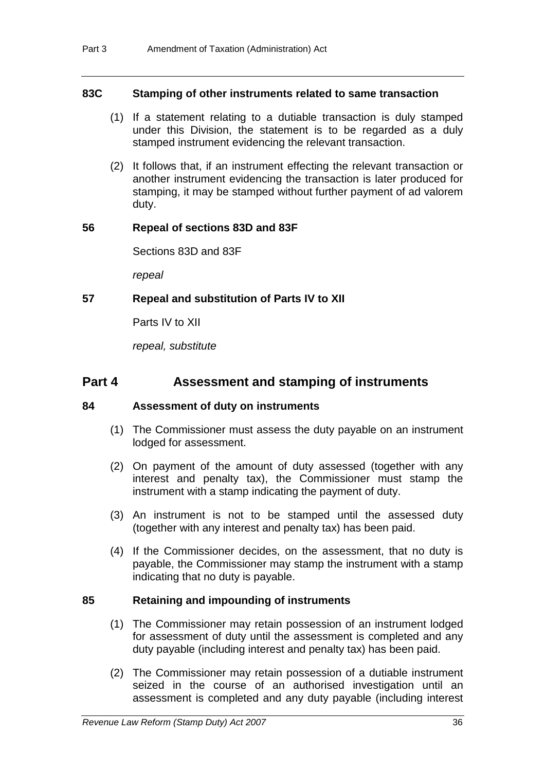### 83C Stamping of other instruments related to same transaction

(1) If a statement relating to a dutiable transaction is duly stamped under this Division, the statement is to be regarded as a duly stamped instrument evidencing the relevant transaction.

(2) It follows that, if an instrument effecting the relevant transaction or another instrument evidencing the transaction is later produced for stamping, it may be stamped without further payment of ad valorem duty.

### 56 Repeal of sections 83D and 83F

Sections 83D and 83F

*repeal*

### 57 Repeal and substitution of Parts IV to XII

Parts IV to XII

*repeal, substitute*

## Part 4 Assessment and stamping of instruments

### 84 Assessment of duty on instruments

(1) The Commissioner must assess the duty payable on an instrument lodged for assessment.

(2) On payment of the amount of duty assessed (together with any interest and penalty tax), the Commissioner must stamp the instrument with a stamp indicating the payment of duty.

(3) An instrument is not to be stamped until the assessed duty (together with any interest and penalty tax) has been paid.

(4) If the Commissioner decides, on the assessment, that no duty is payable, the Commissioner may stamp the instrument with a stamp indicating that no duty is payable.

### 85 Retaining and impounding of instruments

(1) The Commissioner may retain possession of an instrument lodged for assessment of duty until the assessment is completed and any duty payable (including interest and penalty tax) has been paid.

(2) The Commissioner may retain possession of a dutiable instrument seized in the course of an authorised investigation until an assessment is completed and any duty payable (including interest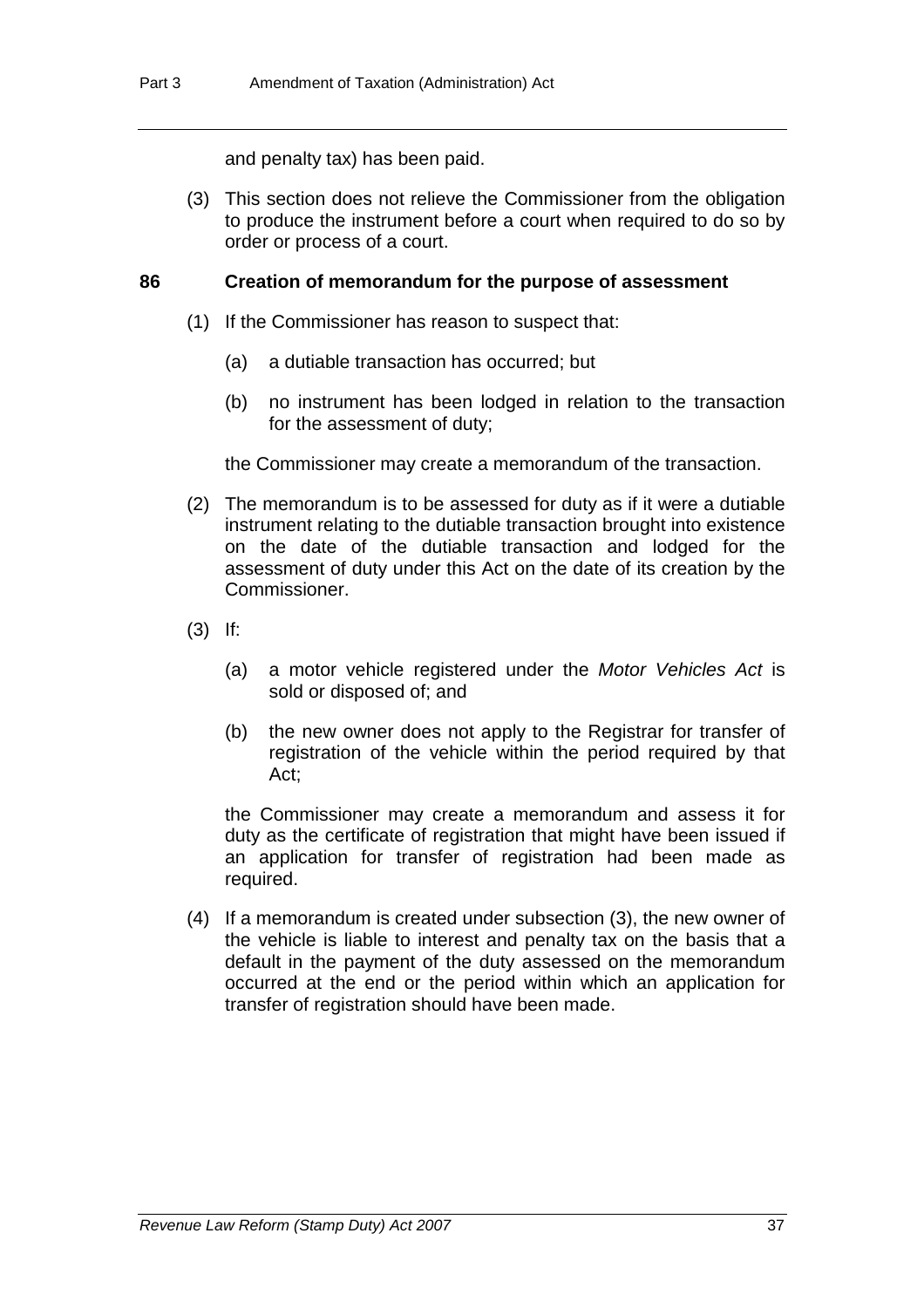and penalty tax) has been paid.

(3) This section does not relieve the Commissioner from the obligation to produce the instrument before a court when required to do so by order or process of a court.

### 86 Creation of memorandum for the purpose of assessment

(1) If the Commissioner has reason to suspect that:

(a) a dutiable transaction has occurred; but

(b) no instrument has been lodged in relation to the transaction for the assessment of duty;

the Commissioner may create a memorandum of the transaction.

(2) The memorandum is to be assessed for duty as if it were a dutiable instrument relating to the dutiable transaction brought into existence on the date of the dutiable transaction and lodged for the assessment of duty under this Act on the date of its creation by the Commissioner.

(3) If:

(a) a motor vehicle registered under the *Motor Vehicles Act* is sold or disposed of; and

(b) the new owner does not apply to the Registrar for transfer of registration of the vehicle within the period required by that Act;

the Commissioner may create a memorandum and assess it for duty as the certificate of registration that might have been issued if an application for transfer of registration had been made as required.

(4) If a memorandum is created under subsection (3), the new owner of the vehicle is liable to interest and penalty tax on the basis that a default in the payment of the duty assessed on the memorandum occurred at the end or the period within which an application for transfer of registration should have been made.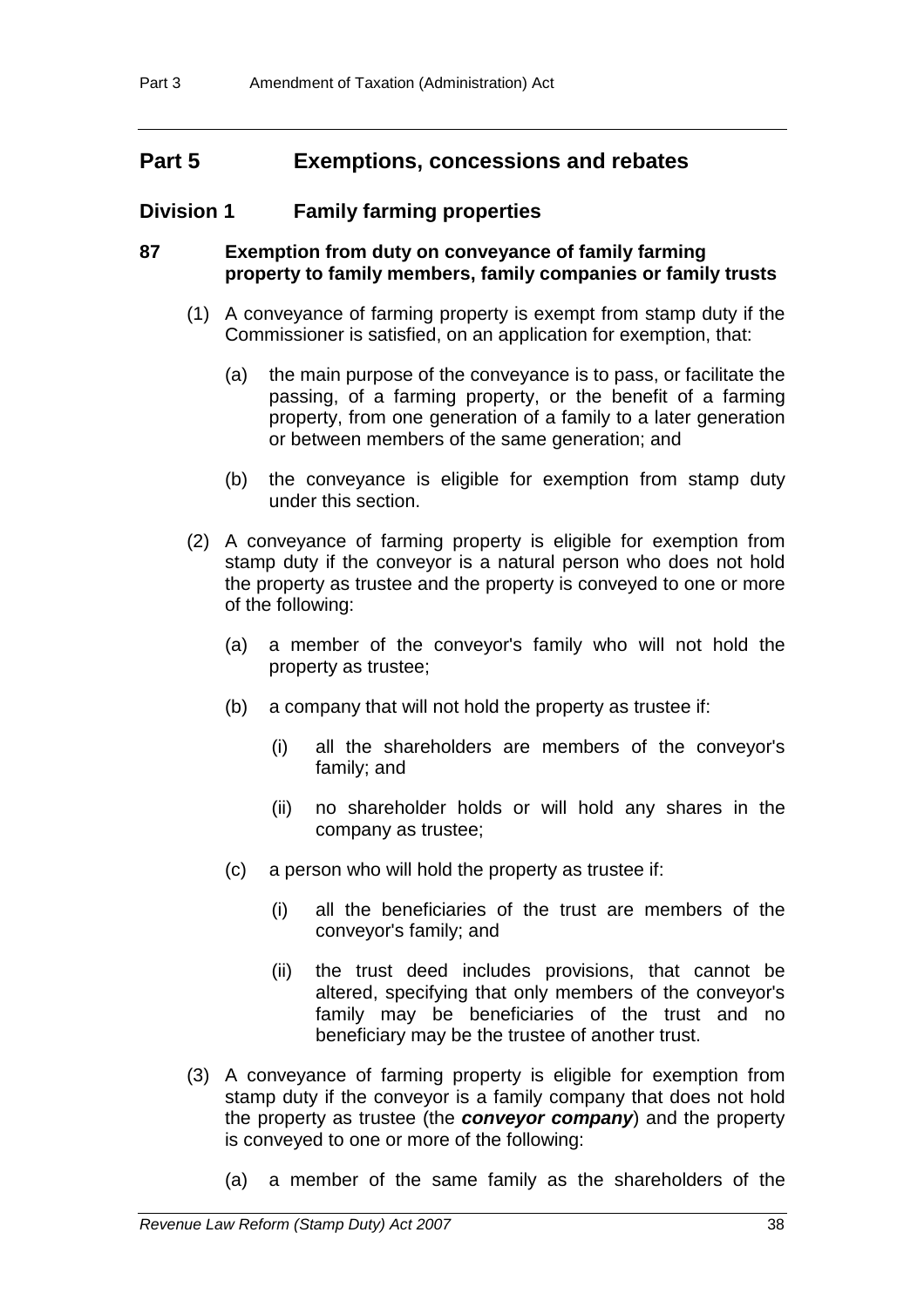## Part 5 Exemptions, concessions and rebates

### Division 1 Family farming properties

#### 87 Exemption from duty on conveyance of family farming property to family members, family companies or family trusts

(1) A conveyance of farming property is exempt from stamp duty if the Commissioner is satisfied, on an application for exemption, that:

(a) the main purpose of the conveyance is to pass, or facilitate the passing, of a farming property, or the benefit of a farming property, from one generation of a family to a later generation or between members of the same generation; and

(b) the conveyance is eligible for exemption from stamp duty under this section.

(2) A conveyance of farming property is eligible for exemption from stamp duty if the conveyor is a natural person who does not hold the property as trustee and the property is conveyed to one or more of the following:

(a) a member of the conveyor's family who will not hold the property as trustee;

(b) a company that will not hold the property as trustee if:

(i) all the shareholders are members of the conveyor's family; and

(ii) no shareholder holds or will hold any shares in the company as trustee;

(c) a person who will hold the property as trustee if:

(i) all the beneficiaries of the trust are members of the conveyor's family; and

(ii) the trust deed includes provisions, that cannot be altered, specifying that only members of the conveyor's family may be beneficiaries of the trust and no beneficiary may be the trustee of another trust.

(3) A conveyance of farming property is eligible for exemption from stamp duty if the conveyor is a family company that does not hold the property as trustee (the ***conveyor company***) and the property is conveyed to one or more of the following:

(a) a member of the same family as the shareholders of the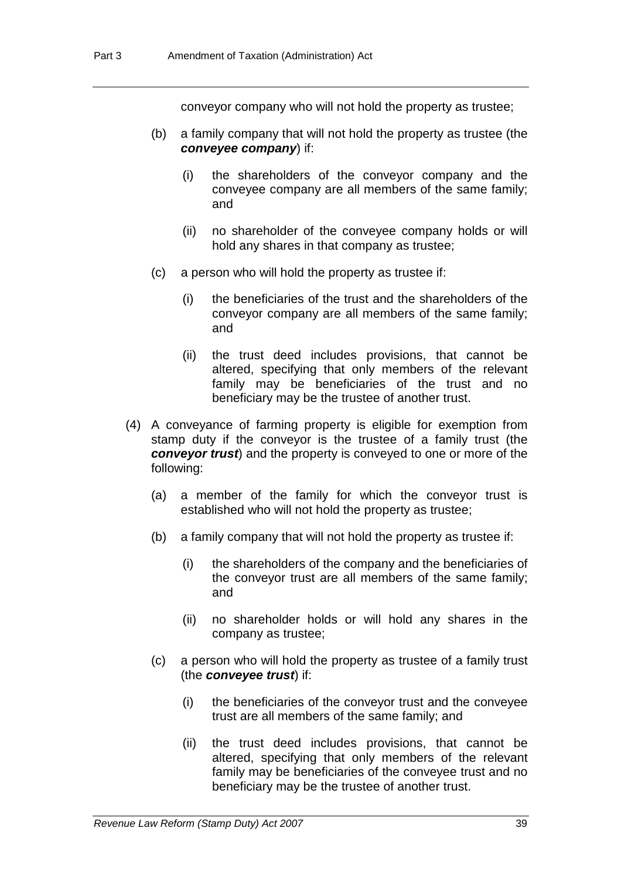conveyor company who will not hold the property as trustee;

(b) a family company that will not hold the property as trustee (the ***conveyee company***) if:

(i) the shareholders of the conveyor company and the conveyee company are all members of the same family; and

(ii) no shareholder of the conveyee company holds or will hold any shares in that company as trustee;

(c) a person who will hold the property as trustee if:

(i) the beneficiaries of the trust and the shareholders of the conveyor company are all members of the same family; and

(ii) the trust deed includes provisions, that cannot be altered, specifying that only members of the relevant family may be beneficiaries of the trust and no beneficiary may be the trustee of another trust.

(4) A conveyance of farming property is eligible for exemption from stamp duty if the conveyor is the trustee of a family trust (the ***conveyor trust***) and the property is conveyed to one or more of the following:

(a) a member of the family for which the conveyor trust is established who will not hold the property as trustee;

(b) a family company that will not hold the property as trustee if:

(i) the shareholders of the company and the beneficiaries of the conveyor trust are all members of the same family; and

(ii) no shareholder holds or will hold any shares in the company as trustee;

(c) a person who will hold the property as trustee of a family trust (the ***conveyee trust***) if:

(i) the beneficiaries of the conveyor trust and the conveyee trust are all members of the same family; and

(ii) the trust deed includes provisions, that cannot be altered, specifying that only members of the relevant family may be beneficiaries of the conveyee trust and no beneficiary may be the trustee of another trust.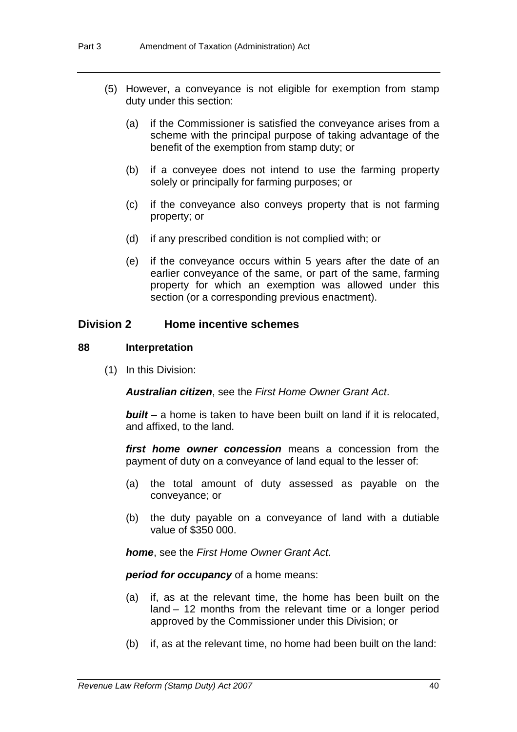(5) However, a conveyance is not eligible for exemption from stamp duty under this section:

(a) if the Commissioner is satisfied the conveyance arises from a scheme with the principal purpose of taking advantage of the benefit of the exemption from stamp duty; or

(b) if a conveyee does not intend to use the farming property solely or principally for farming purposes; or

(c) if the conveyance also conveys property that is not farming property; or

(d) if any prescribed condition is not complied with; or

(e) if the conveyance occurs within 5 years after the date of an earlier conveyance of the same, or part of the same, farming property for which an exemption was allowed under this section (or a corresponding previous enactment).

## Division 2 Home incentive schemes

### 88 Interpretation

(1) In this Division:

***Australian citizen***, see the *First Home Owner Grant Act*.

***built*** – a home is taken to have been built on land if it is relocated, and affixed, to the land.

***first home owner concession*** means a concession from the payment of duty on a conveyance of land equal to the lesser of:

(a) the total amount of duty assessed as payable on the conveyance; or

(b) the duty payable on a conveyance of land with a dutiable value of $350 000.

***home***, see the *First Home Owner Grant Act*.

***period for occupancy*** of a home means:

(a) if, as at the relevant time, the home has been built on the land – 12 months from the relevant time or a longer period approved by the Commissioner under this Division; or

(b) if, as at the relevant time, no home had been built on the land: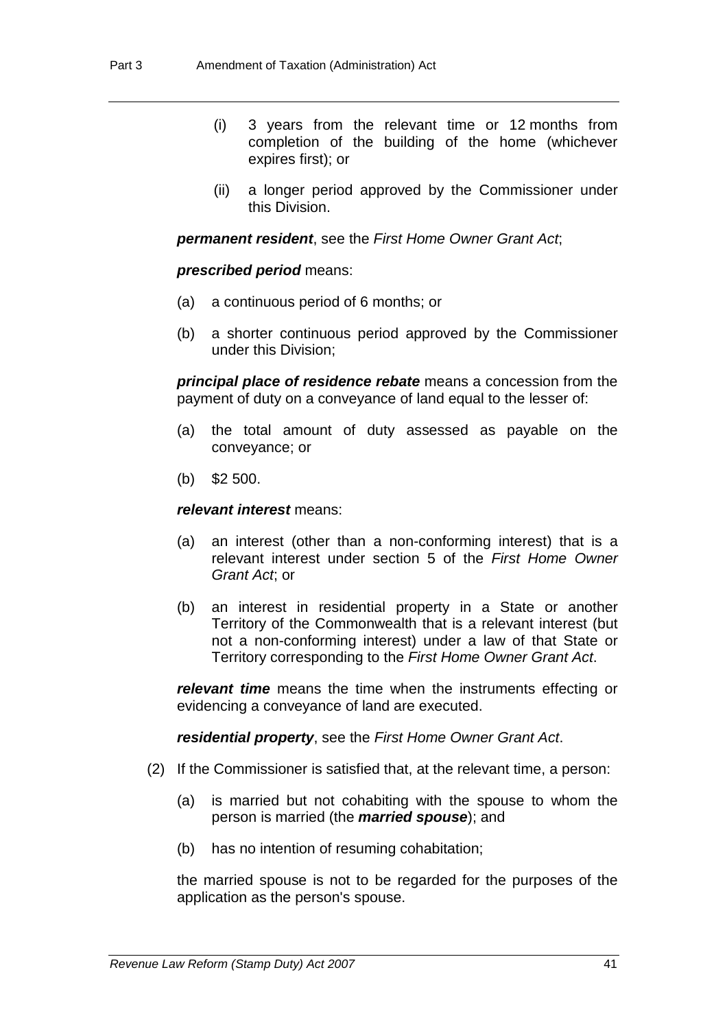(i) 3 years from the relevant time or 12 months from completion of the building of the home (whichever expires first); or

(ii) a longer period approved by the Commissioner under this Division.

***permanent resident***, see the *First Home Owner Grant Act*;

***prescribed period*** means:

(a) a continuous period of 6 months; or

(b) a shorter continuous period approved by the Commissioner under this Division;

***principal place of residence rebate*** means a concession from the payment of duty on a conveyance of land equal to the lesser of:

(a) the total amount of duty assessed as payable on the conveyance; or

(b) $2 500.

***relevant interest*** means:

(a) an interest (other than a non-conforming interest) that is a relevant interest under section 5 of the *First Home Owner Grant Act*; or

(b) an interest in residential property in a State or another Territory of the Commonwealth that is a relevant interest (but not a non-conforming interest) under a law of that State or Territory corresponding to the *First Home Owner Grant Act*.

***relevant time*** means the time when the instruments effecting or evidencing a conveyance of land are executed.

***residential property***, see the *First Home Owner Grant Act*.

(2) If the Commissioner is satisfied that, at the relevant time, a person:

(a) is married but not cohabiting with the spouse to whom the person is married (the ***married spouse***); and

(b) has no intention of resuming cohabitation;

the married spouse is not to be regarded for the purposes of the application as the person's spouse.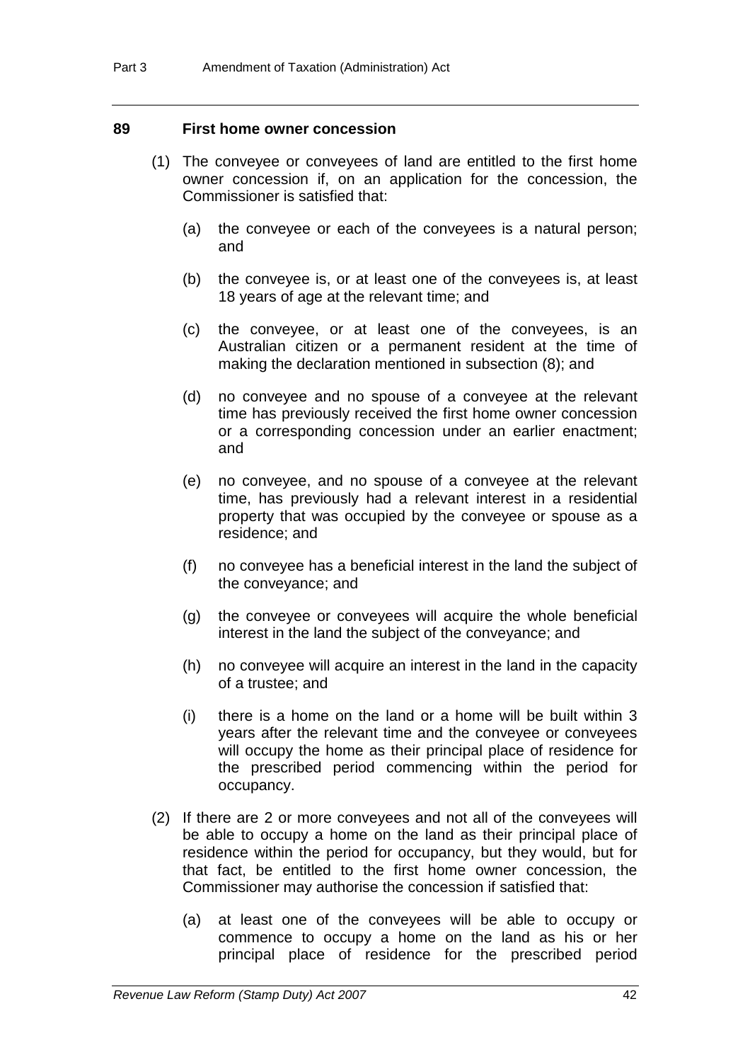### 89 First home owner concession

(1) The conveyee or conveyees of land are entitled to the first home owner concession if, on an application for the concession, the Commissioner is satisfied that:

(a) the conveyee or each of the conveyees is a natural person; and

(b) the conveyee is, or at least one of the conveyees is, at least 18 years of age at the relevant time; and

(c) the conveyee, or at least one of the conveyees, is an Australian citizen or a permanent resident at the time of making the declaration mentioned in subsection (8); and

(d) no conveyee and no spouse of a conveyee at the relevant time has previously received the first home owner concession or a corresponding concession under an earlier enactment; and

(e) no conveyee, and no spouse of a conveyee at the relevant time, has previously had a relevant interest in a residential property that was occupied by the conveyee or spouse as a residence; and

(f) no conveyee has a beneficial interest in the land the subject of the conveyance; and

(g) the conveyee or conveyees will acquire the whole beneficial interest in the land the subject of the conveyance; and

(h) no conveyee will acquire an interest in the land in the capacity of a trustee; and

(i) there is a home on the land or a home will be built within 3 years after the relevant time and the conveyee or conveyees will occupy the home as their principal place of residence for the prescribed period commencing within the period for occupancy.

(2) If there are 2 or more conveyees and not all of the conveyees will be able to occupy a home on the land as their principal place of residence within the period for occupancy, but they would, but for that fact, be entitled to the first home owner concession, the Commissioner may authorise the concession if satisfied that:

(a) at least one of the conveyees will be able to occupy or commence to occupy a home on the land as his or her principal place of residence for the prescribed period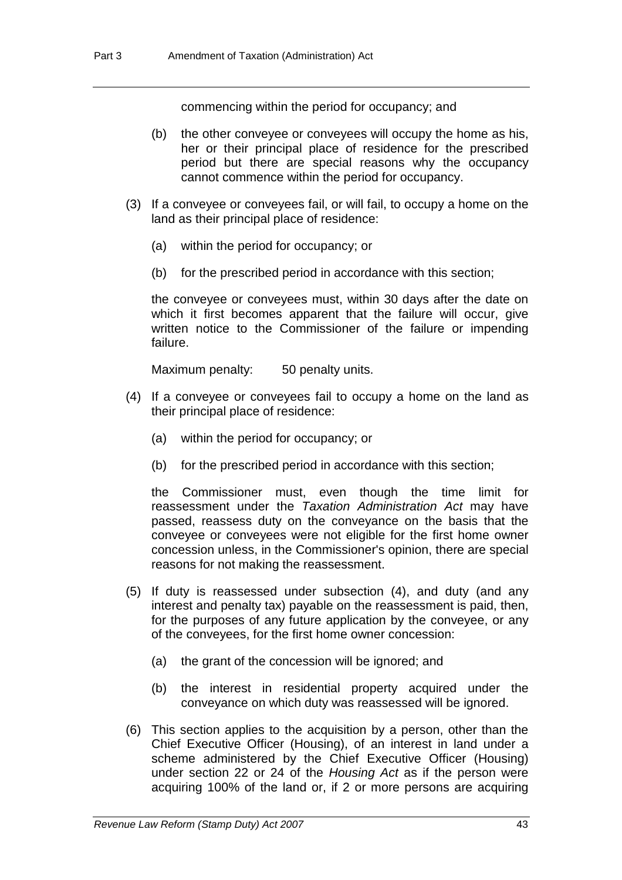commencing within the period for occupancy; and

(b) the other conveyee or conveyees will occupy the home as his, her or their principal place of residence for the prescribed period but there are special reasons why the occupancy cannot commence within the period for occupancy.

(3) If a conveyee or conveyees fail, or will fail, to occupy a home on the land as their principal place of residence:

(a) within the period for occupancy; or

(b) for the prescribed period in accordance with this section;

the conveyee or conveyees must, within 30 days after the date on which it first becomes apparent that the failure will occur, give written notice to the Commissioner of the failure or impending failure.

Maximum penalty: 50 penalty units.

(4) If a conveyee or conveyees fail to occupy a home on the land as their principal place of residence:

(a) within the period for occupancy; or

(b) for the prescribed period in accordance with this section;

the Commissioner must, even though the time limit for reassessment under the *Taxation Administration Act* may have passed, reassess duty on the conveyance on the basis that the conveyee or conveyees were not eligible for the first home owner concession unless, in the Commissioner's opinion, there are special reasons for not making the reassessment.

(5) If duty is reassessed under subsection (4), and duty (and any interest and penalty tax) payable on the reassessment is paid, then, for the purposes of any future application by the conveyee, or any of the conveyees, for the first home owner concession:

(a) the grant of the concession will be ignored; and

(b) the interest in residential property acquired under the conveyance on which duty was reassessed will be ignored.

(6) This section applies to the acquisition by a person, other than the Chief Executive Officer (Housing), of an interest in land under a scheme administered by the Chief Executive Officer (Housing) under section 22 or 24 of the *Housing Act* as if the person were acquiring 100% of the land or, if 2 or more persons are acquiring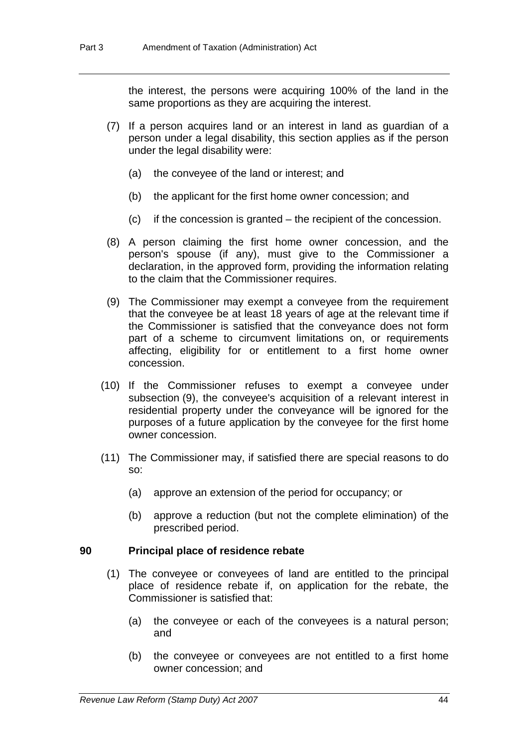the interest, the persons were acquiring 100% of the land in the same proportions as they are acquiring the interest.

(7) If a person acquires land or an interest in land as guardian of a person under a legal disability, this section applies as if the person under the legal disability were:

(a) the conveyee of the land or interest; and

(b) the applicant for the first home owner concession; and

(c) if the concession is granted – the recipient of the concession.

(8) A person claiming the first home owner concession, and the person's spouse (if any), must give to the Commissioner a declaration, in the approved form, providing the information relating to the claim that the Commissioner requires.

(9) The Commissioner may exempt a conveyee from the requirement that the conveyee be at least 18 years of age at the relevant time if the Commissioner is satisfied that the conveyance does not form part of a scheme to circumvent limitations on, or requirements affecting, eligibility for or entitlement to a first home owner concession.

(10) If the Commissioner refuses to exempt a conveyee under subsection (9), the conveyee's acquisition of a relevant interest in residential property under the conveyance will be ignored for the purposes of a future application by the conveyee for the first home owner concession.

(11) The Commissioner may, if satisfied there are special reasons to do so:

(a) approve an extension of the period for occupancy; or

(b) approve a reduction (but not the complete elimination) of the prescribed period.

**90 Principal place of residence rebate**

(1) The conveyee or conveyees of land are entitled to the principal place of residence rebate if, on application for the rebate, the Commissioner is satisfied that:

(a) the conveyee or each of the conveyees is a natural person; and

(b) the conveyee or conveyees are not entitled to a first home owner concession; and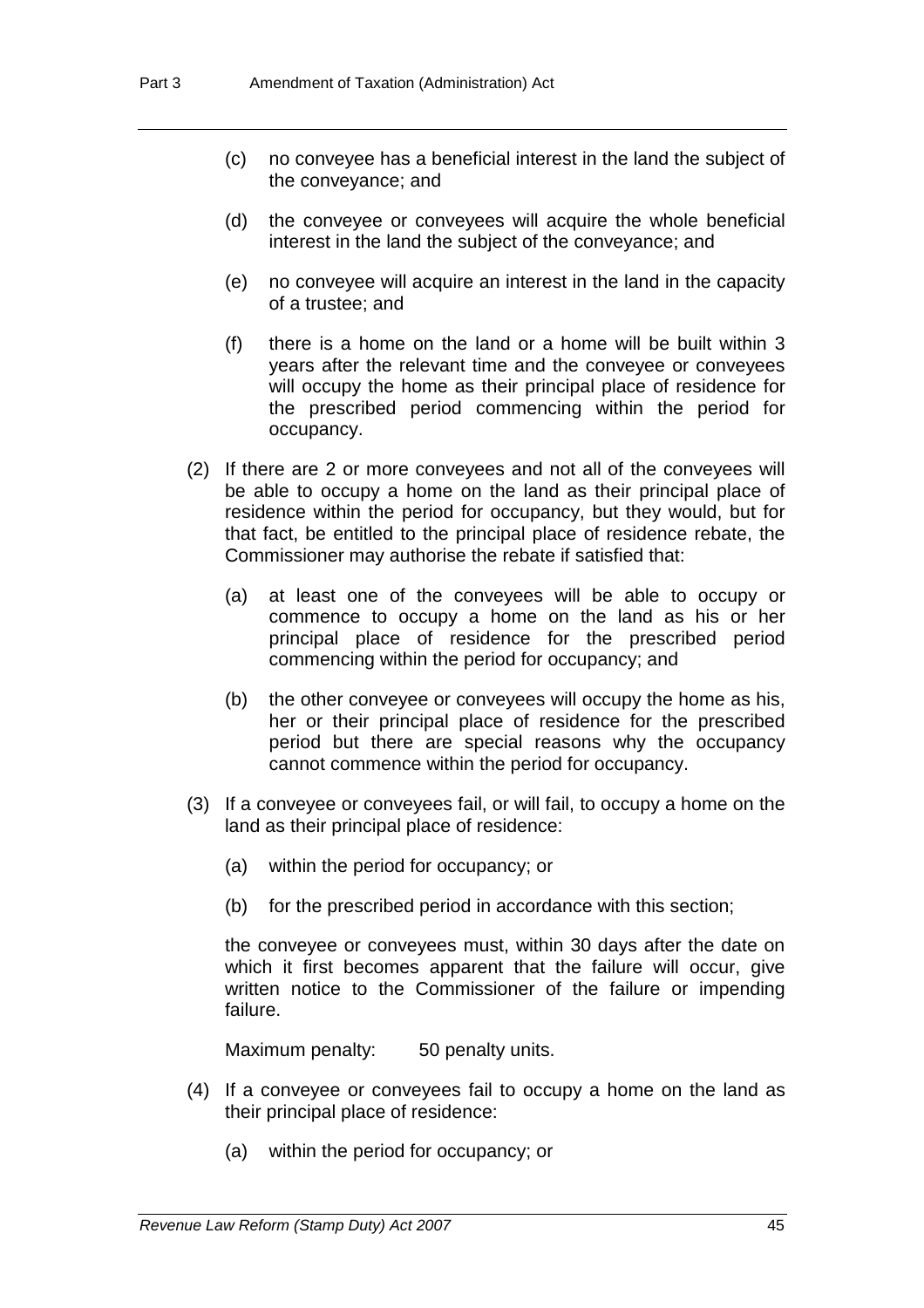(c) no conveyee has a beneficial interest in the land the subject of the conveyance; and

(d) the conveyee or conveyees will acquire the whole beneficial interest in the land the subject of the conveyance; and

(e) no conveyee will acquire an interest in the land in the capacity of a trustee; and

(f) there is a home on the land or a home will be built within 3 years after the relevant time and the conveyee or conveyees will occupy the home as their principal place of residence for the prescribed period commencing within the period for occupancy.

(2) If there are 2 or more conveyees and not all of the conveyees will be able to occupy a home on the land as their principal place of residence within the period for occupancy, but they would, but for that fact, be entitled to the principal place of residence rebate, the Commissioner may authorise the rebate if satisfied that:

(a) at least one of the conveyees will be able to occupy or commence to occupy a home on the land as his or her principal place of residence for the prescribed period commencing within the period for occupancy; and

(b) the other conveyee or conveyees will occupy the home as his, her or their principal place of residence for the prescribed period but there are special reasons why the occupancy cannot commence within the period for occupancy.

(3) If a conveyee or conveyees fail, or will fail, to occupy a home on the land as their principal place of residence:

(a) within the period for occupancy; or

(b) for the prescribed period in accordance with this section;

the conveyee or conveyees must, within 30 days after the date on which it first becomes apparent that the failure will occur, give written notice to the Commissioner of the failure or impending failure.

Maximum penalty: 50 penalty units.

(4) If a conveyee or conveyees fail to occupy a home on the land as their principal place of residence:

(a) within the period for occupancy; or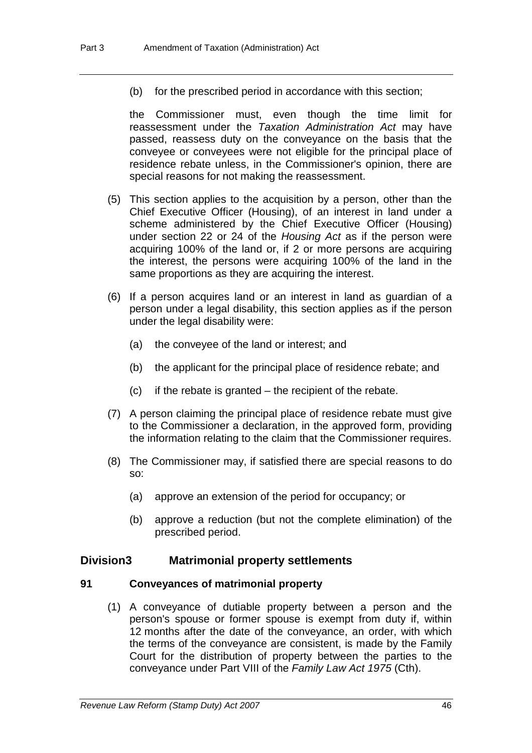(b) for the prescribed period in accordance with this section;

the Commissioner must, even though the time limit for reassessment under the *Taxation Administration Act* may have passed, reassess duty on the conveyance on the basis that the conveyee or conveyees were not eligible for the principal place of residence rebate unless, in the Commissioner's opinion, there are special reasons for not making the reassessment.

(5) This section applies to the acquisition by a person, other than the Chief Executive Officer (Housing), of an interest in land under a scheme administered by the Chief Executive Officer (Housing) under section 22 or 24 of the *Housing Act* as if the person were acquiring 100% of the land or, if 2 or more persons are acquiring the interest, the persons were acquiring 100% of the land in the same proportions as they are acquiring the interest.

(6) If a person acquires land or an interest in land as guardian of a person under a legal disability, this section applies as if the person under the legal disability were:

(a) the conveyee of the land or interest; and

(b) the applicant for the principal place of residence rebate; and

(c) if the rebate is granted – the recipient of the rebate.

(7) A person claiming the principal place of residence rebate must give to the Commissioner a declaration, in the approved form, providing the information relating to the claim that the Commissioner requires.

(8) The Commissioner may, if satisfied there are special reasons to do so:

(a) approve an extension of the period for occupancy; or

(b) approve a reduction (but not the complete elimination) of the prescribed period.

## Division3 Matrimonial property settlements

### 91 Conveyances of matrimonial property

(1) A conveyance of dutiable property between a person and the person's spouse or former spouse is exempt from duty if, within 12 months after the date of the conveyance, an order, with which the terms of the conveyance are consistent, is made by the Family Court for the distribution of property between the parties to the conveyance under Part VIII of the *Family Law Act 1975* (Cth).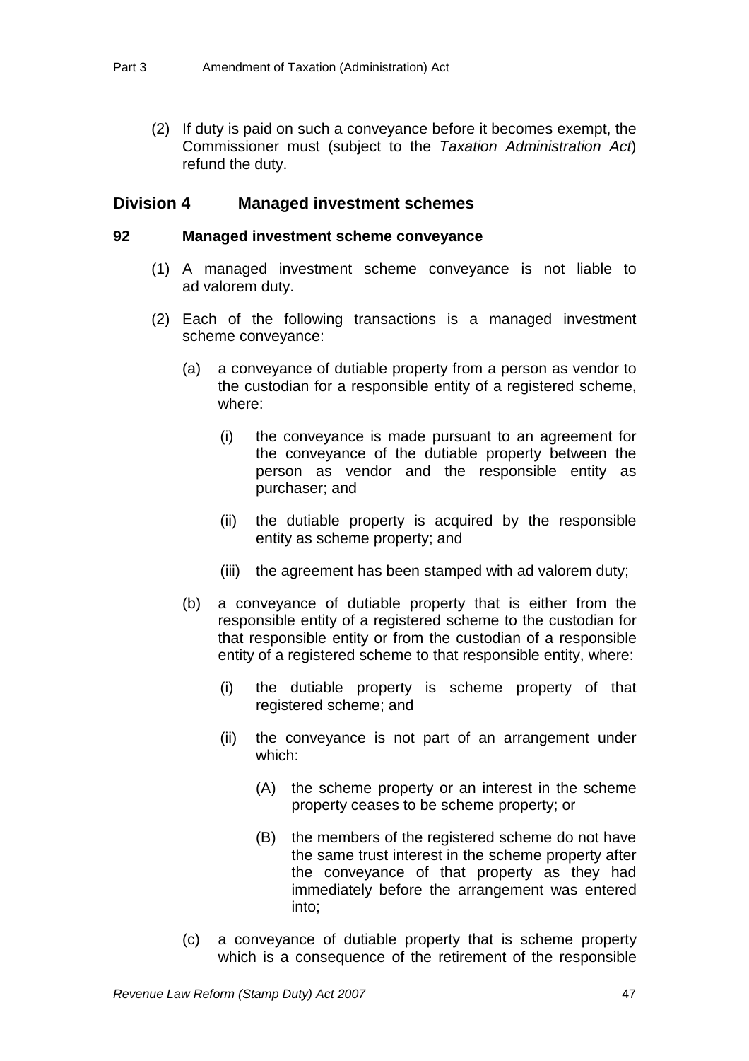(2) If duty is paid on such a conveyance before it becomes exempt, the Commissioner must (subject to the *Taxation Administration Act*) refund the duty.

## Division 4 Managed investment schemes

### 92 Managed investment scheme conveyance

(1) A managed investment scheme conveyance is not liable to ad valorem duty.

(2) Each of the following transactions is a managed investment scheme conveyance:

(a) a conveyance of dutiable property from a person as vendor to the custodian for a responsible entity of a registered scheme, where:

(i) the conveyance is made pursuant to an agreement for the conveyance of the dutiable property between the person as vendor and the responsible entity as purchaser; and

(ii) the dutiable property is acquired by the responsible entity as scheme property; and

(iii) the agreement has been stamped with ad valorem duty;

(b) a conveyance of dutiable property that is either from the responsible entity of a registered scheme to the custodian for that responsible entity or from the custodian of a responsible entity of a registered scheme to that responsible entity, where:

(i) the dutiable property is scheme property of that registered scheme; and

(ii) the conveyance is not part of an arrangement under which:

(A) the scheme property or an interest in the scheme property ceases to be scheme property; or

(B) the members of the registered scheme do not have the same trust interest in the scheme property after the conveyance of that property as they had immediately before the arrangement was entered into;

(c) a conveyance of dutiable property that is scheme property which is a consequence of the retirement of the responsible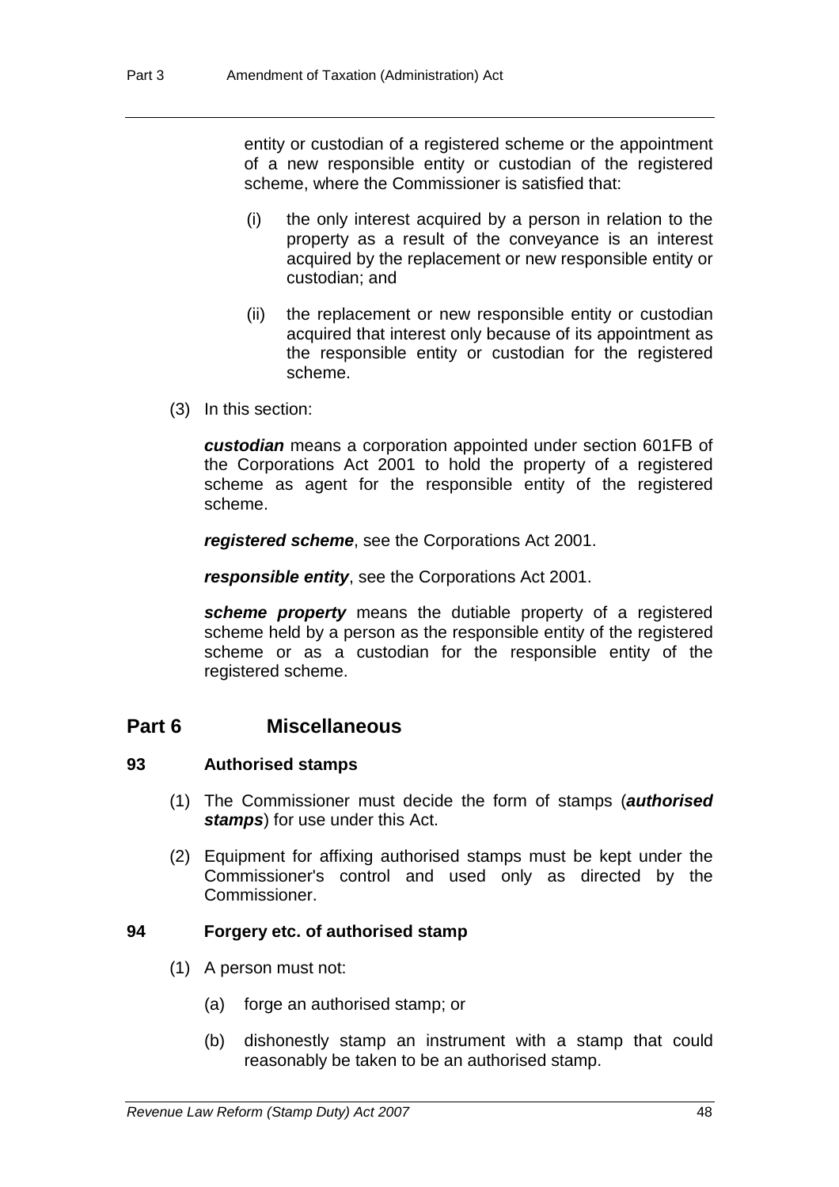entity or custodian of a registered scheme or the appointment of a new responsible entity or custodian of the registered scheme, where the Commissioner is satisfied that:

(i) the only interest acquired by a person in relation to the property as a result of the conveyance is an interest acquired by the replacement or new responsible entity or custodian; and

(ii) the replacement or new responsible entity or custodian acquired that interest only because of its appointment as the responsible entity or custodian for the registered scheme.

(3) In this section:

***custodian*** means a corporation appointed under section 601FB of the Corporations Act 2001 to hold the property of a registered scheme as agent for the responsible entity of the registered scheme.

***registered scheme***, see the Corporations Act 2001.

***responsible entity***, see the Corporations Act 2001.

***scheme property*** means the dutiable property of a registered scheme held by a person as the responsible entity of the registered scheme or as a custodian for the responsible entity of the registered scheme.

## Part 6 Miscellaneous

### 93 Authorised stamps

(1) The Commissioner must decide the form of stamps (***authorised stamps***) for use under this Act.

(2) Equipment for affixing authorised stamps must be kept under the Commissioner's control and used only as directed by the Commissioner.

### 94 Forgery etc. of authorised stamp

(1) A person must not:

(a) forge an authorised stamp; or

(b) dishonestly stamp an instrument with a stamp that could reasonably be taken to be an authorised stamp.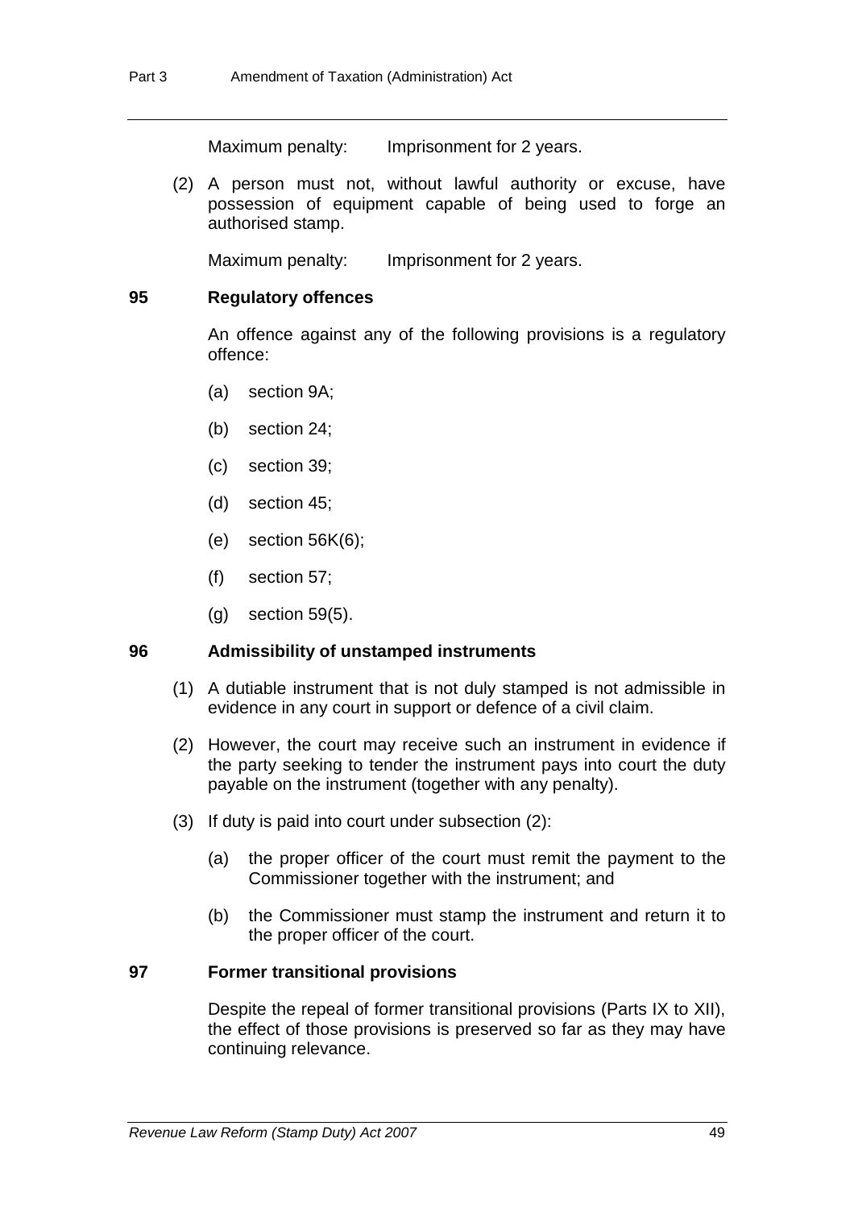Maximum penalty: Imprisonment for 2 years.

(2) A person must not, without lawful authority or excuse, have possession of equipment capable of being used to forge an authorised stamp.

Maximum penalty: Imprisonment for 2 years.

### 95 Regulatory offences

An offence against any of the following provisions is a regulatory offence:

(a) section 9A;

(b) section 24;

(c) section 39;

(d) section 45;

(e) section 56K(6);

(f) section 57;

(g) section 59(5).

### 96 Admissibility of unstamped instruments

(1) A dutiable instrument that is not duly stamped is not admissible in evidence in any court in support or defence of a civil claim.

(2) However, the court may receive such an instrument in evidence if the party seeking to tender the instrument pays into court the duty payable on the instrument (together with any penalty).

(3) If duty is paid into court under subsection (2):

(a) the proper officer of the court must remit the payment to the Commissioner together with the instrument; and

(b) the Commissioner must stamp the instrument and return it to the proper officer of the court.

### 97 Former transitional provisions

Despite the repeal of former transitional provisions (Parts IX to XII), the effect of those provisions is preserved so far as they may have continuing relevance.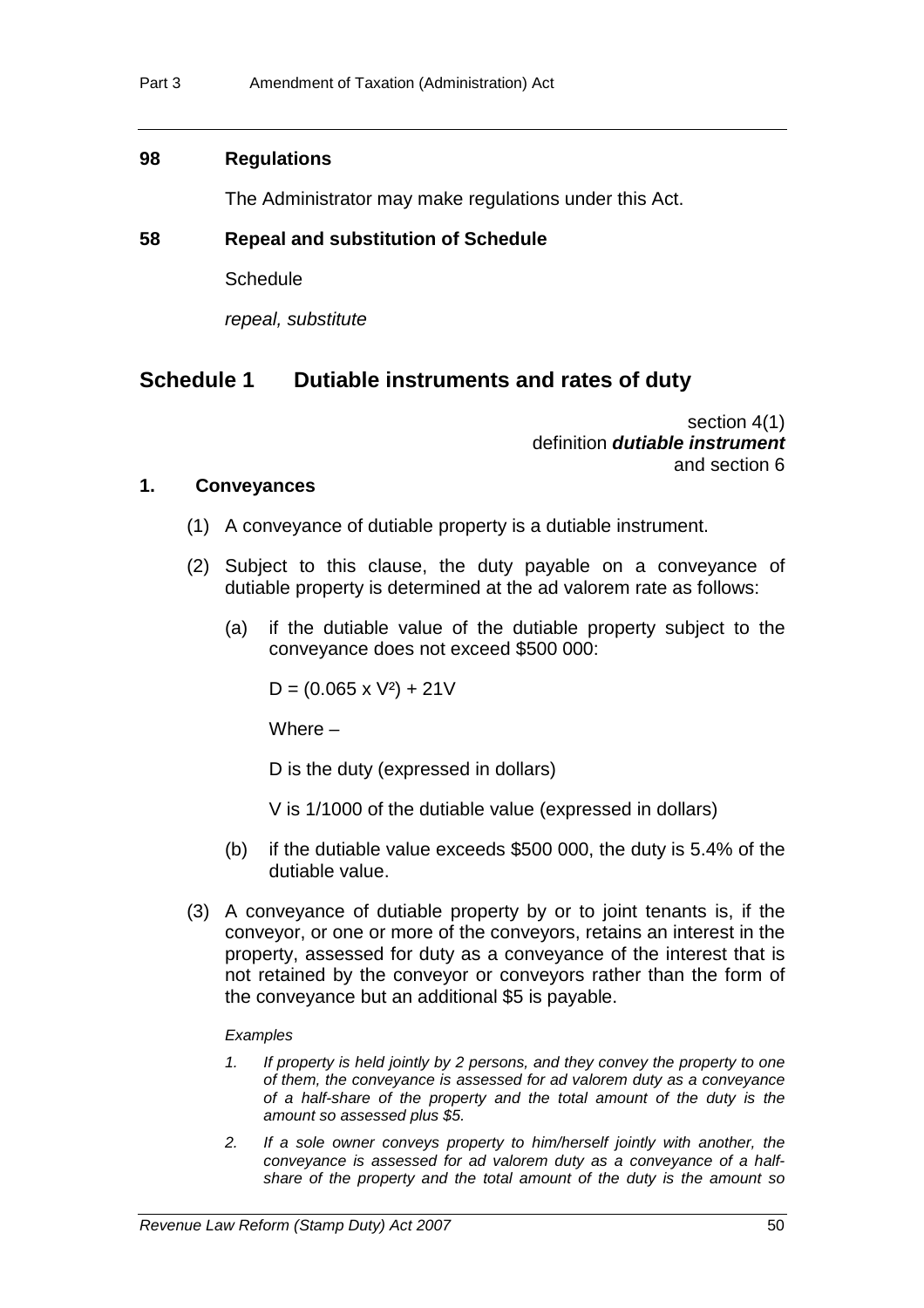**98 Regulations**

The Administrator may make regulations under this Act.

**58 Repeal and substitution of Schedule**

Schedule

*repeal, substitute*

## Schedule 1 Dutiable instruments and rates of duty

section 4(1)
definition ***dutiable instrument***
and section 6

**1. Conveyances**

(1) A conveyance of dutiable property is a dutiable instrument.

(2) Subject to this clause, the duty payable on a conveyance of dutiable property is determined at the ad valorem rate as follows:

(a) if the dutiable value of the dutiable property subject to the conveyance does not exceed \$500 000:

$D = (0.065 \times V^2) + 21V$

Where –

D is the duty (expressed in dollars)

V is 1/1000 of the dutiable value (expressed in dollars)

(b) if the dutiable value exceeds \$500 000, the duty is 5.4% of the dutiable value.

(3) A conveyance of dutiable property by or to joint tenants is, if the conveyor, or one or more of the conveyors, retains an interest in the property, assessed for duty as a conveyance of the interest that is not retained by the conveyor or conveyors rather than the form of the conveyance but an additional \$5 is payable.

*Examples*

*1. If property is held jointly by 2 persons, and they convey the property to one of them, the conveyance is assessed for ad valorem duty as a conveyance of a half-share of the property and the total amount of the duty is the amount so assessed plus \$5.*

*2. If a sole owner conveys property to him/herself jointly with another, the conveyance is assessed for ad valorem duty as a conveyance of a half-share of the property and the total amount of the duty is the amount so*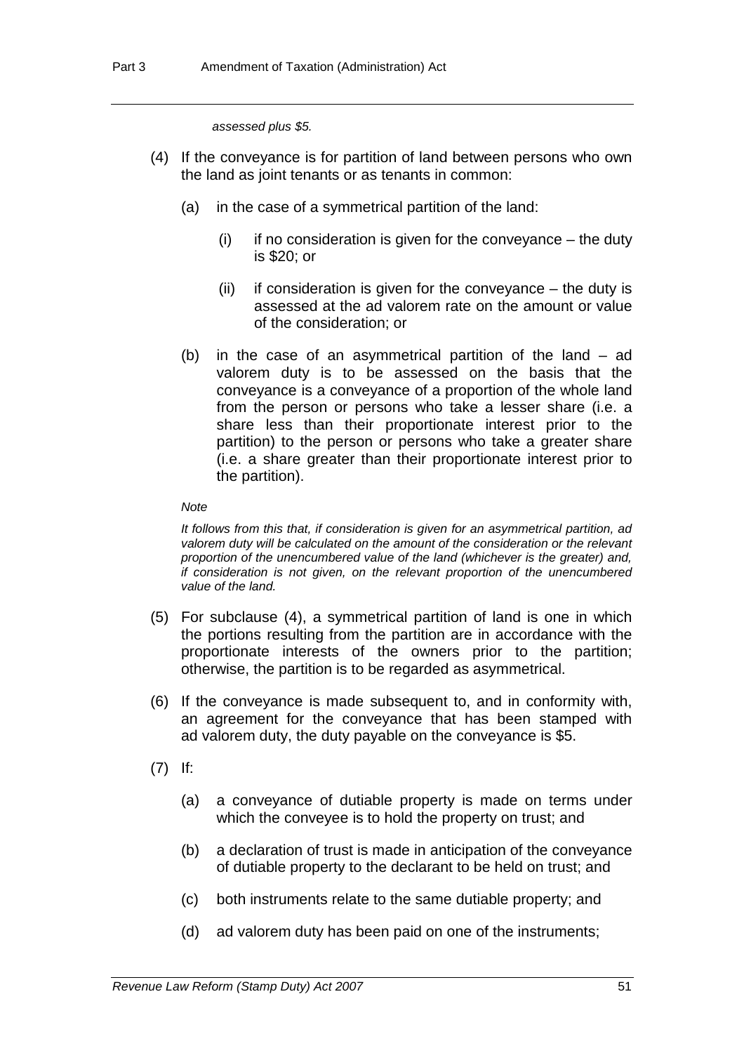*assessed plus $5.*

(4) If the conveyance is for partition of land between persons who own the land as joint tenants or as tenants in common:

(a) in the case of a symmetrical partition of the land:

(i) if no consideration is given for the conveyance – the duty is $20; or

(ii) if consideration is given for the conveyance – the duty is assessed at the ad valorem rate on the amount or value of the consideration; or

(b) in the case of an asymmetrical partition of the land – ad valorem duty is to be assessed on the basis that the conveyance is a conveyance of a proportion of the whole land from the person or persons who take a lesser share (i.e. a share less than their proportionate interest prior to the partition) to the person or persons who take a greater share (i.e. a share greater than their proportionate interest prior to the partition).

*Note*

*It follows from this that, if consideration is given for an asymmetrical partition, ad valorem duty will be calculated on the amount of the consideration or the relevant proportion of the unencumbered value of the land (whichever is the greater) and, if consideration is not given, on the relevant proportion of the unencumbered value of the land.*

(5) For subclause (4), a symmetrical partition of land is one in which the portions resulting from the partition are in accordance with the proportionate interests of the owners prior to the partition; otherwise, the partition is to be regarded as asymmetrical.

(6) If the conveyance is made subsequent to, and in conformity with, an agreement for the conveyance that has been stamped with ad valorem duty, the duty payable on the conveyance is $5.

(7) If:

(a) a conveyance of dutiable property is made on terms under which the conveyee is to hold the property on trust; and

(b) a declaration of trust is made in anticipation of the conveyance of dutiable property to the declarant to be held on trust; and

(c) both instruments relate to the same dutiable property; and

(d) ad valorem duty has been paid on one of the instruments;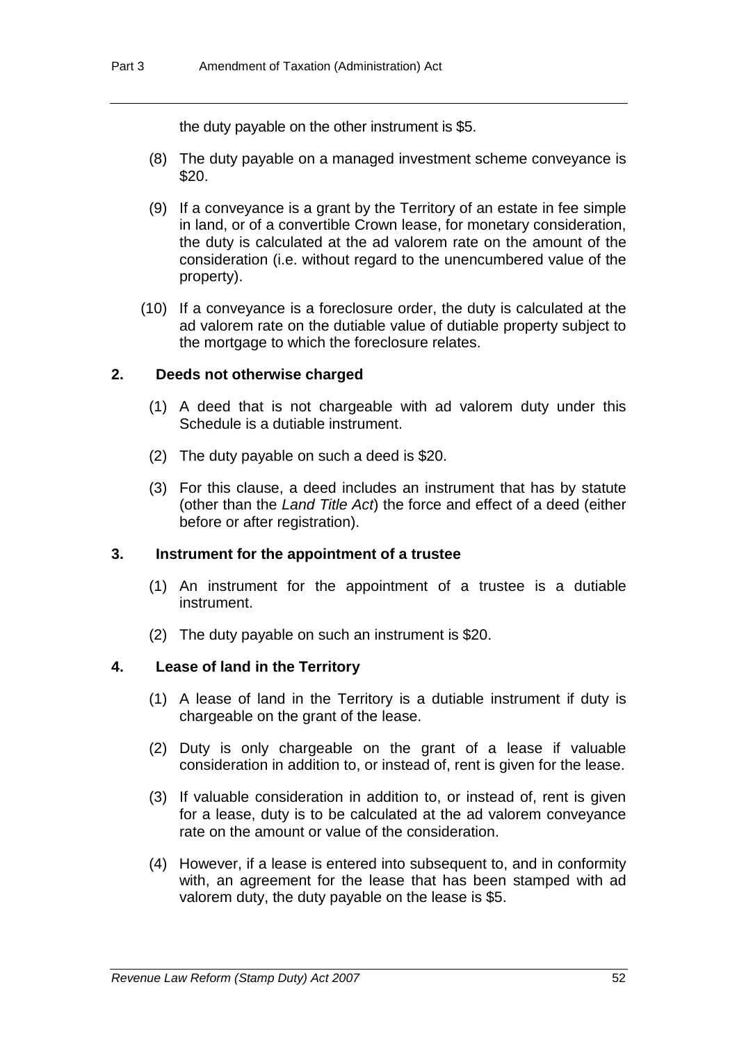the duty payable on the other instrument is $5.

(8) The duty payable on a managed investment scheme conveyance is $20.

(9) If a conveyance is a grant by the Territory of an estate in fee simple in land, or of a convertible Crown lease, for monetary consideration, the duty is calculated at the ad valorem rate on the amount of the consideration (i.e. without regard to the unencumbered value of the property).

(10) If a conveyance is a foreclosure order, the duty is calculated at the ad valorem rate on the dutiable value of dutiable property subject to the mortgage to which the foreclosure relates.

### 2. Deeds not otherwise charged

(1) A deed that is not chargeable with ad valorem duty under this Schedule is a dutiable instrument.

(2) The duty payable on such a deed is $20.

(3) For this clause, a deed includes an instrument that has by statute (other than the *Land Title Act*) the force and effect of a deed (either before or after registration).

### 3. Instrument for the appointment of a trustee

(1) An instrument for the appointment of a trustee is a dutiable instrument.

(2) The duty payable on such an instrument is $20.

### 4. Lease of land in the Territory

(1) A lease of land in the Territory is a dutiable instrument if duty is chargeable on the grant of the lease.

(2) Duty is only chargeable on the grant of a lease if valuable consideration in addition to, or instead of, rent is given for the lease.

(3) If valuable consideration in addition to, or instead of, rent is given for a lease, duty is to be calculated at the ad valorem conveyance rate on the amount or value of the consideration.

(4) However, if a lease is entered into subsequent to, and in conformity with, an agreement for the lease that has been stamped with ad valorem duty, the duty payable on the lease is $5.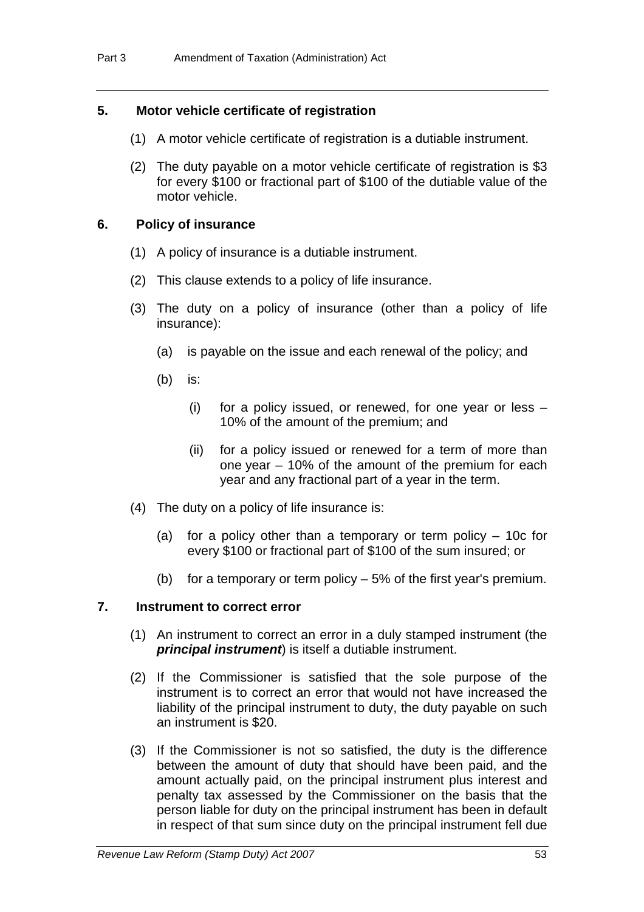### 5. Motor vehicle certificate of registration

(1) A motor vehicle certificate of registration is a dutiable instrument.

(2) The duty payable on a motor vehicle certificate of registration is $3 for every $100 or fractional part of $100 of the dutiable value of the motor vehicle.

### 6. Policy of insurance

(1) A policy of insurance is a dutiable instrument.

(2) This clause extends to a policy of life insurance.

(3) The duty on a policy of insurance (other than a policy of life insurance):

(a) is payable on the issue and each renewal of the policy; and

(b) is:

(i) for a policy issued, or renewed, for one year or less – 10% of the amount of the premium; and

(ii) for a policy issued or renewed for a term of more than one year – 10% of the amount of the premium for each year and any fractional part of a year in the term.

(4) The duty on a policy of life insurance is:

(a) for a policy other than a temporary or term policy – 10c for every $100 or fractional part of $100 of the sum insured; or

(b) for a temporary or term policy – 5% of the first year's premium.

### 7. Instrument to correct error

(1) An instrument to correct an error in a duly stamped instrument (the ***principal instrument***) is itself a dutiable instrument.

(2) If the Commissioner is satisfied that the sole purpose of the instrument is to correct an error that would not have increased the liability of the principal instrument to duty, the duty payable on such an instrument is $20.

(3) If the Commissioner is not so satisfied, the duty is the difference between the amount of duty that should have been paid, and the amount actually paid, on the principal instrument plus interest and penalty tax assessed by the Commissioner on the basis that the person liable for duty on the principal instrument has been in default in respect of that sum since duty on the principal instrument fell due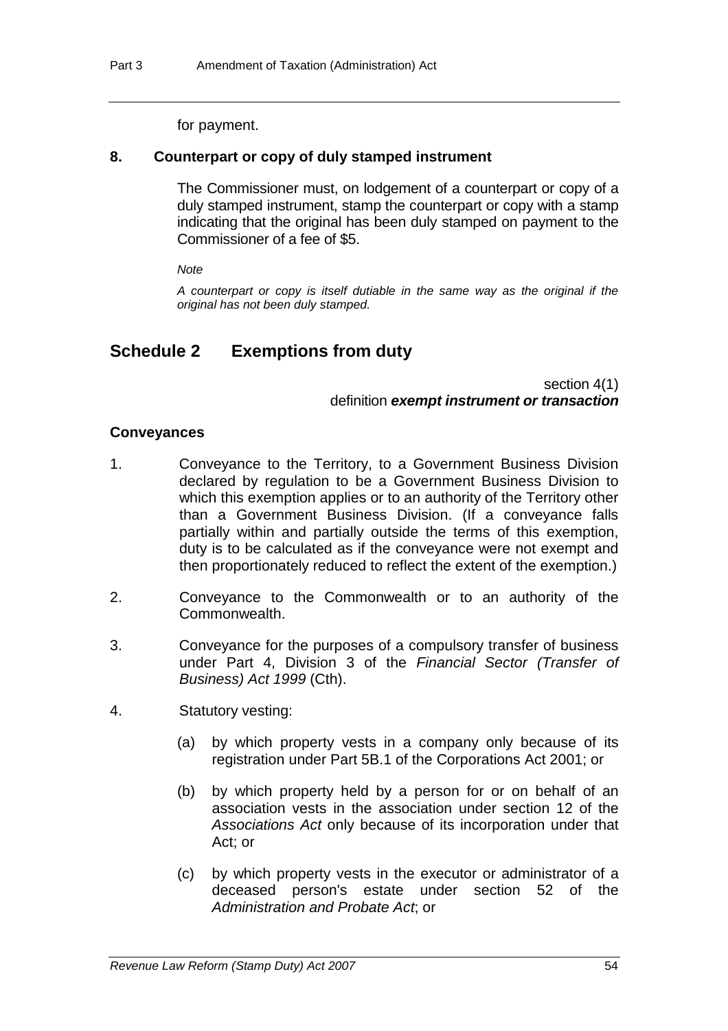for payment.

### 8. Counterpart or copy of duly stamped instrument

The Commissioner must, on lodgement of a counterpart or copy of a duly stamped instrument, stamp the counterpart or copy with a stamp indicating that the original has been duly stamped on payment to the Commissioner of a fee of $5.

*Note*

*A counterpart or copy is itself dutiable in the same way as the original if the original has not been duly stamped.*

## Schedule 2 Exemptions from duty

section 4(1)
definition ***exempt instrument or transaction***

**Conveyances**

1. Conveyance to the Territory, to a Government Business Division declared by regulation to be a Government Business Division to which this exemption applies or to an authority of the Territory other than a Government Business Division. (If a conveyance falls partially within and partially outside the terms of this exemption, duty is to be calculated as if the conveyance were not exempt and then proportionately reduced to reflect the extent of the exemption.)

2. Conveyance to the Commonwealth or to an authority of the Commonwealth.

3. Conveyance for the purposes of a compulsory transfer of business under Part 4, Division 3 of the *Financial Sector (Transfer of Business) Act 1999* (Cth).

4. Statutory vesting:

   (a) by which property vests in a company only because of its registration under Part 5B.1 of the Corporations Act 2001; or

   (b) by which property held by a person for or on behalf of an association vests in the association under section 12 of the *Associations Act* only because of its incorporation under that Act; or

   (c) by which property vests in the executor or administrator of a deceased person's estate under section 52 of the *Administration and Probate Act*; or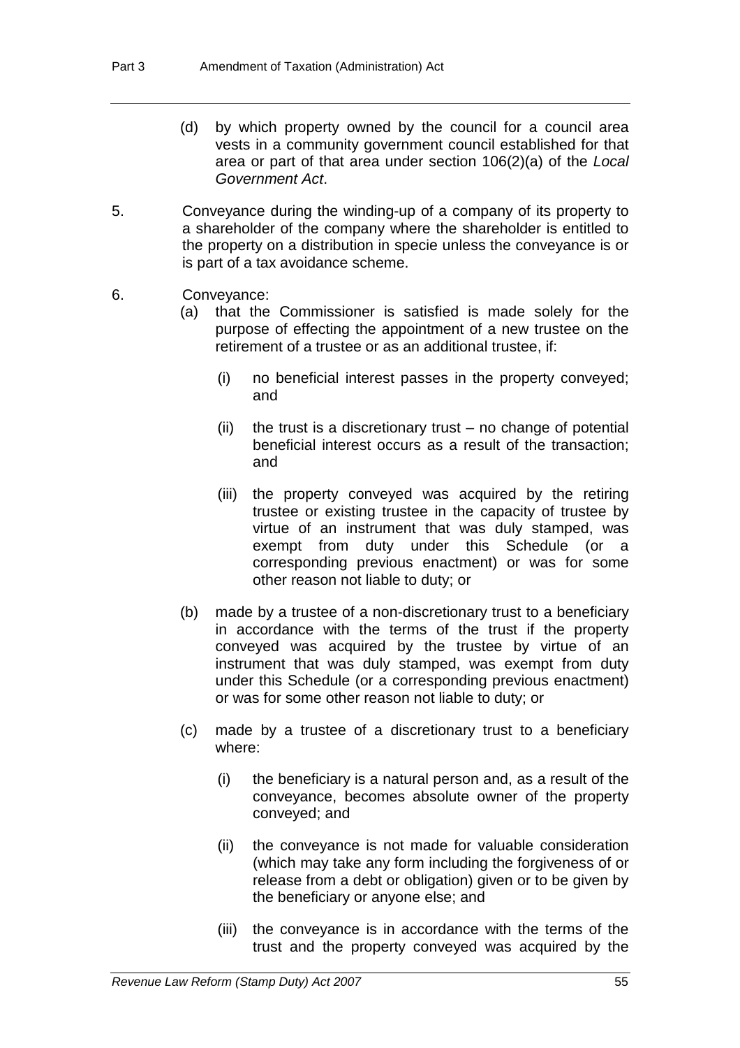(d) by which property owned by the council for a council area vests in a community government council established for that area or part of that area under section 106(2)(a) of the *Local Government Act*.

5. Conveyance during the winding-up of a company of its property to a shareholder of the company where the shareholder is entitled to the property on a distribution in specie unless the conveyance is or is part of a tax avoidance scheme.

6. Conveyance:

   (a) that the Commissioner is satisfied is made solely for the purpose of effecting the appointment of a new trustee on the retirement of a trustee or as an additional trustee, if:

      (i) no beneficial interest passes in the property conveyed; and

      (ii) the trust is a discretionary trust – no change of potential beneficial interest occurs as a result of the transaction; and

      (iii) the property conveyed was acquired by the retiring trustee or existing trustee in the capacity of trustee by virtue of an instrument that was duly stamped, was exempt from duty under this Schedule (or a corresponding previous enactment) or was for some other reason not liable to duty; or

   (b) made by a trustee of a non-discretionary trust to a beneficiary in accordance with the terms of the trust if the property conveyed was acquired by the trustee by virtue of an instrument that was duly stamped, was exempt from duty under this Schedule (or a corresponding previous enactment) or was for some other reason not liable to duty; or

   (c) made by a trustee of a discretionary trust to a beneficiary where:

      (i) the beneficiary is a natural person and, as a result of the conveyance, becomes absolute owner of the property conveyed; and

      (ii) the conveyance is not made for valuable consideration (which may take any form including the forgiveness of or release from a debt or obligation) given or to be given by the beneficiary or anyone else; and

      (iii) the conveyance is in accordance with the terms of the trust and the property conveyed was acquired by the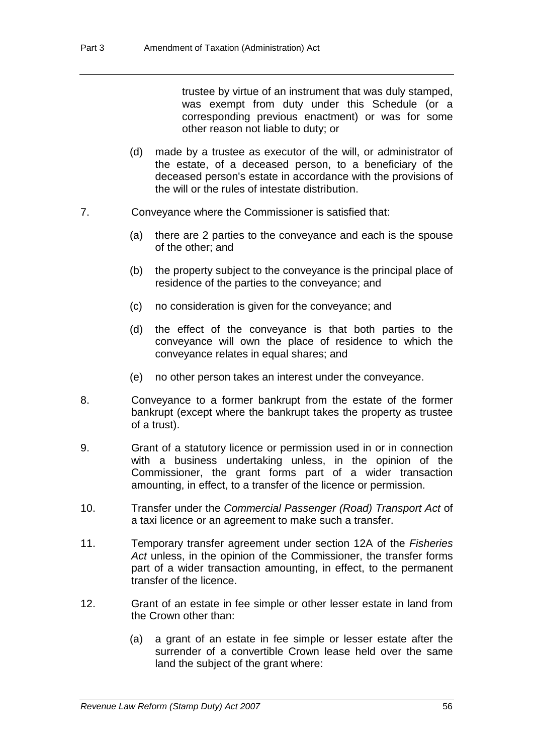trustee by virtue of an instrument that was duly stamped, was exempt from duty under this Schedule (or a corresponding previous enactment) or was for some other reason not liable to duty; or

(d) made by a trustee as executor of the will, or administrator of the estate, of a deceased person, to a beneficiary of the deceased person's estate in accordance with the provisions of the will or the rules of intestate distribution.

7. Conveyance where the Commissioner is satisfied that:

   (a) there are 2 parties to the conveyance and each is the spouse of the other; and

   (b) the property subject to the conveyance is the principal place of residence of the parties to the conveyance; and

   (c) no consideration is given for the conveyance; and

   (d) the effect of the conveyance is that both parties to the conveyance will own the place of residence to which the conveyance relates in equal shares; and

   (e) no other person takes an interest under the conveyance.

8. Conveyance to a former bankrupt from the estate of the former bankrupt (except where the bankrupt takes the property as trustee of a trust).

9. Grant of a statutory licence or permission used in or in connection with a business undertaking unless, in the opinion of the Commissioner, the grant forms part of a wider transaction amounting, in effect, to a transfer of the licence or permission.

10. Transfer under the *Commercial Passenger (Road) Transport Act* of a taxi licence or an agreement to make such a transfer.

11. Temporary transfer agreement under section 12A of the *Fisheries Act* unless, in the opinion of the Commissioner, the transfer forms part of a wider transaction amounting, in effect, to the permanent transfer of the licence.

12. Grant of an estate in fee simple or other lesser estate in land from the Crown other than:

   (a) a grant of an estate in fee simple or lesser estate after the surrender of a convertible Crown lease held over the same land the subject of the grant where: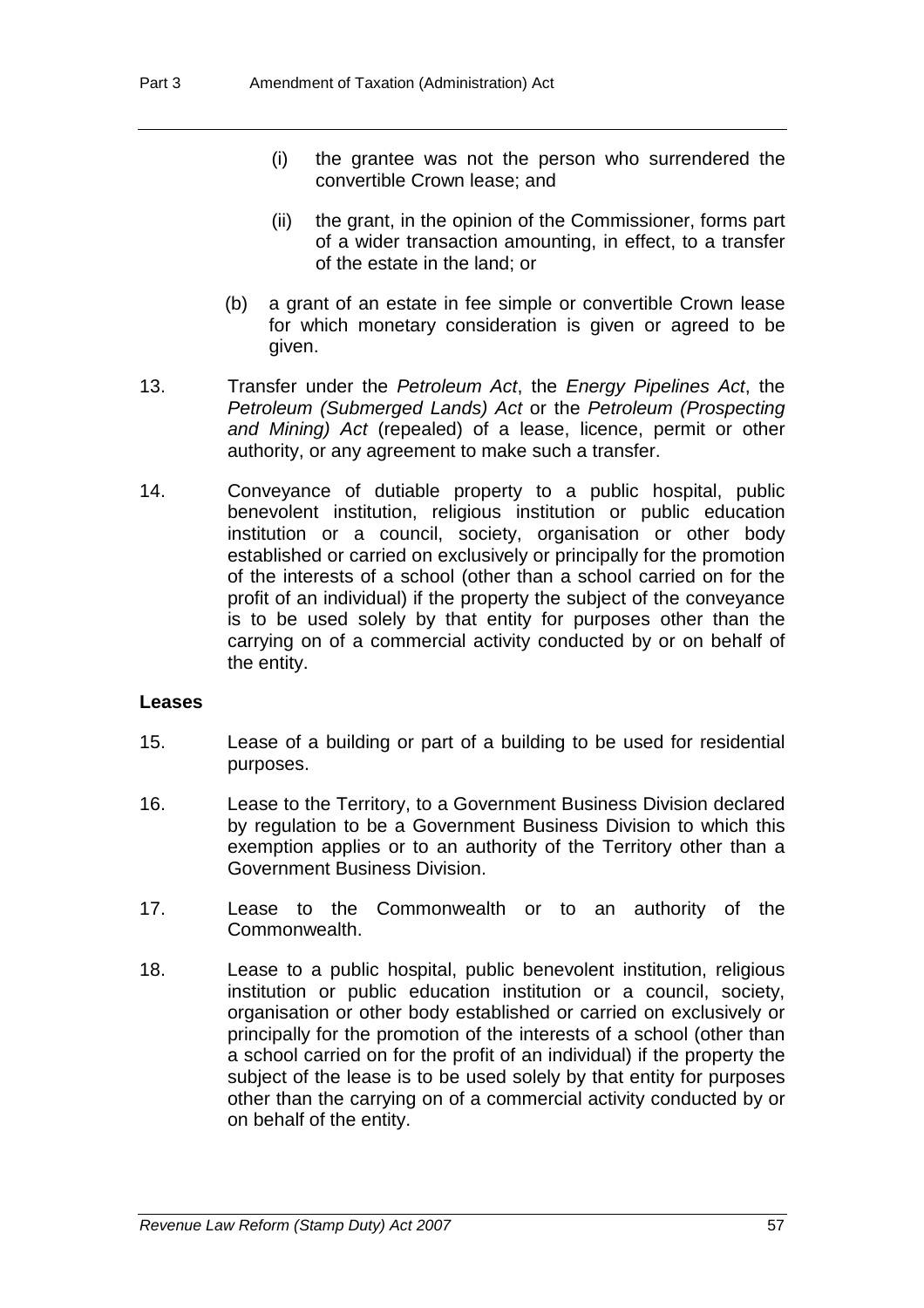(i) the grantee was not the person who surrendered the convertible Crown lease; and

(ii) the grant, in the opinion of the Commissioner, forms part of a wider transaction amounting, in effect, to a transfer of the estate in the land; or

(b) a grant of an estate in fee simple or convertible Crown lease for which monetary consideration is given or agreed to be given.

13. Transfer under the *Petroleum Act*, the *Energy Pipelines Act*, the *Petroleum (Submerged Lands) Act* or the *Petroleum (Prospecting and Mining) Act* (repealed) of a lease, licence, permit or other authority, or any agreement to make such a transfer.

14. Conveyance of dutiable property to a public hospital, public benevolent institution, religious institution or public education institution or a council, society, organisation or other body established or carried on exclusively or principally for the promotion of the interests of a school (other than a school carried on for the profit of an individual) if the property the subject of the conveyance is to be used solely by that entity for purposes other than the carrying on of a commercial activity conducted by or on behalf of the entity.

**Leases**

15. Lease of a building or part of a building to be used for residential purposes.

16. Lease to the Territory, to a Government Business Division declared by regulation to be a Government Business Division to which this exemption applies or to an authority of the Territory other than a Government Business Division.

17. Lease to the Commonwealth or to an authority of the Commonwealth.

18. Lease to a public hospital, public benevolent institution, religious institution or public education institution or a council, society, organisation or other body established or carried on exclusively or principally for the promotion of the interests of a school (other than a school carried on for the profit of an individual) if the property the subject of the lease is to be used solely by that entity for purposes other than the carrying on of a commercial activity conducted by or on behalf of the entity.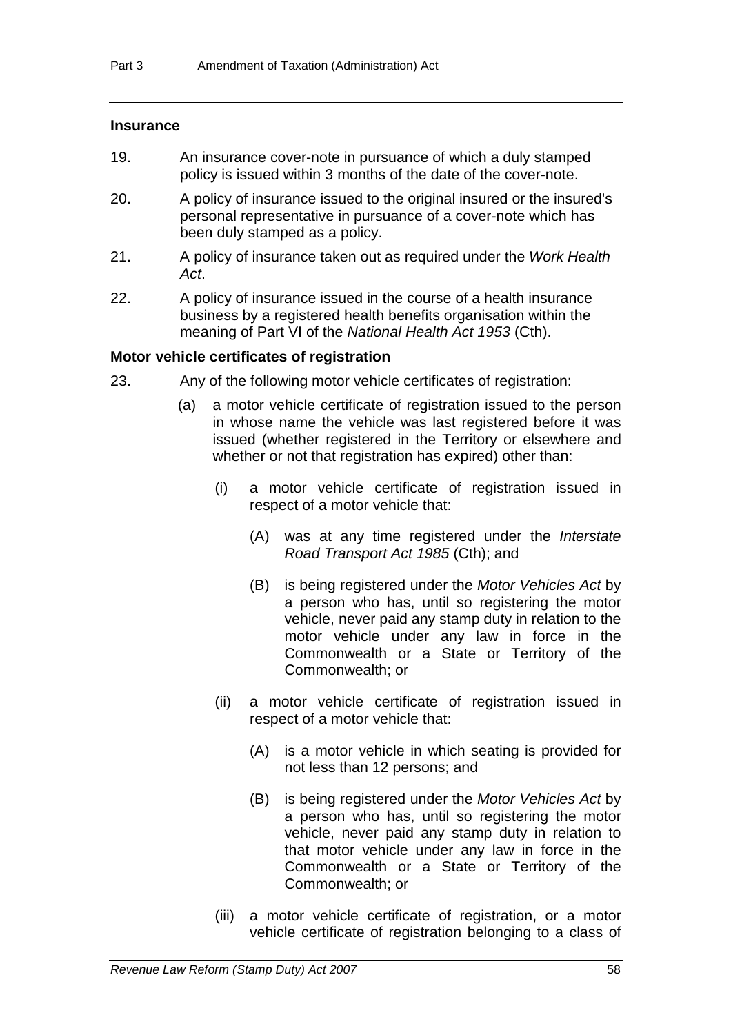**Insurance**

19. An insurance cover-note in pursuance of which a duly stamped policy is issued within 3 months of the date of the cover-note.

20. A policy of insurance issued to the original insured or the insured's personal representative in pursuance of a cover-note which has been duly stamped as a policy.

21. A policy of insurance taken out as required under the *Work Health Act*.

22. A policy of insurance issued in the course of a health insurance business by a registered health benefits organisation within the meaning of Part VI of the *National Health Act 1953* (Cth).

**Motor vehicle certificates of registration**

23. Any of the following motor vehicle certificates of registration:

 (a) a motor vehicle certificate of registration issued to the person in whose name the vehicle was last registered before it was issued (whether registered in the Territory or elsewhere and whether or not that registration has expired) other than:

  (i) a motor vehicle certificate of registration issued in respect of a motor vehicle that:

   (A) was at any time registered under the *Interstate Road Transport Act 1985* (Cth); and

   (B) is being registered under the *Motor Vehicles Act* by a person who has, until so registering the motor vehicle, never paid any stamp duty in relation to the motor vehicle under any law in force in the Commonwealth or a State or Territory of the Commonwealth; or

  (ii) a motor vehicle certificate of registration issued in respect of a motor vehicle that:

   (A) is a motor vehicle in which seating is provided for not less than 12 persons; and

   (B) is being registered under the *Motor Vehicles Act* by a person who has, until so registering the motor vehicle, never paid any stamp duty in relation to that motor vehicle under any law in force in the Commonwealth or a State or Territory of the Commonwealth; or

  (iii) a motor vehicle certificate of registration, or a motor vehicle certificate of registration belonging to a class of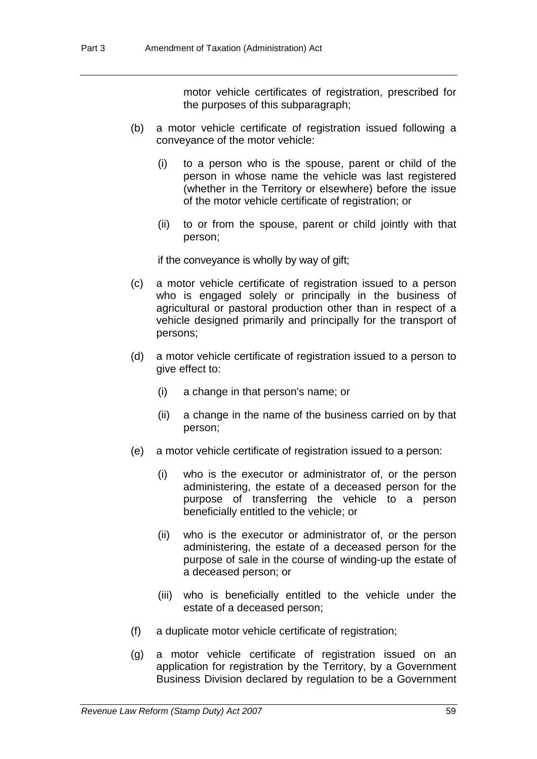motor vehicle certificates of registration, prescribed for the purposes of this subparagraph;

(b) a motor vehicle certificate of registration issued following a conveyance of the motor vehicle:

(i) to a person who is the spouse, parent or child of the person in whose name the vehicle was last registered (whether in the Territory or elsewhere) before the issue of the motor vehicle certificate of registration; or

(ii) to or from the spouse, parent or child jointly with that person;

if the conveyance is wholly by way of gift;

(c) a motor vehicle certificate of registration issued to a person who is engaged solely or principally in the business of agricultural or pastoral production other than in respect of a vehicle designed primarily and principally for the transport of persons;

(d) a motor vehicle certificate of registration issued to a person to give effect to:

(i) a change in that person's name; or

(ii) a change in the name of the business carried on by that person;

(e) a motor vehicle certificate of registration issued to a person:

(i) who is the executor or administrator of, or the person administering, the estate of a deceased person for the purpose of transferring the vehicle to a person beneficially entitled to the vehicle; or

(ii) who is the executor or administrator of, or the person administering, the estate of a deceased person for the purpose of sale in the course of winding-up the estate of a deceased person; or

(iii) who is beneficially entitled to the vehicle under the estate of a deceased person;

(f) a duplicate motor vehicle certificate of registration;

(g) a motor vehicle certificate of registration issued on an application for registration by the Territory, by a Government Business Division declared by regulation to be a Government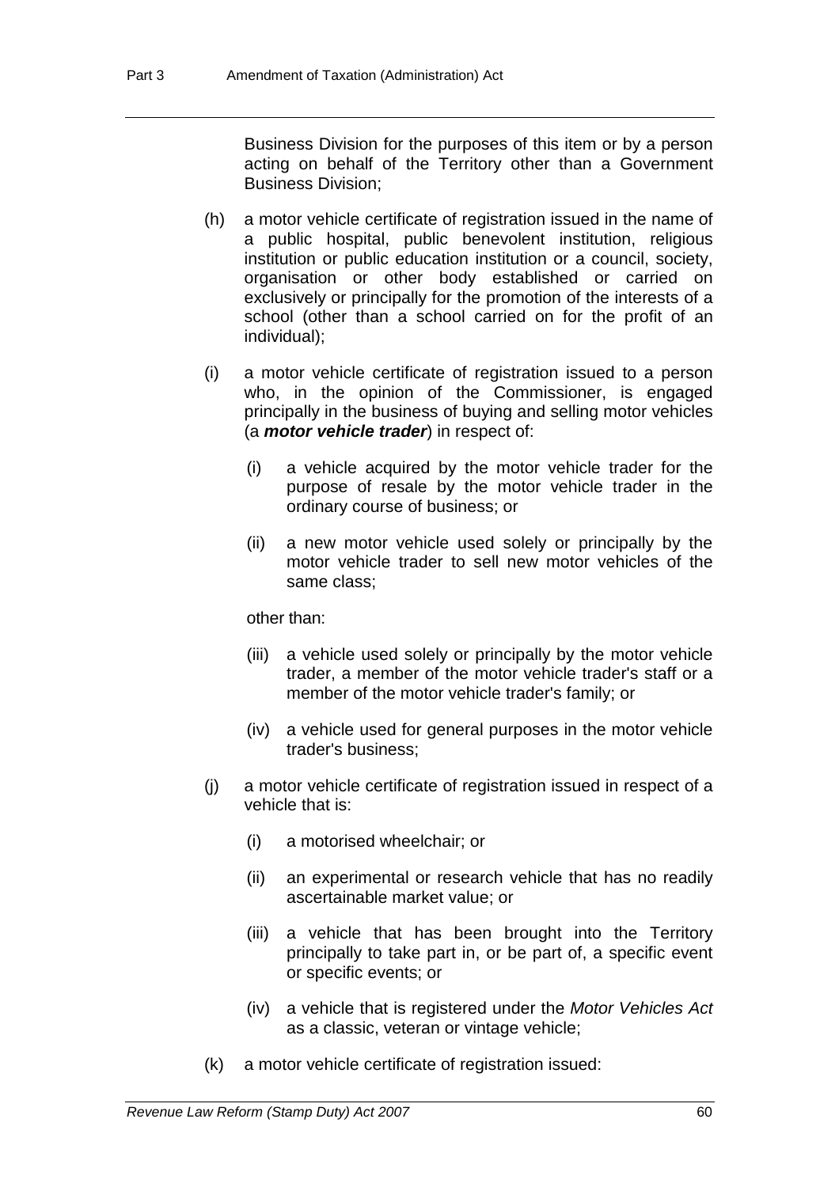Business Division for the purposes of this item or by a person acting on behalf of the Territory other than a Government Business Division;

(h) a motor vehicle certificate of registration issued in the name of a public hospital, public benevolent institution, religious institution or public education institution or a council, society, organisation or other body established or carried on exclusively or principally for the promotion of the interests of a school (other than a school carried on for the profit of an individual);

(i) a motor vehicle certificate of registration issued to a person who, in the opinion of the Commissioner, is engaged principally in the business of buying and selling motor vehicles (a ***motor vehicle trader***) in respect of:

 (i) a vehicle acquired by the motor vehicle trader for the purpose of resale by the motor vehicle trader in the ordinary course of business; or

 (ii) a new motor vehicle used solely or principally by the motor vehicle trader to sell new motor vehicles of the same class;

 other than:

 (iii) a vehicle used solely or principally by the motor vehicle trader, a member of the motor vehicle trader's staff or a member of the motor vehicle trader's family; or

 (iv) a vehicle used for general purposes in the motor vehicle trader's business;

(j) a motor vehicle certificate of registration issued in respect of a vehicle that is:

 (i) a motorised wheelchair; or

 (ii) an experimental or research vehicle that has no readily ascertainable market value; or

 (iii) a vehicle that has been brought into the Territory principally to take part in, or be part of, a specific event or specific events; or

 (iv) a vehicle that is registered under the *Motor Vehicles Act* as a classic, veteran or vintage vehicle;

(k) a motor vehicle certificate of registration issued: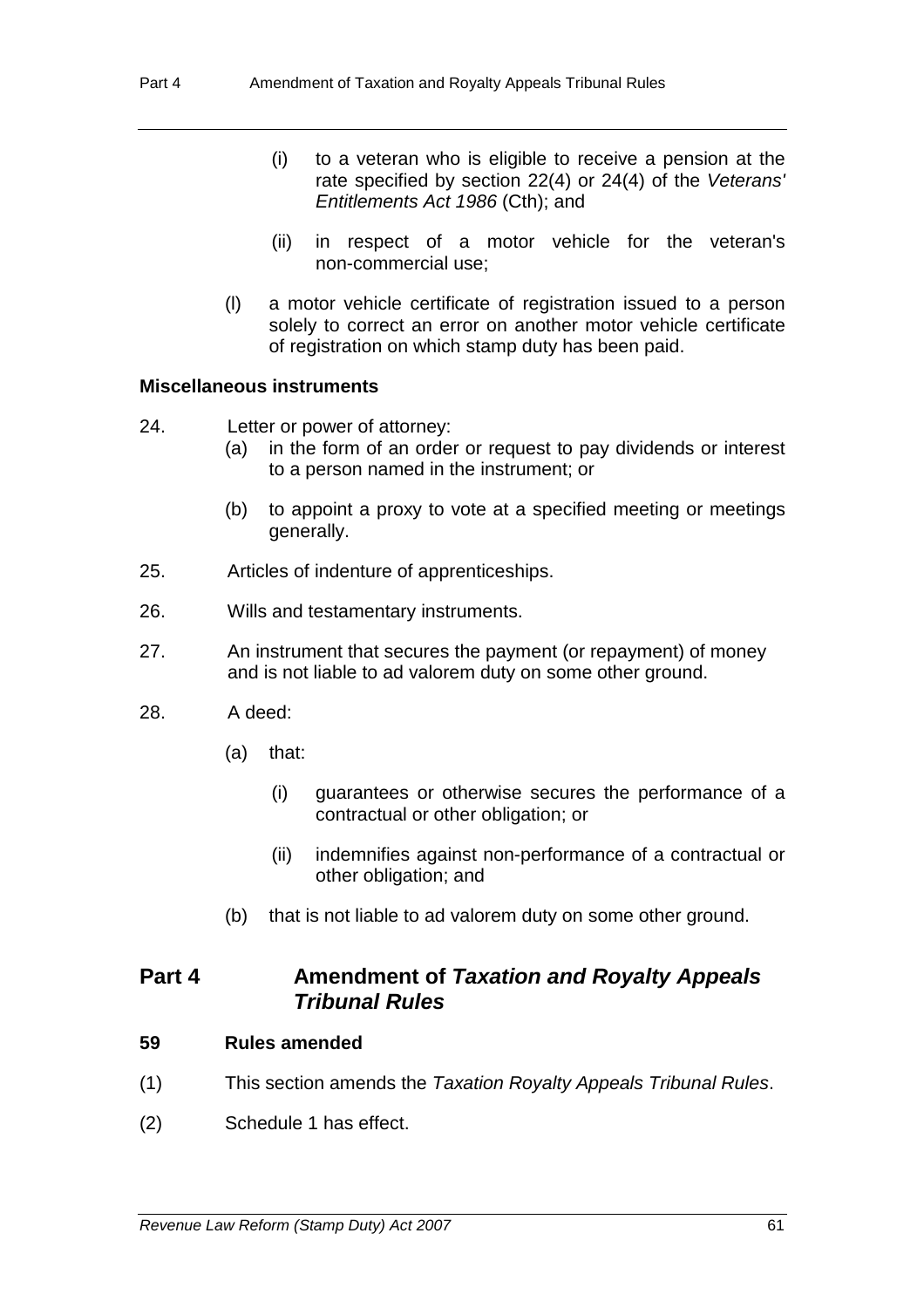(i) to a veteran who is eligible to receive a pension at the rate specified by section 22(4) or 24(4) of the *Veterans' Entitlements Act 1986* (Cth); and

(ii) in respect of a motor vehicle for the veteran's non-commercial use;

(l) a motor vehicle certificate of registration issued to a person solely to correct an error on another motor vehicle certificate of registration on which stamp duty has been paid.

**Miscellaneous instruments**

24. Letter or power of attorney:

(a) in the form of an order or request to pay dividends or interest to a person named in the instrument; or

(b) to appoint a proxy to vote at a specified meeting or meetings generally.

25. Articles of indenture of apprenticeships.

26. Wills and testamentary instruments.

27. An instrument that secures the payment (or repayment) of money and is not liable to ad valorem duty on some other ground.

28. A deed:

(a) that:

(i) guarantees or otherwise secures the performance of a contractual or other obligation; or

(ii) indemnifies against non-performance of a contractual or other obligation; and

(b) that is not liable to ad valorem duty on some other ground.

## Part 4 Amendment of *Taxation and Royalty Appeals Tribunal Rules*

### 59 Rules amended

(1) This section amends the *Taxation Royalty Appeals Tribunal Rules*.

(2) Schedule 1 has effect.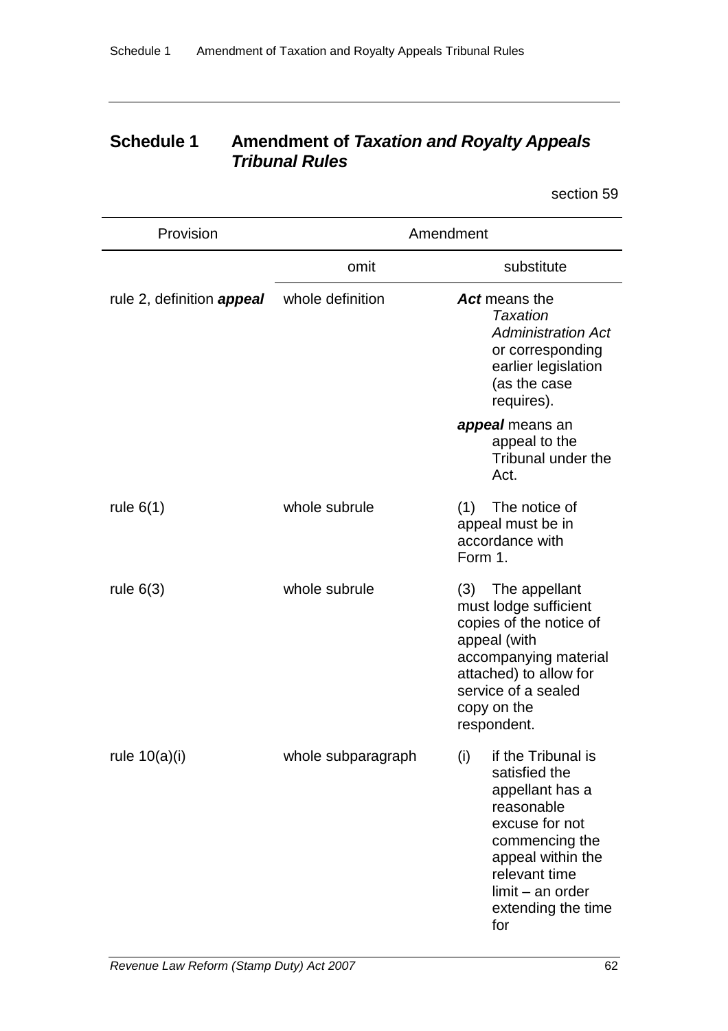## Schedule 1 Amendment of *Taxation and Royalty Appeals Tribunal Rules*

section 59

| Provision | Amendment | |
|---|---|---|
| | omit | substitute |
| rule 2, definition ***appeal*** | whole definition | ***Act*** means the *Taxation Administration Act* or corresponding earlier legislation (as the case requires). ***appeal*** means an appeal to the Tribunal under the Act. |
| rule 6(1) | whole subrule | (1) The notice of appeal must be in accordance with Form 1. |
| rule 6(3) | whole subrule | (3) The appellant must lodge sufficient copies of the notice of appeal (with accompanying material attached) to allow for service of a sealed copy on the respondent. |
| rule 10(a)(i) | whole subparagraph | (i) if the Tribunal is satisfied the appellant has a reasonable excuse for not commencing the appeal within the relevant time limit – an order extending the time for |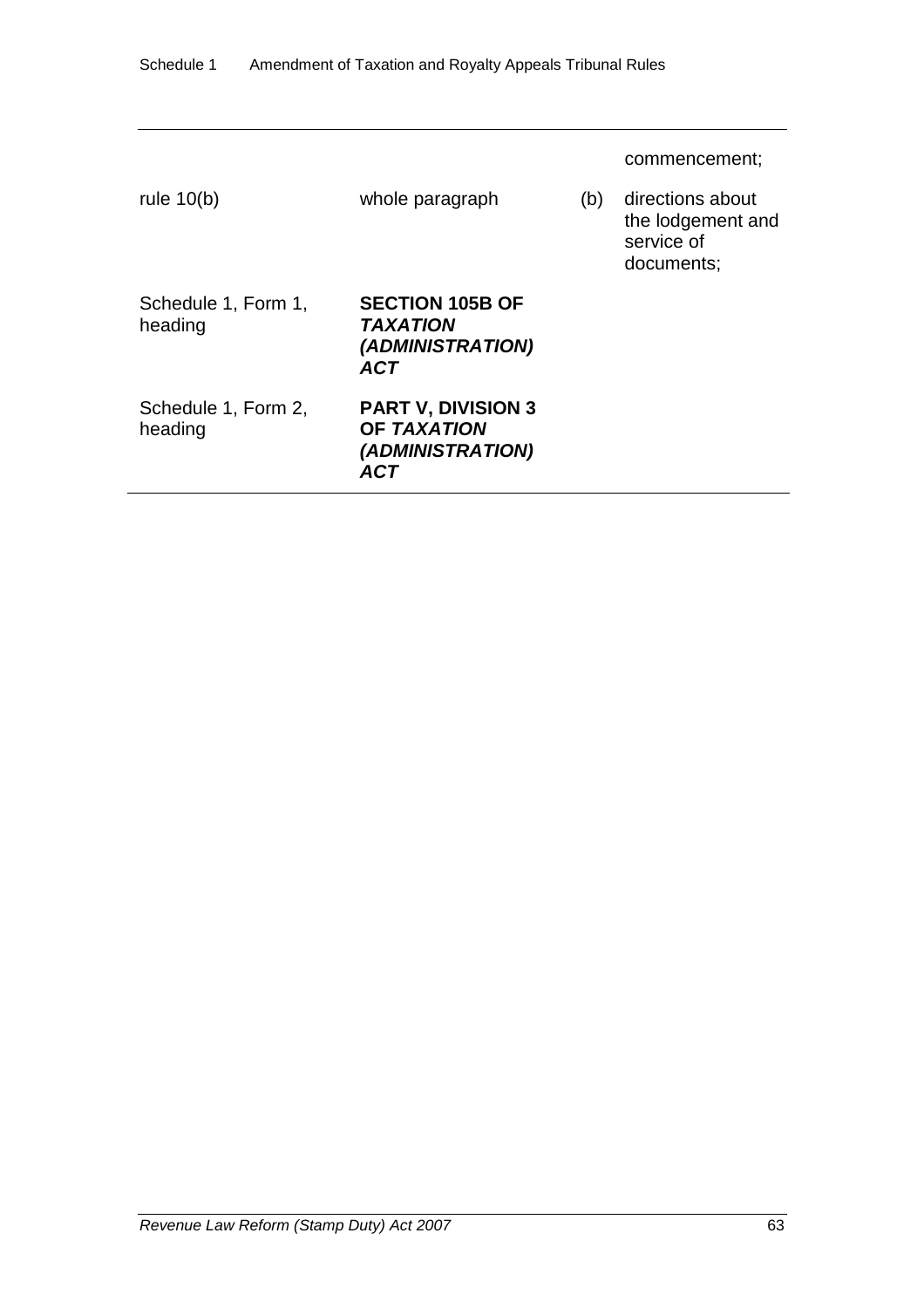| | | | |
|---|---|---|---|
| | | | commencement; |
| rule 10(b) | whole paragraph | (b) | directions about the lodgement and service of documents; |
| Schedule 1, Form 1, heading | **SECTION 105B OF *TAXATION (ADMINISTRATION) ACT*** | | |
| Schedule 1, Form 2, heading | **PART V, DIVISION 3 OF *TAXATION (ADMINISTRATION) ACT*** | | |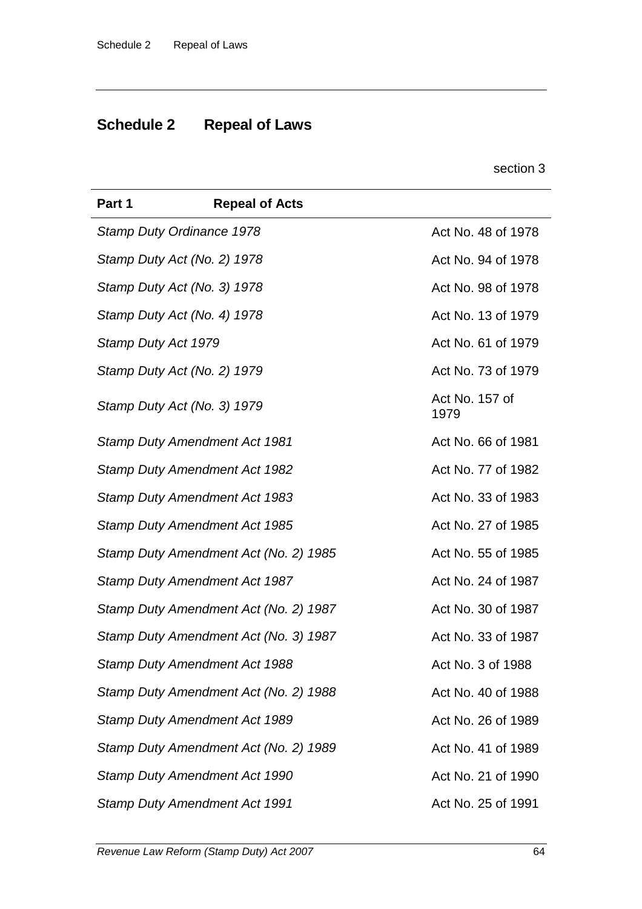# Schedule 2 Repeal of Laws

section 3

| Part 1 Repeal of Acts | |
|---|---|
| *Stamp Duty Ordinance 1978* | Act No. 48 of 1978 |
| *Stamp Duty Act (No. 2) 1978* | Act No. 94 of 1978 |
| *Stamp Duty Act (No. 3) 1978* | Act No. 98 of 1978 |
| *Stamp Duty Act (No. 4) 1978* | Act No. 13 of 1979 |
| *Stamp Duty Act 1979* | Act No. 61 of 1979 |
| *Stamp Duty Act (No. 2) 1979* | Act No. 73 of 1979 |
| *Stamp Duty Act (No. 3) 1979* | Act No. 157 of 1979 |
| *Stamp Duty Amendment Act 1981* | Act No. 66 of 1981 |
| *Stamp Duty Amendment Act 1982* | Act No. 77 of 1982 |
| *Stamp Duty Amendment Act 1983* | Act No. 33 of 1983 |
| *Stamp Duty Amendment Act 1985* | Act No. 27 of 1985 |
| *Stamp Duty Amendment Act (No. 2) 1985* | Act No. 55 of 1985 |
| *Stamp Duty Amendment Act 1987* | Act No. 24 of 1987 |
| *Stamp Duty Amendment Act (No. 2) 1987* | Act No. 30 of 1987 |
| *Stamp Duty Amendment Act (No. 3) 1987* | Act No. 33 of 1987 |
| *Stamp Duty Amendment Act 1988* | Act No. 3 of 1988 |
| *Stamp Duty Amendment Act (No. 2) 1988* | Act No. 40 of 1988 |
| *Stamp Duty Amendment Act 1989* | Act No. 26 of 1989 |
| *Stamp Duty Amendment Act (No. 2) 1989* | Act No. 41 of 1989 |
| *Stamp Duty Amendment Act 1990* | Act No. 21 of 1990 |
| *Stamp Duty Amendment Act 1991* | Act No. 25 of 1991 |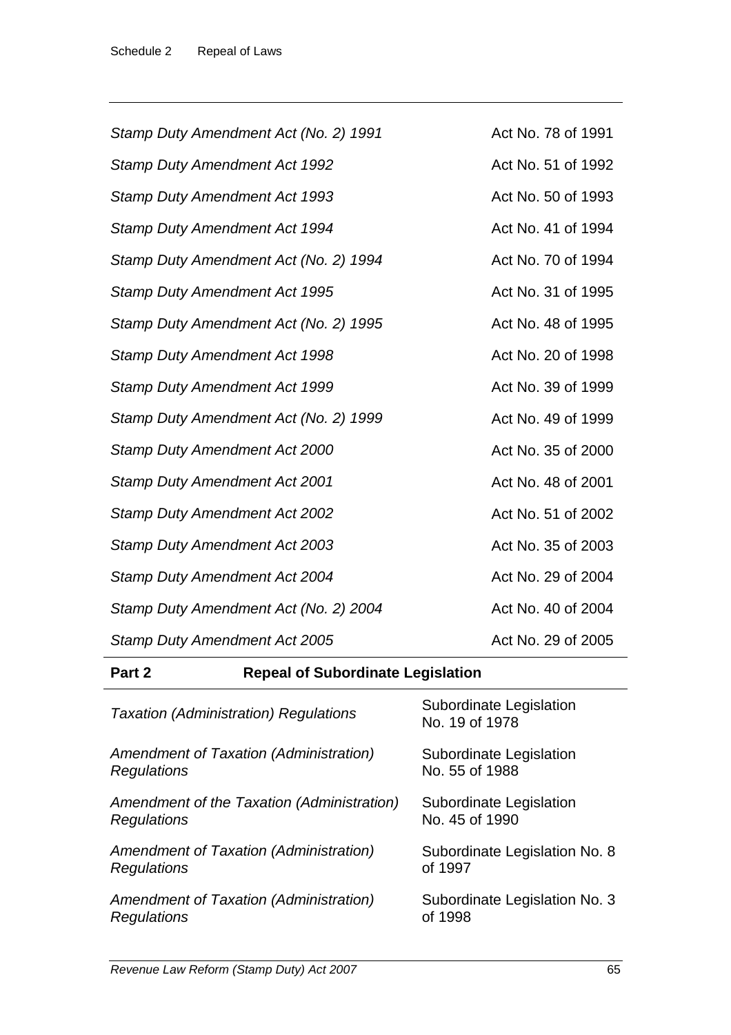| | |
|---|---|
| *Stamp Duty Amendment Act (No. 2) 1991* | Act No. 78 of 1991 |
| *Stamp Duty Amendment Act 1992* | Act No. 51 of 1992 |
| *Stamp Duty Amendment Act 1993* | Act No. 50 of 1993 |
| *Stamp Duty Amendment Act 1994* | Act No. 41 of 1994 |
| *Stamp Duty Amendment Act (No. 2) 1994* | Act No. 70 of 1994 |
| *Stamp Duty Amendment Act 1995* | Act No. 31 of 1995 |
| *Stamp Duty Amendment Act (No. 2) 1995* | Act No. 48 of 1995 |
| *Stamp Duty Amendment Act 1998* | Act No. 20 of 1998 |
| *Stamp Duty Amendment Act 1999* | Act No. 39 of 1999 |
| *Stamp Duty Amendment Act (No. 2) 1999* | Act No. 49 of 1999 |
| *Stamp Duty Amendment Act 2000* | Act No. 35 of 2000 |
| *Stamp Duty Amendment Act 2001* | Act No. 48 of 2001 |
| *Stamp Duty Amendment Act 2002* | Act No. 51 of 2002 |
| *Stamp Duty Amendment Act 2003* | Act No. 35 of 2003 |
| *Stamp Duty Amendment Act 2004* | Act No. 29 of 2004 |
| *Stamp Duty Amendment Act (No. 2) 2004* | Act No. 40 of 2004 |
| *Stamp Duty Amendment Act 2005* | Act No. 29 of 2005 |

## Part 2 Repeal of Subordinate Legislation

| | |
|---|---|
| *Taxation (Administration) Regulations* | Subordinate Legislation No. 19 of 1978 |
| *Amendment of Taxation (Administration) Regulations* | Subordinate Legislation No. 55 of 1988 |
| *Amendment of the Taxation (Administration) Regulations* | Subordinate Legislation No. 45 of 1990 |
| *Amendment of Taxation (Administration) Regulations* | Subordinate Legislation No. 8 of 1997 |
| *Amendment of Taxation (Administration) Regulations* | Subordinate Legislation No. 3 of 1998 |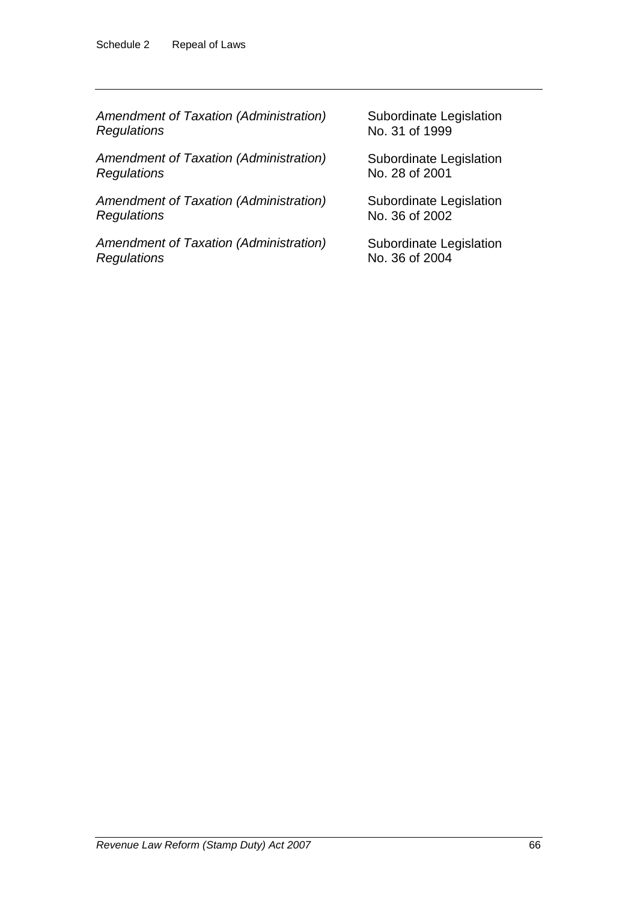| | |
|---|---|
| *Amendment of Taxation (Administration) Regulations* | Subordinate Legislation No. 31 of 1999 |
| *Amendment of Taxation (Administration) Regulations* | Subordinate Legislation No. 28 of 2001 |
| *Amendment of Taxation (Administration) Regulations* | Subordinate Legislation No. 36 of 2002 |
| *Amendment of Taxation (Administration) Regulations* | Subordinate Legislation No. 36 of 2004 |